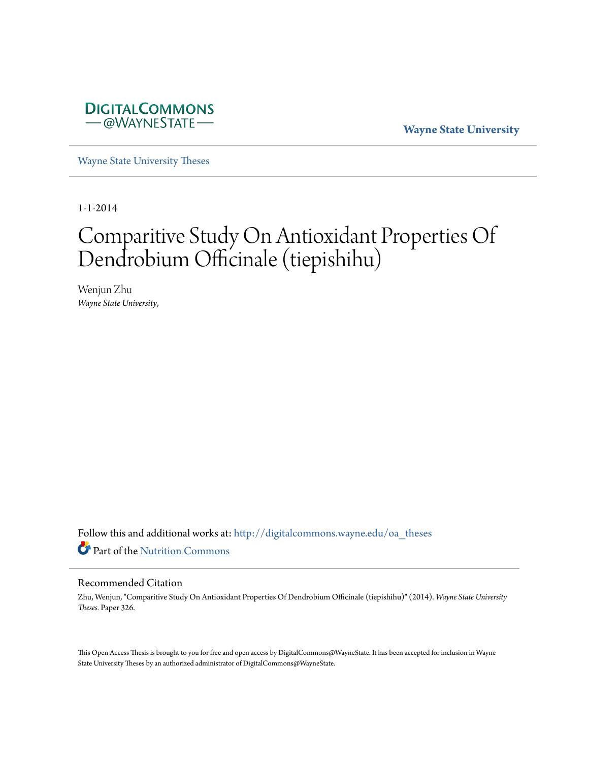DIGITALCOMMONS
— @WAYNESTATE —

**Wayne State University**

Wayne State University Theses

1-1-2014

# Comparitive Study On Antioxidant Properties Of Dendrobium Officinale (tiepishihu)

Wenjun Zhu
*Wayne State University,*

Follow this and additional works at: http://digitalcommons.wayne.edu/oa_theses

Part of the Nutrition Commons

## Recommended Citation

Zhu, Wenjun, "Comparitive Study On Antioxidant Properties Of Dendrobium Officinale (tiepishihu)" (2014). *Wayne State University Theses.* Paper 326.

This Open Access Thesis is brought to you for free and open access by DigitalCommons@WayneState. It has been accepted for inclusion in Wayne State University Theses by an authorized administrator of DigitalCommons@WayneState.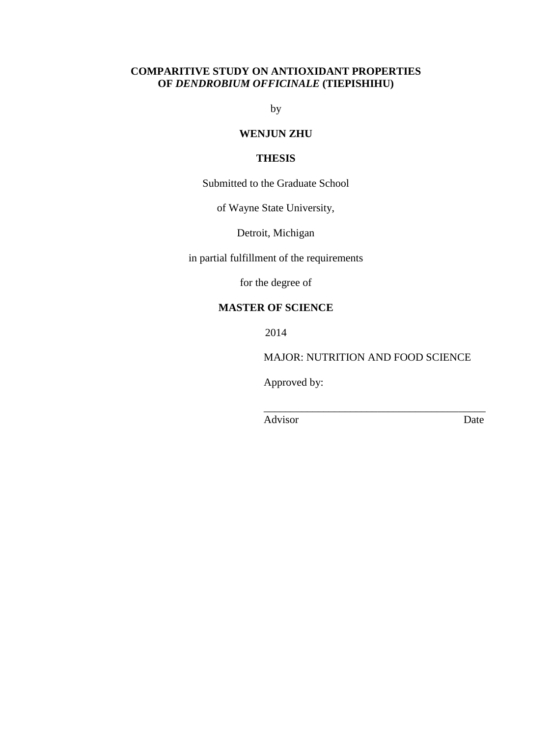**COMPARITIVE STUDY ON ANTIOXIDANT PROPERTIES OF *DENDROBIUM OFFICINALE* (TIEPISHIHU)**

by

**WENJUN ZHU**

**THESIS**

Submitted to the Graduate School

of Wayne State University,

Detroit, Michigan

in partial fulfillment of the requirements

for the degree of

**MASTER OF SCIENCE**

2014

MAJOR: NUTRITION AND FOOD SCIENCE

Approved by:

\_\_\_\_\_\_\_\_\_\_\_\_\_\_\_\_\_\_\_\_\_\_\_\_\_\_\_\_\_\_\_\_\_\_\_\_\_\_\_\_\_\_

Advisor Date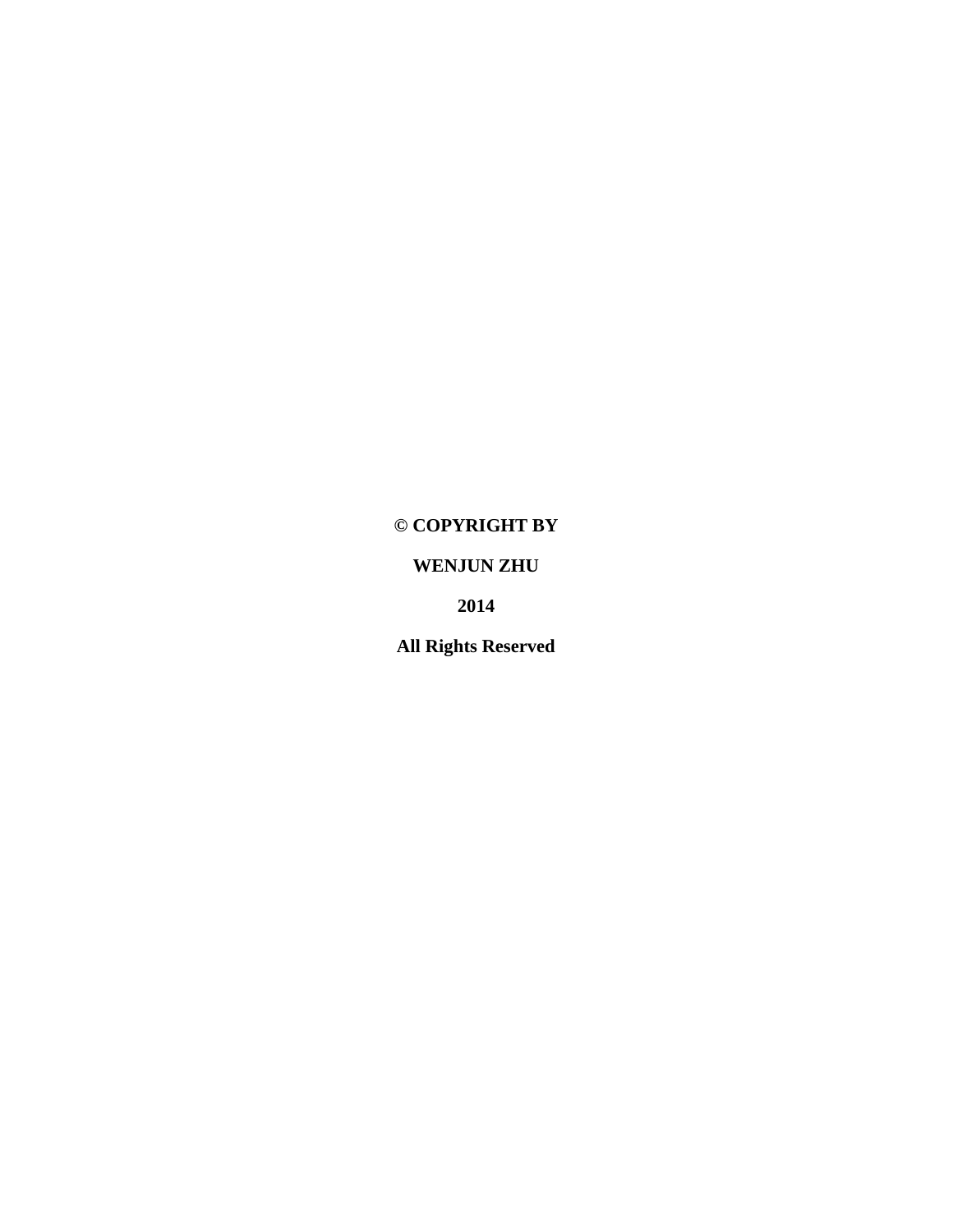**© COPYRIGHT BY**

**WENJUN ZHU**

**2014**

**All Rights Reserved**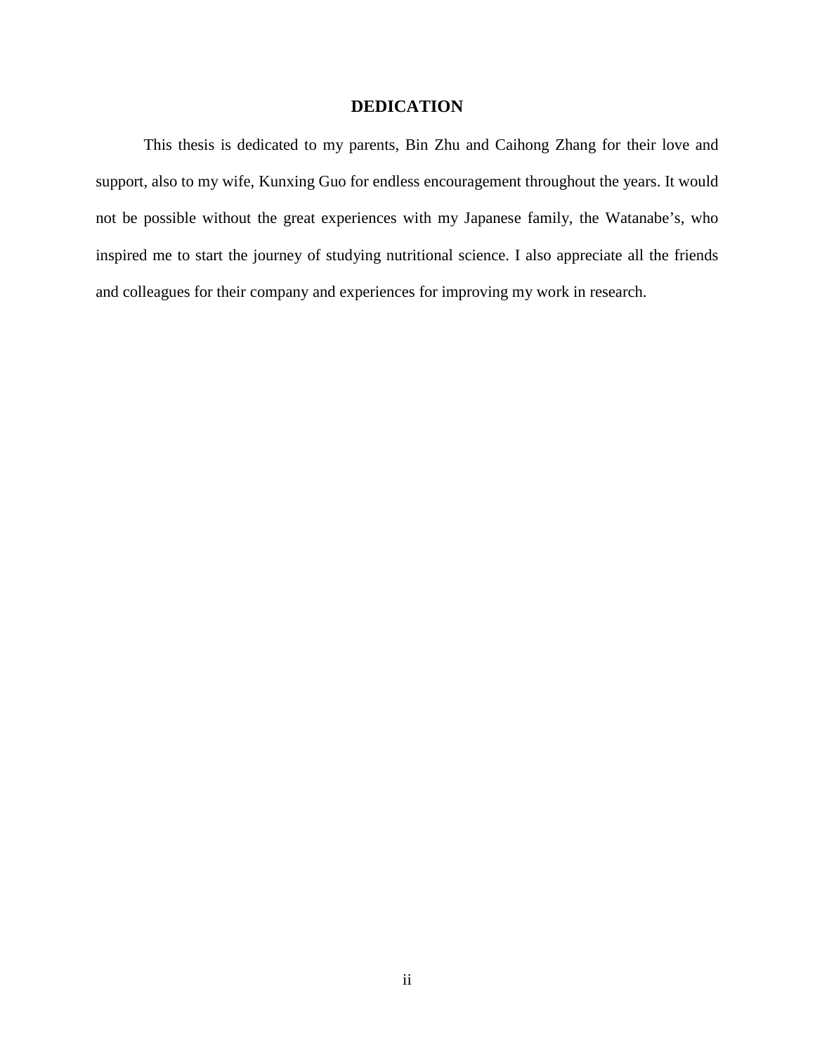# DEDICATION

This thesis is dedicated to my parents, Bin Zhu and Caihong Zhang for their love and support, also to my wife, Kunxing Guo for endless encouragement throughout the years. It would not be possible without the great experiences with my Japanese family, the Watanabe's, who inspired me to start the journey of studying nutritional science. I also appreciate all the friends and colleagues for their company and experiences for improving my work in research.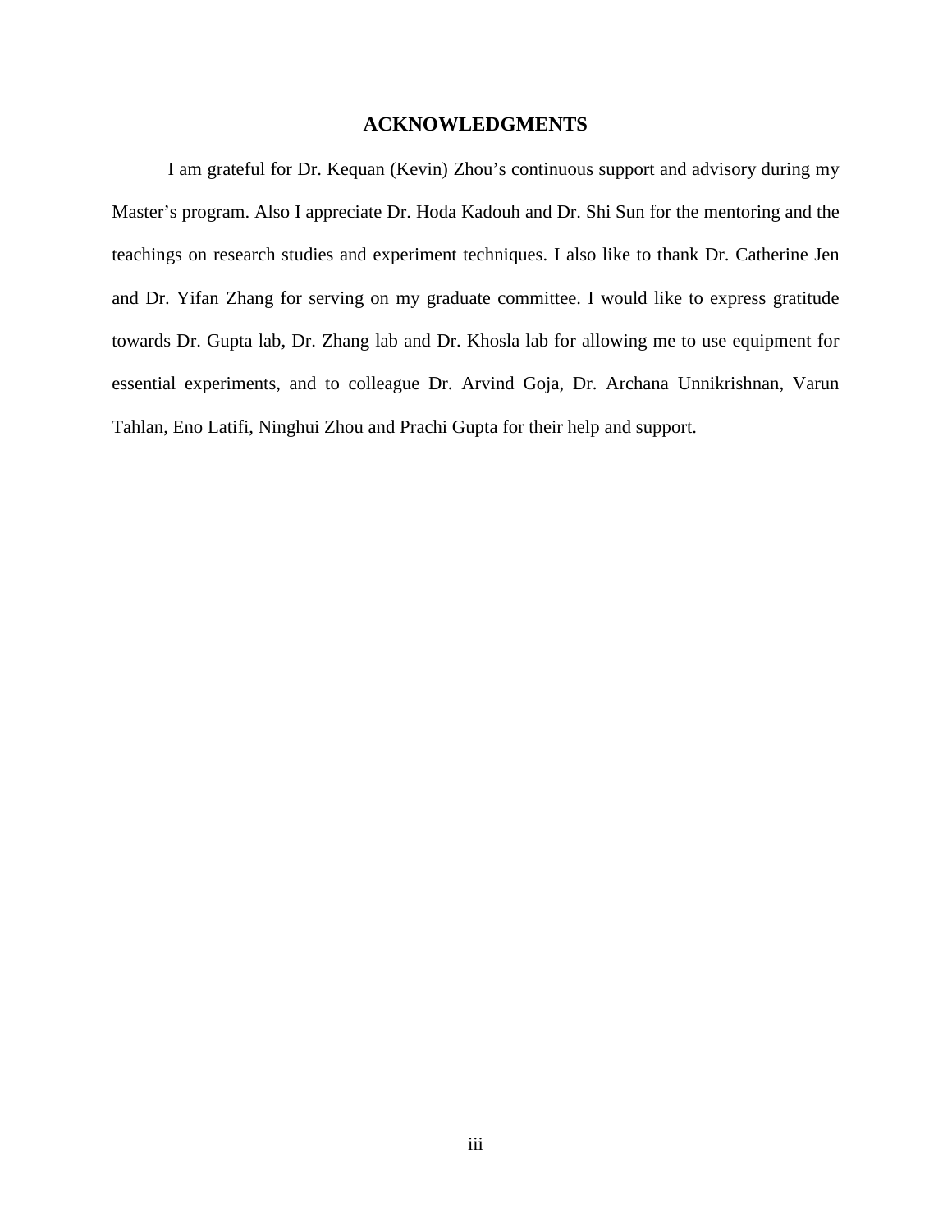## ACKNOWLEDGMENTS

I am grateful for Dr. Kequan (Kevin) Zhou's continuous support and advisory during my Master's program. Also I appreciate Dr. Hoda Kadouh and Dr. Shi Sun for the mentoring and the teachings on research studies and experiment techniques. I also like to thank Dr. Catherine Jen and Dr. Yifan Zhang for serving on my graduate committee. I would like to express gratitude towards Dr. Gupta lab, Dr. Zhang lab and Dr. Khosla lab for allowing me to use equipment for essential experiments, and to colleague Dr. Arvind Goja, Dr. Archana Unnikrishnan, Varun Tahlan, Eno Latifi, Ninghui Zhou and Prachi Gupta for their help and support.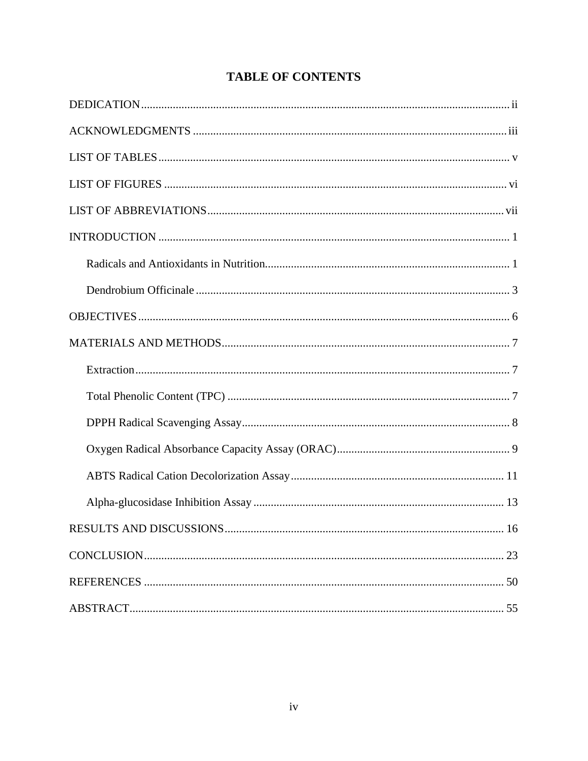# TABLE OF CONTENTS

DEDICATION ............ ii

ACKNOWLEDGMENTS ............ iii

LIST OF TABLES ............ v

LIST OF FIGURES ............ vi

LIST OF ABBREVIATIONS ............ vii

INTRODUCTION ............ 1

- Radicals and Antioxidants in Nutrition ............ 1
- Dendrobium Officinale ............ 3

OBJECTIVES ............ 6

MATERIALS AND METHODS ............ 7

- Extraction ............ 7
- Total Phenolic Content (TPC) ............ 7
- DPPH Radical Scavenging Assay ............ 8
- Oxygen Radical Absorbance Capacity Assay (ORAC) ............ 9
- ABTS Radical Cation Decolorization Assay ............ 11
- Alpha-glucosidase Inhibition Assay ............ 13

RESULTS AND DISCUSSIONS ............ 16

CONCLUSION ............ 23

REFERENCES ............ 50

ABSTRACT ............ 55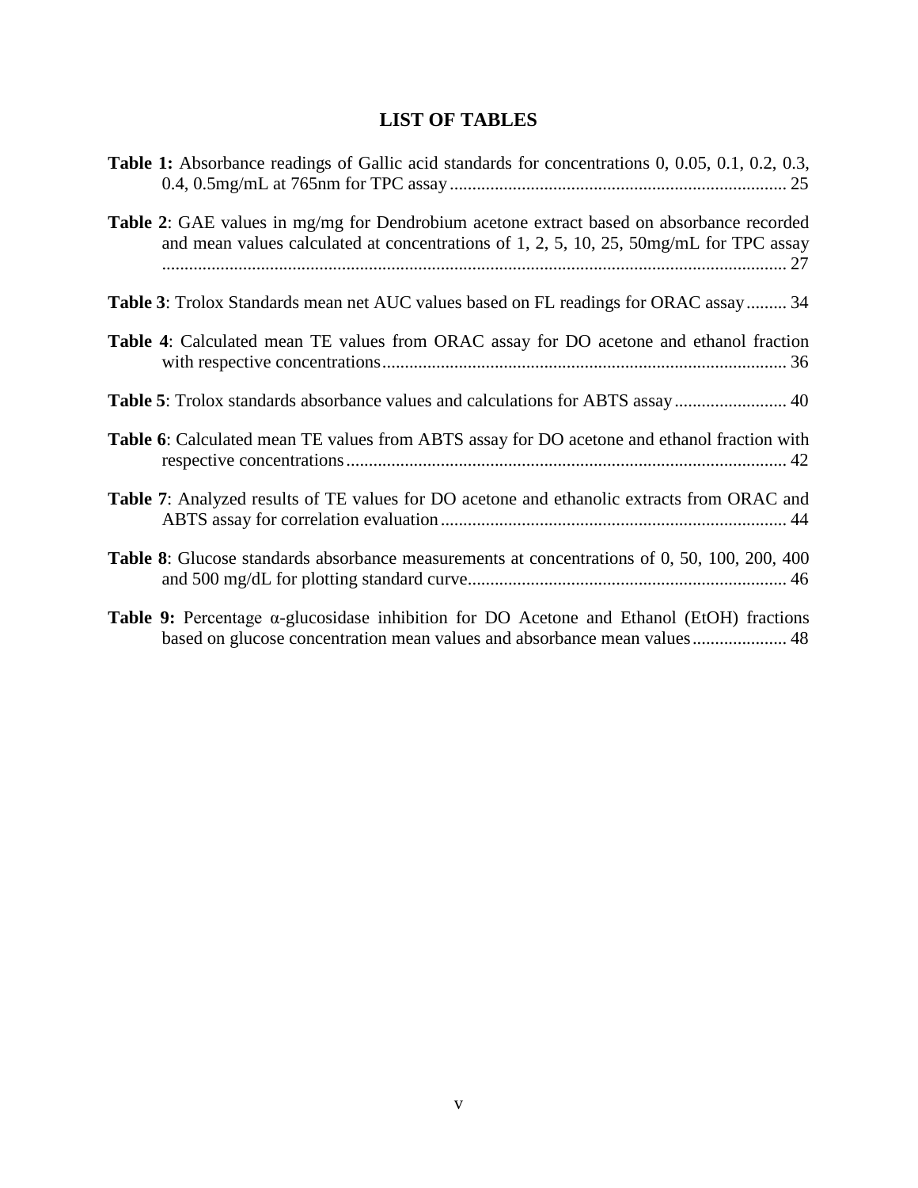# LIST OF TABLES

**Table 1:** Absorbance readings of Gallic acid standards for concentrations 0, 0.05, 0.1, 0.2, 0.3, 0.4, 0.5mg/mL at 765nm for TPC assay ........................................................................... 25

**Table 2**: GAE values in mg/mg for Dendrobium acetone extract based on absorbance recorded and mean values calculated at concentrations of 1, 2, 5, 10, 25, 50mg/mL for TPC assay ........................................................................................................................................ 27

**Table 3**: Trolox Standards mean net AUC values based on FL readings for ORAC assay......... 34

**Table 4**: Calculated mean TE values from ORAC assay for DO acetone and ethanol fraction with respective concentrations.......................................................................................... 36

**Table 5**: Trolox standards absorbance values and calculations for ABTS assay......................... 40

**Table 6**: Calculated mean TE values from ABTS assay for DO acetone and ethanol fraction with respective concentrations.................................................................................................. 42

**Table 7**: Analyzed results of TE values for DO acetone and ethanolic extracts from ORAC and ABTS assay for correlation evaluation............................................................................. 44

**Table 8**: Glucose standards absorbance measurements at concentrations of 0, 50, 100, 200, 400 and 500 mg/dL for plotting standard curve....................................................................... 46

**Table 9:** Percentage α-glucosidase inhibition for DO Acetone and Ethanol (EtOH) fractions based on glucose concentration mean values and absorbance mean values..................... 48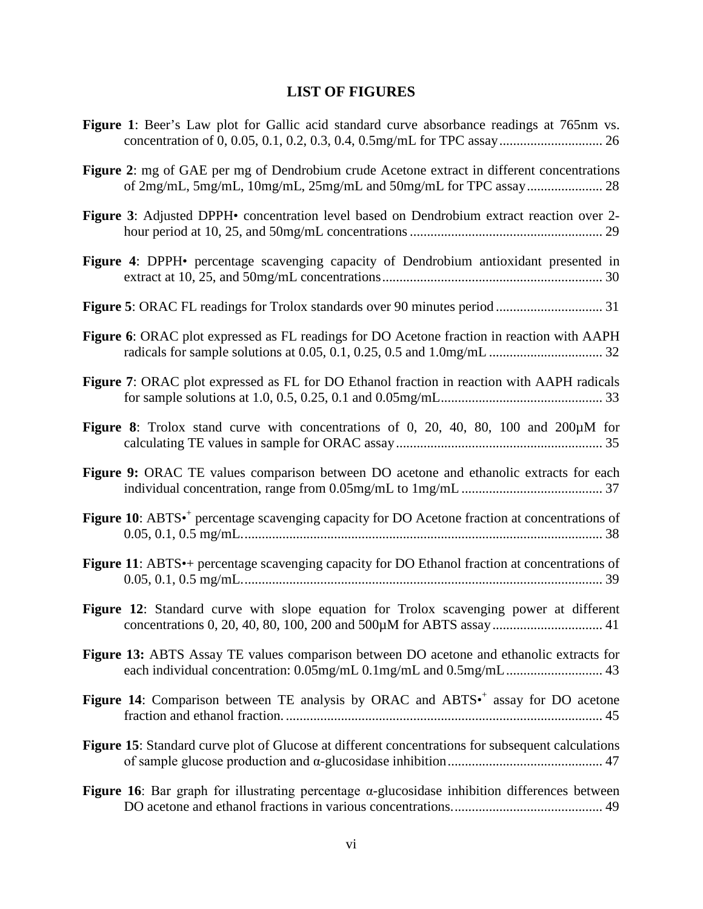# LIST OF FIGURES

**Figure 1**: Beer's Law plot for Gallic acid standard curve absorbance readings at 765nm vs. concentration of 0, 0.05, 0.1, 0.2, 0.3, 0.4, 0.5mg/mL for TPC assay .............................. 26

**Figure 2**: mg of GAE per mg of Dendrobium crude Acetone extract in different concentrations of 2mg/mL, 5mg/mL, 10mg/mL, 25mg/mL and 50mg/mL for TPC assay ...................... 28

**Figure 3**: Adjusted DPPH• concentration level based on Dendrobium extract reaction over 2-hour period at 10, 25, and 50mg/mL concentrations ........................................................ 29

**Figure 4**: DPPH• percentage scavenging capacity of Dendrobium antioxidant presented in extract at 10, 25, and 50mg/mL concentrations ................................................................ 30

**Figure 5**: ORAC FL readings for Trolox standards over 90 minutes period ............................... 31

**Figure 6**: ORAC plot expressed as FL readings for DO Acetone fraction in reaction with AAPH radicals for sample solutions at 0.05, 0.1, 0.25, 0.5 and 1.0mg/mL ................................. 32

**Figure 7**: ORAC plot expressed as FL for DO Ethanol fraction in reaction with AAPH radicals for sample solutions at 1.0, 0.5, 0.25, 0.1 and 0.05mg/mL............................................... 33

**Figure 8**: Trolox stand curve with concentrations of 0, 20, 40, 80, 100 and 200μM for calculating TE values in sample for ORAC assay ............................................................ 35

**Figure 9:** ORAC TE values comparison between DO acetone and ethanolic extracts for each individual concentration, range from 0.05mg/mL to 1mg/mL ......................................... 37

**Figure 10**: $ABTS^{\bullet+}$ percentage scavenging capacity for DO Acetone fraction at concentrations of 0.05, 0.1, 0.5 mg/mL. ........................................................................................................ 38

**Figure 11**: ABTS•+ percentage scavenging capacity for DO Ethanol fraction at concentrations of 0.05, 0.1, 0.5 mg/mL. ........................................................................................................ 39

**Figure 12**: Standard curve with slope equation for Trolox scavenging power at different concentrations 0, 20, 40, 80, 100, 200 and 500μM for ABTS assay ................................ 41

**Figure 13:** ABTS Assay TE values comparison between DO acetone and ethanolic extracts for each individual concentration: 0.05mg/mL 0.1mg/mL and 0.5mg/mL ............................ 43

**Figure 14**: Comparison between TE analysis by ORAC and $ABTS^{\bullet+}$ assay for DO acetone fraction and ethanol fraction. ............................................................................................ 45

**Figure 15**: Standard curve plot of Glucose at different concentrations for subsequent calculations of sample glucose production and α-glucosidase inhibition ............................................ 47

**Figure 16**: Bar graph for illustrating percentage α-glucosidase inhibition differences between DO acetone and ethanol fractions in various concentrations. ........................................... 49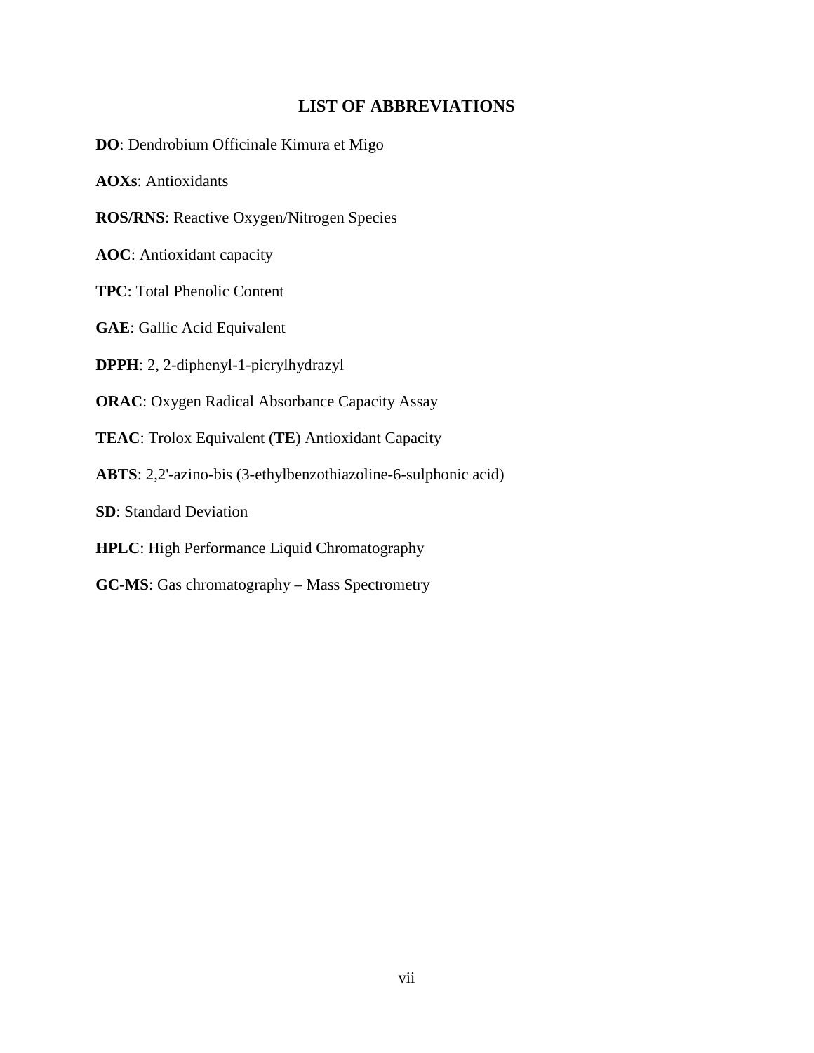# LIST OF ABBREVIATIONS

**DO**: Dendrobium Officinale Kimura et Migo

**AOXs**: Antioxidants

**ROS/RNS**: Reactive Oxygen/Nitrogen Species

**AOC**: Antioxidant capacity

**TPC**: Total Phenolic Content

**GAE**: Gallic Acid Equivalent

**DPPH**: 2, 2-diphenyl-1-picrylhydrazyl

**ORAC**: Oxygen Radical Absorbance Capacity Assay

**TEAC**: Trolox Equivalent (**TE**) Antioxidant Capacity

**ABTS**: 2,2'-azino-bis (3-ethylbenzothiazoline-6-sulphonic acid)

**SD**: Standard Deviation

**HPLC**: High Performance Liquid Chromatography

**GC-MS**: Gas chromatography – Mass Spectrometry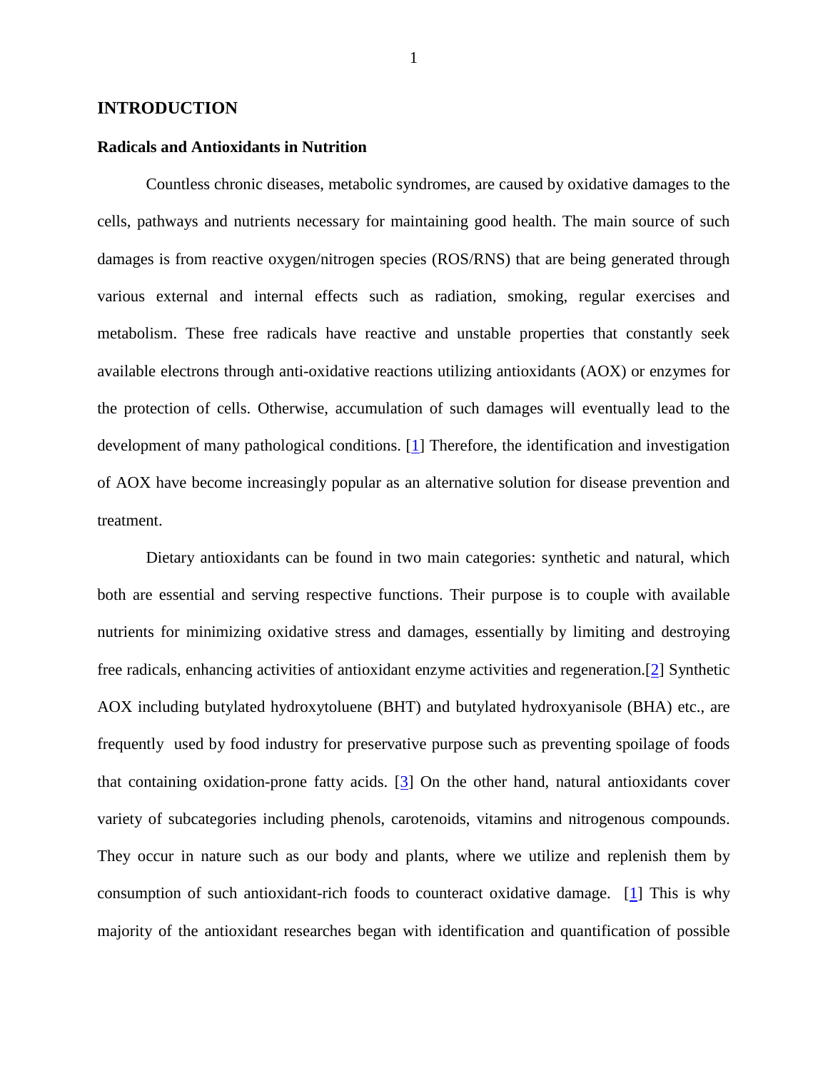# INTRODUCTION

## Radicals and Antioxidants in Nutrition

Countless chronic diseases, metabolic syndromes, are caused by oxidative damages to the cells, pathways and nutrients necessary for maintaining good health. The main source of such damages is from reactive oxygen/nitrogen species (ROS/RNS) that are being generated through various external and internal effects such as radiation, smoking, regular exercises and metabolism. These free radicals have reactive and unstable properties that constantly seek available electrons through anti-oxidative reactions utilizing antioxidants (AOX) or enzymes for the protection of cells. Otherwise, accumulation of such damages will eventually lead to the development of many pathological conditions. [1] Therefore, the identification and investigation of AOX have become increasingly popular as an alternative solution for disease prevention and treatment.

Dietary antioxidants can be found in two main categories: synthetic and natural, which both are essential and serving respective functions. Their purpose is to couple with available nutrients for minimizing oxidative stress and damages, essentially by limiting and destroying free radicals, enhancing activities of antioxidant enzyme activities and regeneration.[2] Synthetic AOX including butylated hydroxytoluene (BHT) and butylated hydroxyanisole (BHA) etc., are frequently used by food industry for preservative purpose such as preventing spoilage of foods that containing oxidation-prone fatty acids. [3] On the other hand, natural antioxidants cover variety of subcategories including phenols, carotenoids, vitamins and nitrogenous compounds. They occur in nature such as our body and plants, where we utilize and replenish them by consumption of such antioxidant-rich foods to counteract oxidative damage. [1] This is why majority of the antioxidant researches began with identification and quantification of possible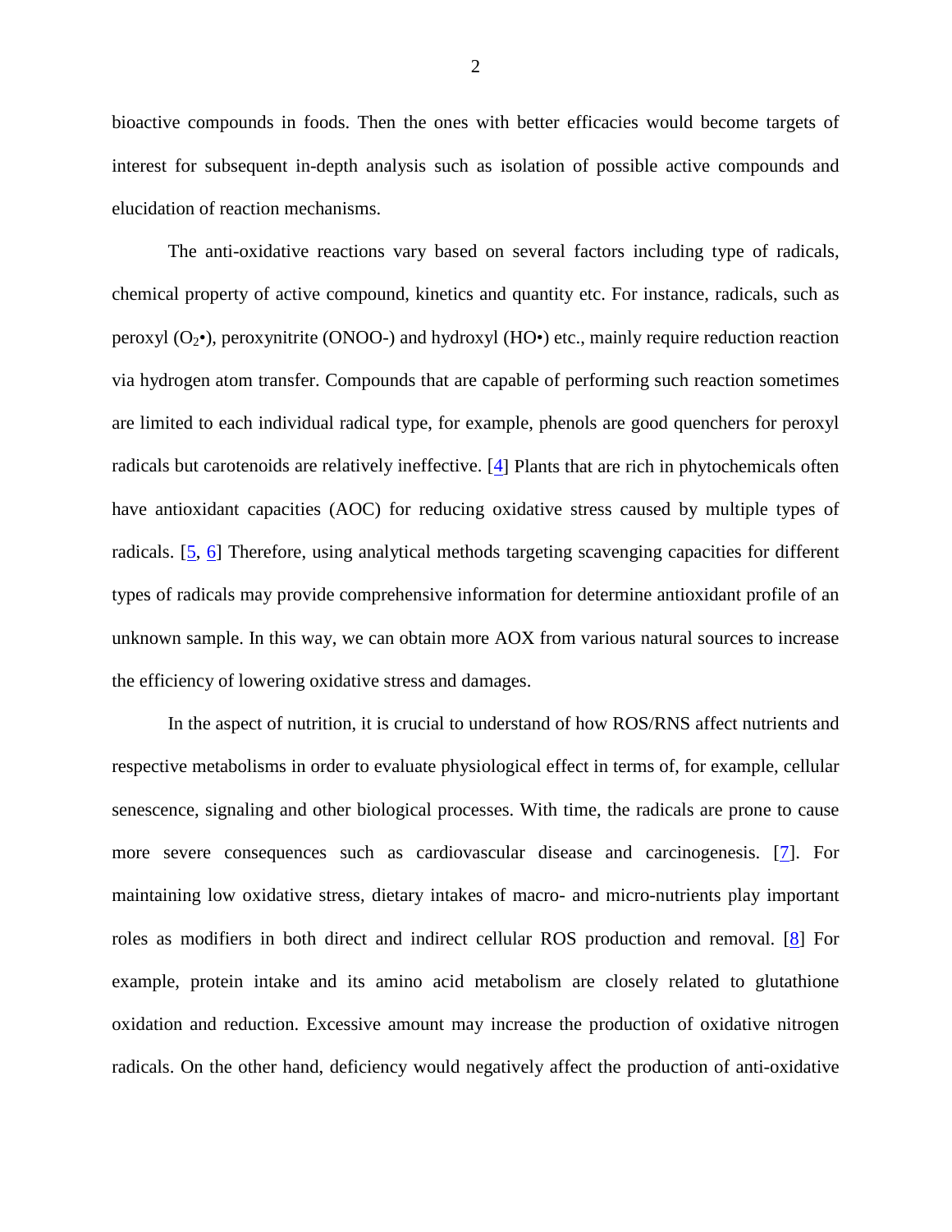bioactive compounds in foods. Then the ones with better efficacies would become targets of interest for subsequent in-depth analysis such as isolation of possible active compounds and elucidation of reaction mechanisms.

The anti-oxidative reactions vary based on several factors including type of radicals, chemical property of active compound, kinetics and quantity etc. For instance, radicals, such as peroxyl ($O_2$•), peroxynitrite (ONOO-) and hydroxyl (HO•) etc., mainly require reduction reaction via hydrogen atom transfer. Compounds that are capable of performing such reaction sometimes are limited to each individual radical type, for example, phenols are good quenchers for peroxyl radicals but carotenoids are relatively ineffective. [4] Plants that are rich in phytochemicals often have antioxidant capacities (AOC) for reducing oxidative stress caused by multiple types of radicals. [5, 6] Therefore, using analytical methods targeting scavenging capacities for different types of radicals may provide comprehensive information for determine antioxidant profile of an unknown sample. In this way, we can obtain more AOX from various natural sources to increase the efficiency of lowering oxidative stress and damages.

In the aspect of nutrition, it is crucial to understand of how ROS/RNS affect nutrients and respective metabolisms in order to evaluate physiological effect in terms of, for example, cellular senescence, signaling and other biological processes. With time, the radicals are prone to cause more severe consequences such as cardiovascular disease and carcinogenesis. [7]. For maintaining low oxidative stress, dietary intakes of macro- and micro-nutrients play important roles as modifiers in both direct and indirect cellular ROS production and removal. [8] For example, protein intake and its amino acid metabolism are closely related to glutathione oxidation and reduction. Excessive amount may increase the production of oxidative nitrogen radicals. On the other hand, deficiency would negatively affect the production of anti-oxidative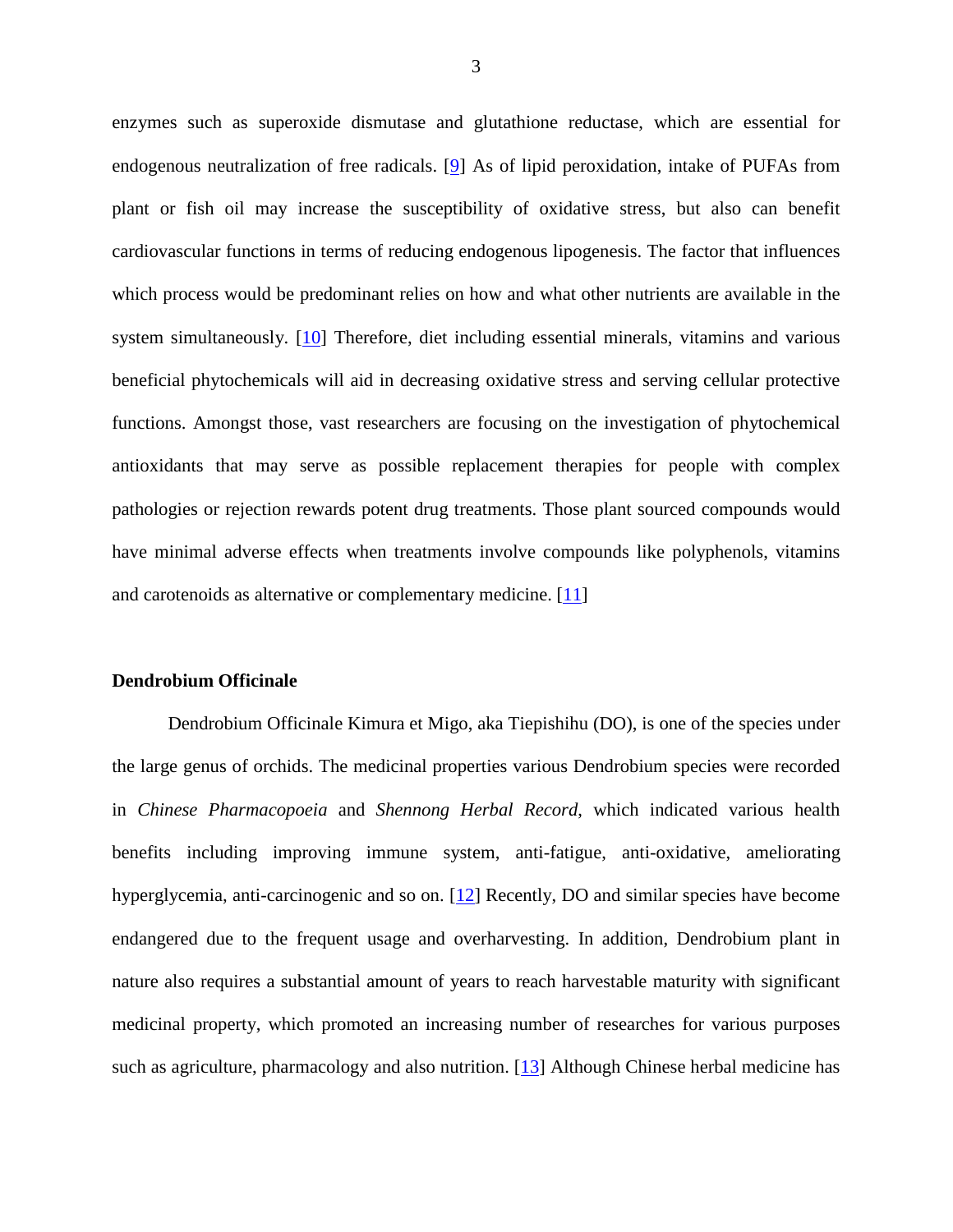enzymes such as superoxide dismutase and glutathione reductase, which are essential for endogenous neutralization of free radicals. [9] As of lipid peroxidation, intake of PUFAs from plant or fish oil may increase the susceptibility of oxidative stress, but also can benefit cardiovascular functions in terms of reducing endogenous lipogenesis. The factor that influences which process would be predominant relies on how and what other nutrients are available in the system simultaneously. [10] Therefore, diet including essential minerals, vitamins and various beneficial phytochemicals will aid in decreasing oxidative stress and serving cellular protective functions. Amongst those, vast researchers are focusing on the investigation of phytochemical antioxidants that may serve as possible replacement therapies for people with complex pathologies or rejection rewards potent drug treatments. Those plant sourced compounds would have minimal adverse effects when treatments involve compounds like polyphenols, vitamins and carotenoids as alternative or complementary medicine. [11]

### Dendrobium Officinale

Dendrobium Officinale Kimura et Migo, aka Tiepishihu (DO), is one of the species under the large genus of orchids. The medicinal properties various Dendrobium species were recorded in *Chinese Pharmacopoeia* and *Shennong Herbal Record*, which indicated various health benefits including improving immune system, anti-fatigue, anti-oxidative, ameliorating hyperglycemia, anti-carcinogenic and so on. [12] Recently, DO and similar species have become endangered due to the frequent usage and overharvesting. In addition, Dendrobium plant in nature also requires a substantial amount of years to reach harvestable maturity with significant medicinal property, which promoted an increasing number of researches for various purposes such as agriculture, pharmacology and also nutrition. [13] Although Chinese herbal medicine has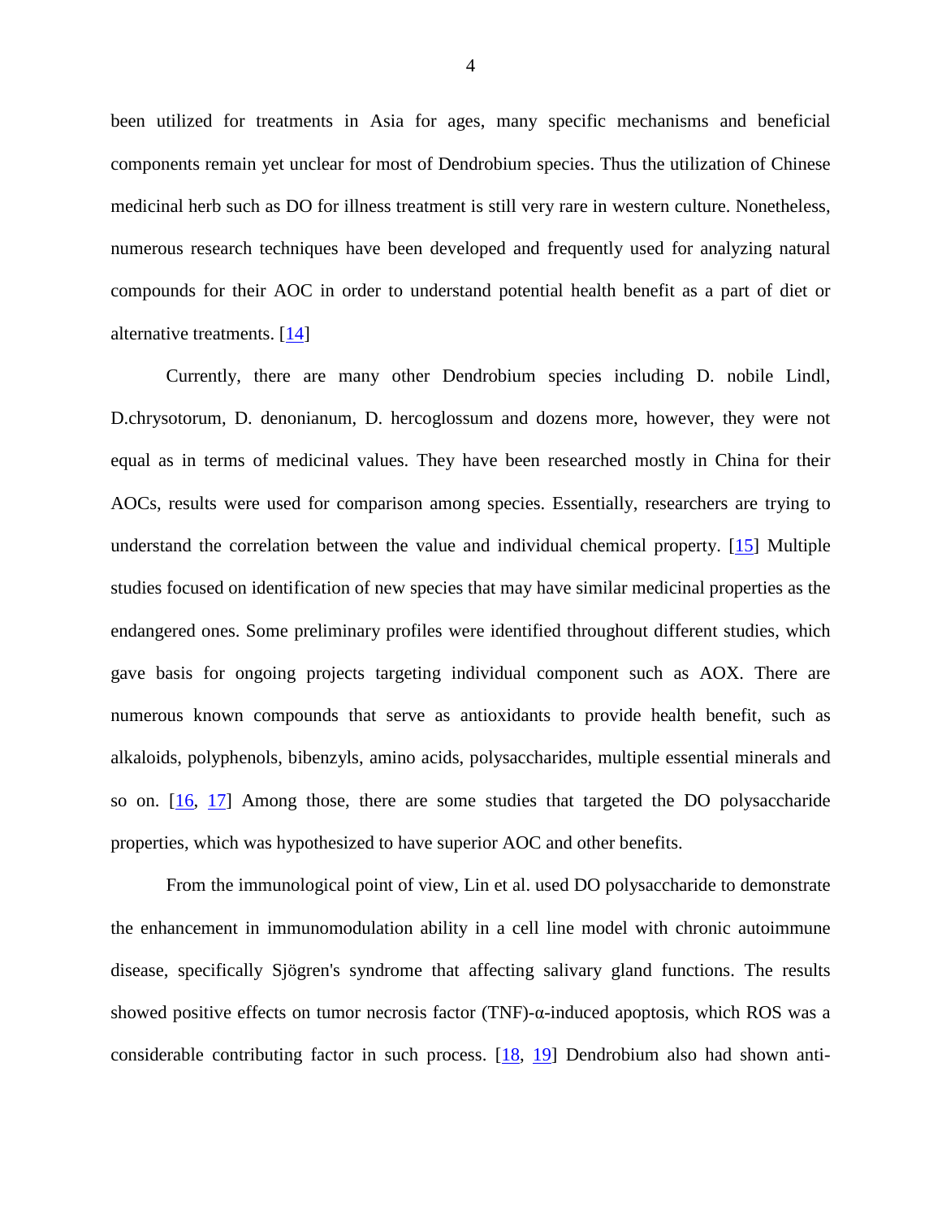been utilized for treatments in Asia for ages, many specific mechanisms and beneficial components remain yet unclear for most of Dendrobium species. Thus the utilization of Chinese medicinal herb such as DO for illness treatment is still very rare in western culture. Nonetheless, numerous research techniques have been developed and frequently used for analyzing natural compounds for their AOC in order to understand potential health benefit as a part of diet or alternative treatments. [14]

Currently, there are many other Dendrobium species including D. nobile Lindl, D.chrysotorum, D. denonianum, D. hercoglossum and dozens more, however, they were not equal as in terms of medicinal values. They have been researched mostly in China for their AOCs, results were used for comparison among species. Essentially, researchers are trying to understand the correlation between the value and individual chemical property. [15] Multiple studies focused on identification of new species that may have similar medicinal properties as the endangered ones. Some preliminary profiles were identified throughout different studies, which gave basis for ongoing projects targeting individual component such as AOX. There are numerous known compounds that serve as antioxidants to provide health benefit, such as alkaloids, polyphenols, bibenzyls, amino acids, polysaccharides, multiple essential minerals and so on. [16, 17] Among those, there are some studies that targeted the DO polysaccharide properties, which was hypothesized to have superior AOC and other benefits.

From the immunological point of view, Lin et al. used DO polysaccharide to demonstrate the enhancement in immunomodulation ability in a cell line model with chronic autoimmune disease, specifically Sjögren's syndrome that affecting salivary gland functions. The results showed positive effects on tumor necrosis factor (TNF)-α-induced apoptosis, which ROS was a considerable contributing factor in such process. [18, 19] Dendrobium also had shown anti-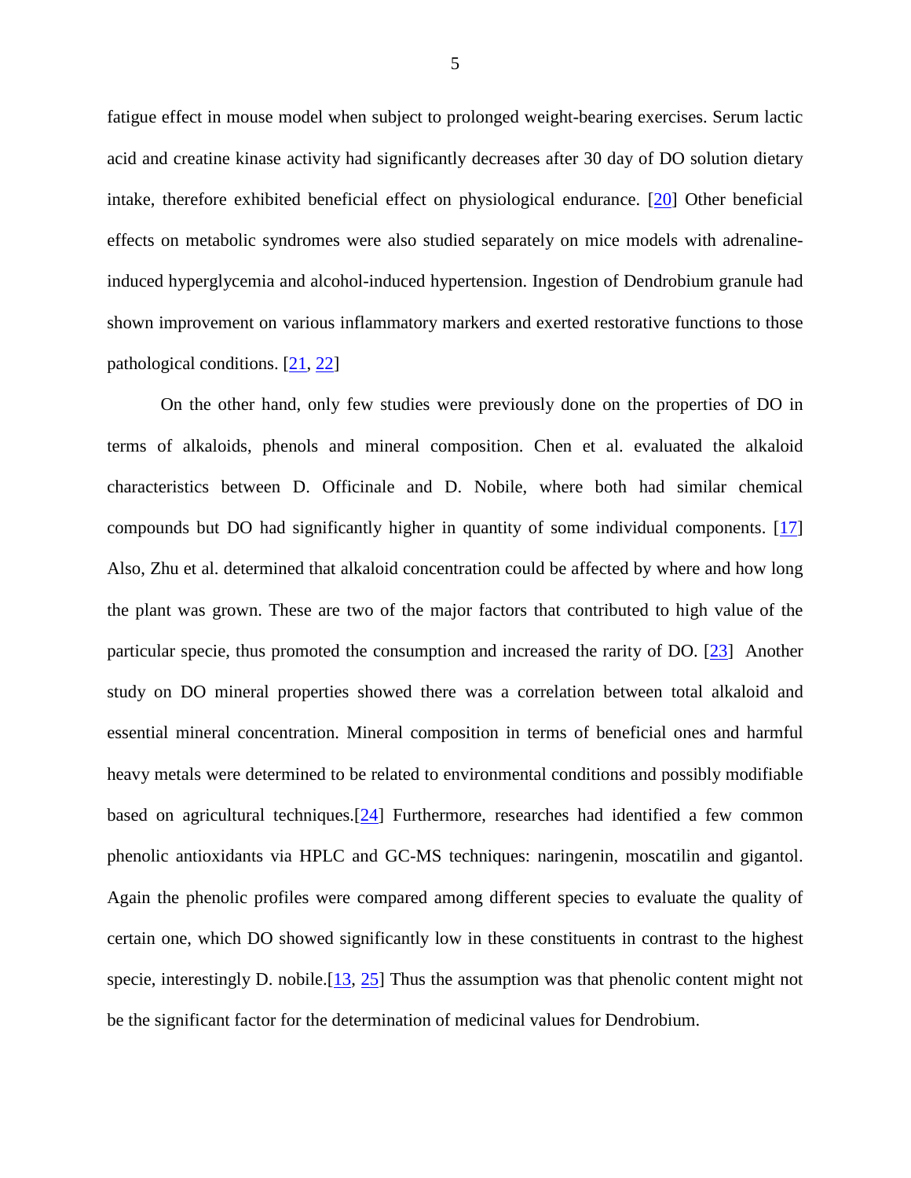fatigue effect in mouse model when subject to prolonged weight-bearing exercises. Serum lactic acid and creatine kinase activity had significantly decreases after 30 day of DO solution dietary intake, therefore exhibited beneficial effect on physiological endurance. [20] Other beneficial effects on metabolic syndromes were also studied separately on mice models with adrenaline-induced hyperglycemia and alcohol-induced hypertension. Ingestion of Dendrobium granule had shown improvement on various inflammatory markers and exerted restorative functions to those pathological conditions. [21, 22]

On the other hand, only few studies were previously done on the properties of DO in terms of alkaloids, phenols and mineral composition. Chen et al. evaluated the alkaloid characteristics between D. Officinale and D. Nobile, where both had similar chemical compounds but DO had significantly higher in quantity of some individual components. [17] Also, Zhu et al. determined that alkaloid concentration could be affected by where and how long the plant was grown. These are two of the major factors that contributed to high value of the particular specie, thus promoted the consumption and increased the rarity of DO. [23] Another study on DO mineral properties showed there was a correlation between total alkaloid and essential mineral concentration. Mineral composition in terms of beneficial ones and harmful heavy metals were determined to be related to environmental conditions and possibly modifiable based on agricultural techniques.[24] Furthermore, researches had identified a few common phenolic antioxidants via HPLC and GC-MS techniques: naringenin, moscatilin and gigantol. Again the phenolic profiles were compared among different species to evaluate the quality of certain one, which DO showed significantly low in these constituents in contrast to the highest specie, interestingly D. nobile.[13, 25] Thus the assumption was that phenolic content might not be the significant factor for the determination of medicinal values for Dendrobium.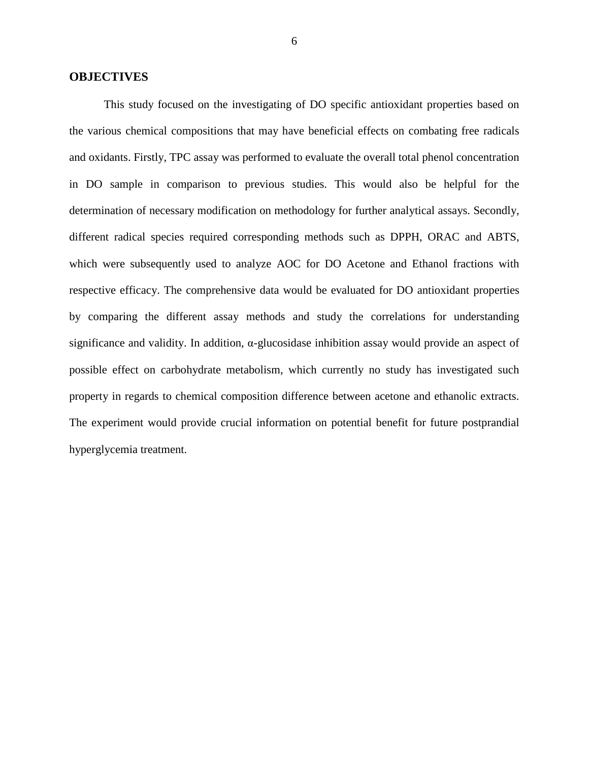## OBJECTIVES

This study focused on the investigating of DO specific antioxidant properties based on the various chemical compositions that may have beneficial effects on combating free radicals and oxidants. Firstly, TPC assay was performed to evaluate the overall total phenol concentration in DO sample in comparison to previous studies. This would also be helpful for the determination of necessary modification on methodology for further analytical assays. Secondly, different radical species required corresponding methods such as DPPH, ORAC and ABTS, which were subsequently used to analyze AOC for DO Acetone and Ethanol fractions with respective efficacy. The comprehensive data would be evaluated for DO antioxidant properties by comparing the different assay methods and study the correlations for understanding significance and validity. In addition, α-glucosidase inhibition assay would provide an aspect of possible effect on carbohydrate metabolism, which currently no study has investigated such property in regards to chemical composition difference between acetone and ethanolic extracts. The experiment would provide crucial information on potential benefit for future postprandial hyperglycemia treatment.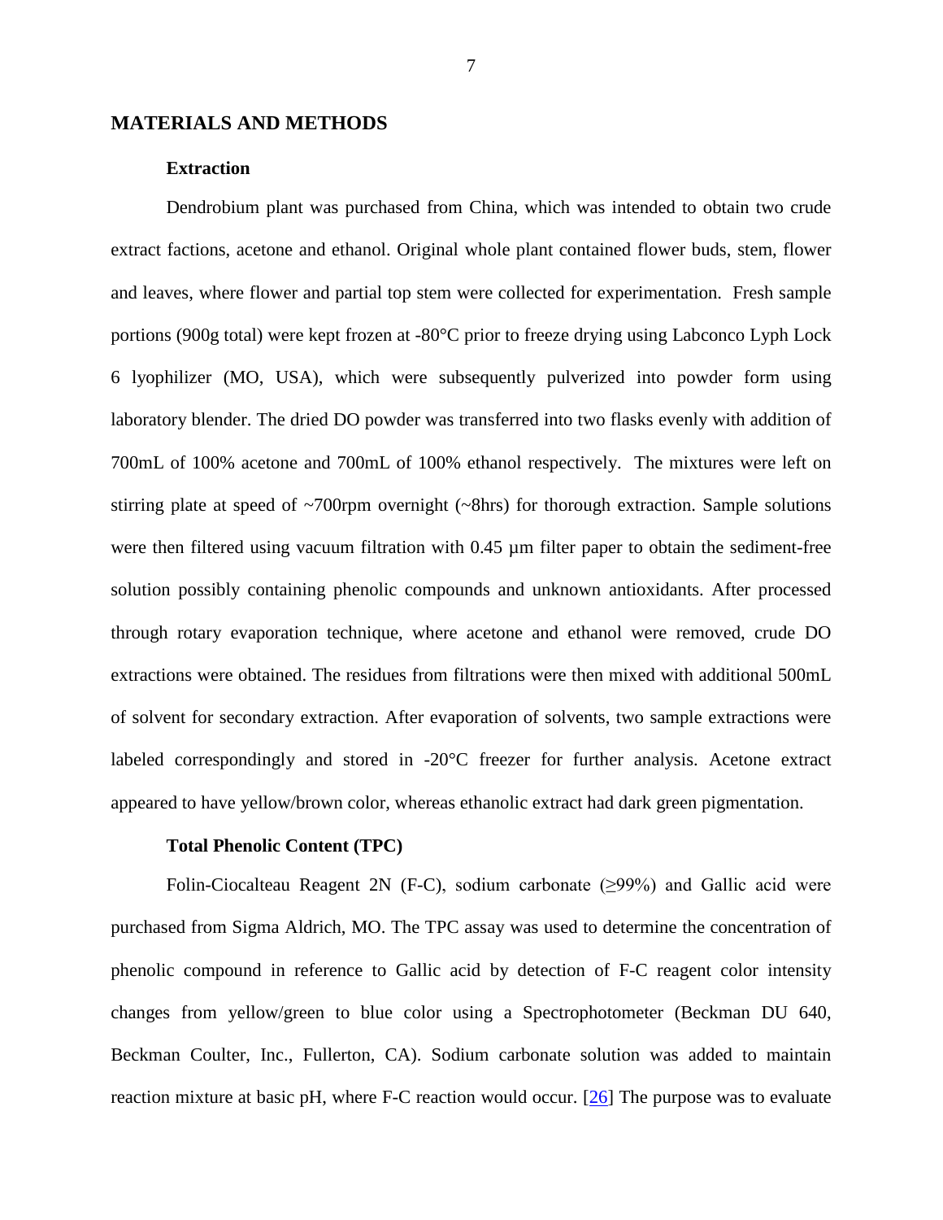## MATERIALS AND METHODS

### Extraction

Dendrobium plant was purchased from China, which was intended to obtain two crude extract factions, acetone and ethanol. Original whole plant contained flower buds, stem, flower and leaves, where flower and partial top stem were collected for experimentation. Fresh sample portions (900g total) were kept frozen at -80°C prior to freeze drying using Labconco Lyph Lock 6 lyophilizer (MO, USA), which were subsequently pulverized into powder form using laboratory blender. The dried DO powder was transferred into two flasks evenly with addition of 700mL of 100% acetone and 700mL of 100% ethanol respectively. The mixtures were left on stirring plate at speed of ~700rpm overnight (~8hrs) for thorough extraction. Sample solutions were then filtered using vacuum filtration with 0.45 µm filter paper to obtain the sediment-free solution possibly containing phenolic compounds and unknown antioxidants. After processed through rotary evaporation technique, where acetone and ethanol were removed, crude DO extractions were obtained. The residues from filtrations were then mixed with additional 500mL of solvent for secondary extraction. After evaporation of solvents, two sample extractions were labeled correspondingly and stored in -20°C freezer for further analysis. Acetone extract appeared to have yellow/brown color, whereas ethanolic extract had dark green pigmentation.

### Total Phenolic Content (TPC)

Folin-Ciocalteau Reagent 2N (F-C), sodium carbonate (≥99%) and Gallic acid were purchased from Sigma Aldrich, MO. The TPC assay was used to determine the concentration of phenolic compound in reference to Gallic acid by detection of F-C reagent color intensity changes from yellow/green to blue color using a Spectrophotometer (Beckman DU 640, Beckman Coulter, Inc., Fullerton, CA). Sodium carbonate solution was added to maintain reaction mixture at basic pH, where F-C reaction would occur. [26] The purpose was to evaluate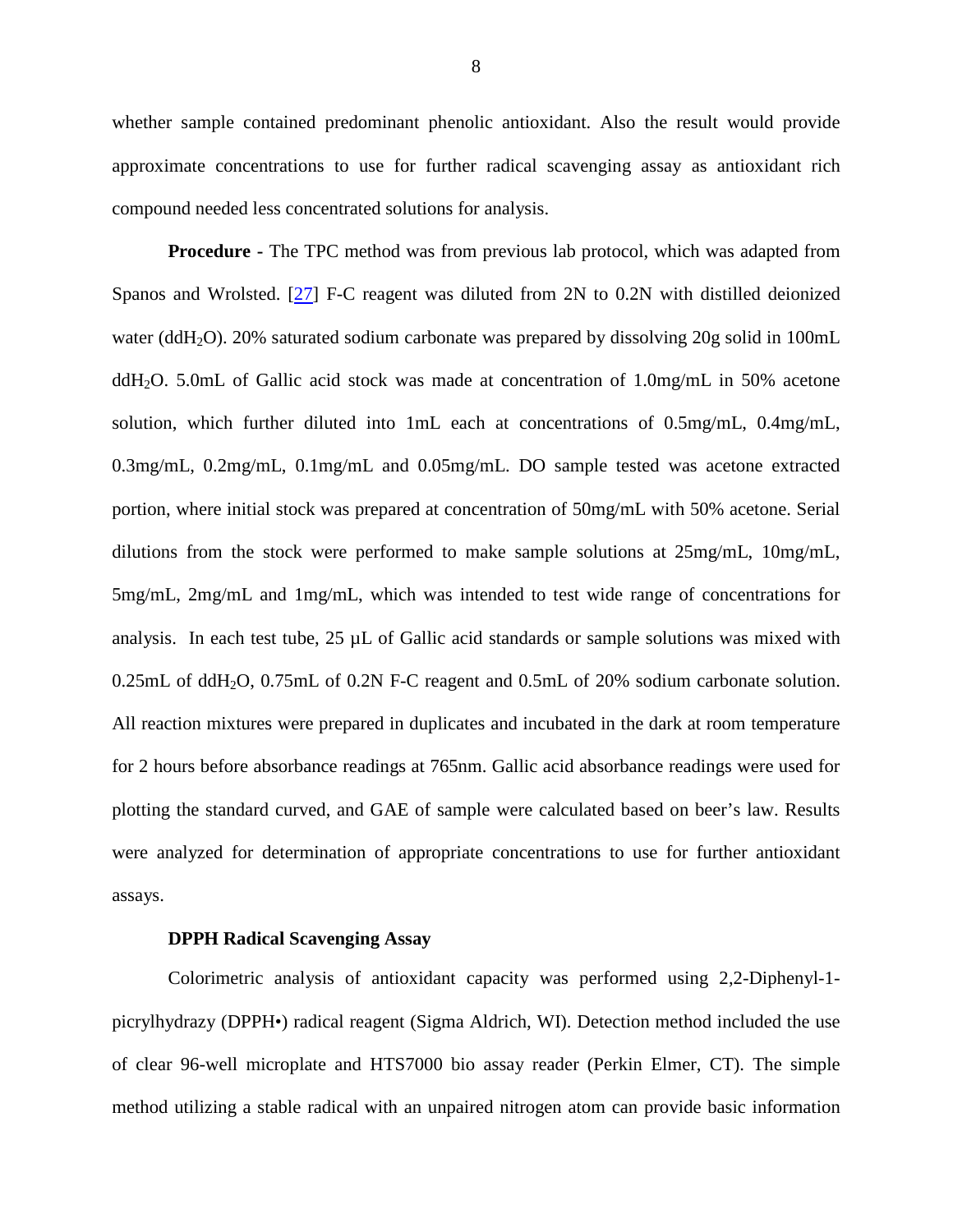whether sample contained predominant phenolic antioxidant. Also the result would provide approximate concentrations to use for further radical scavenging assay as antioxidant rich compound needed less concentrated solutions for analysis.

**Procedure -** The TPC method was from previous lab protocol, which was adapted from Spanos and Wrolsted. [27] F-C reagent was diluted from 2N to 0.2N with distilled deionized water (dd$H_2O$). 20% saturated sodium carbonate was prepared by dissolving 20g solid in 100mL dd$H_2O$. 5.0mL of Gallic acid stock was made at concentration of 1.0mg/mL in 50% acetone solution, which further diluted into 1mL each at concentrations of 0.5mg/mL, 0.4mg/mL, 0.3mg/mL, 0.2mg/mL, 0.1mg/mL and 0.05mg/mL. DO sample tested was acetone extracted portion, where initial stock was prepared at concentration of 50mg/mL with 50% acetone. Serial dilutions from the stock were performed to make sample solutions at 25mg/mL, 10mg/mL, 5mg/mL, 2mg/mL and 1mg/mL, which was intended to test wide range of concentrations for analysis. In each test tube, 25 µL of Gallic acid standards or sample solutions was mixed with 0.25mL of dd$H_2O$, 0.75mL of 0.2N F-C reagent and 0.5mL of 20% sodium carbonate solution. All reaction mixtures were prepared in duplicates and incubated in the dark at room temperature for 2 hours before absorbance readings at 765nm. Gallic acid absorbance readings were used for plotting the standard curved, and GAE of sample were calculated based on beer's law. Results were analyzed for determination of appropriate concentrations to use for further antioxidant assays.

**DPPH Radical Scavenging Assay**

Colorimetric analysis of antioxidant capacity was performed using 2,2-Diphenyl-1-picrylhydrazy (DPPH•) radical reagent (Sigma Aldrich, WI). Detection method included the use of clear 96-well microplate and HTS7000 bio assay reader (Perkin Elmer, CT). The simple method utilizing a stable radical with an unpaired nitrogen atom can provide basic information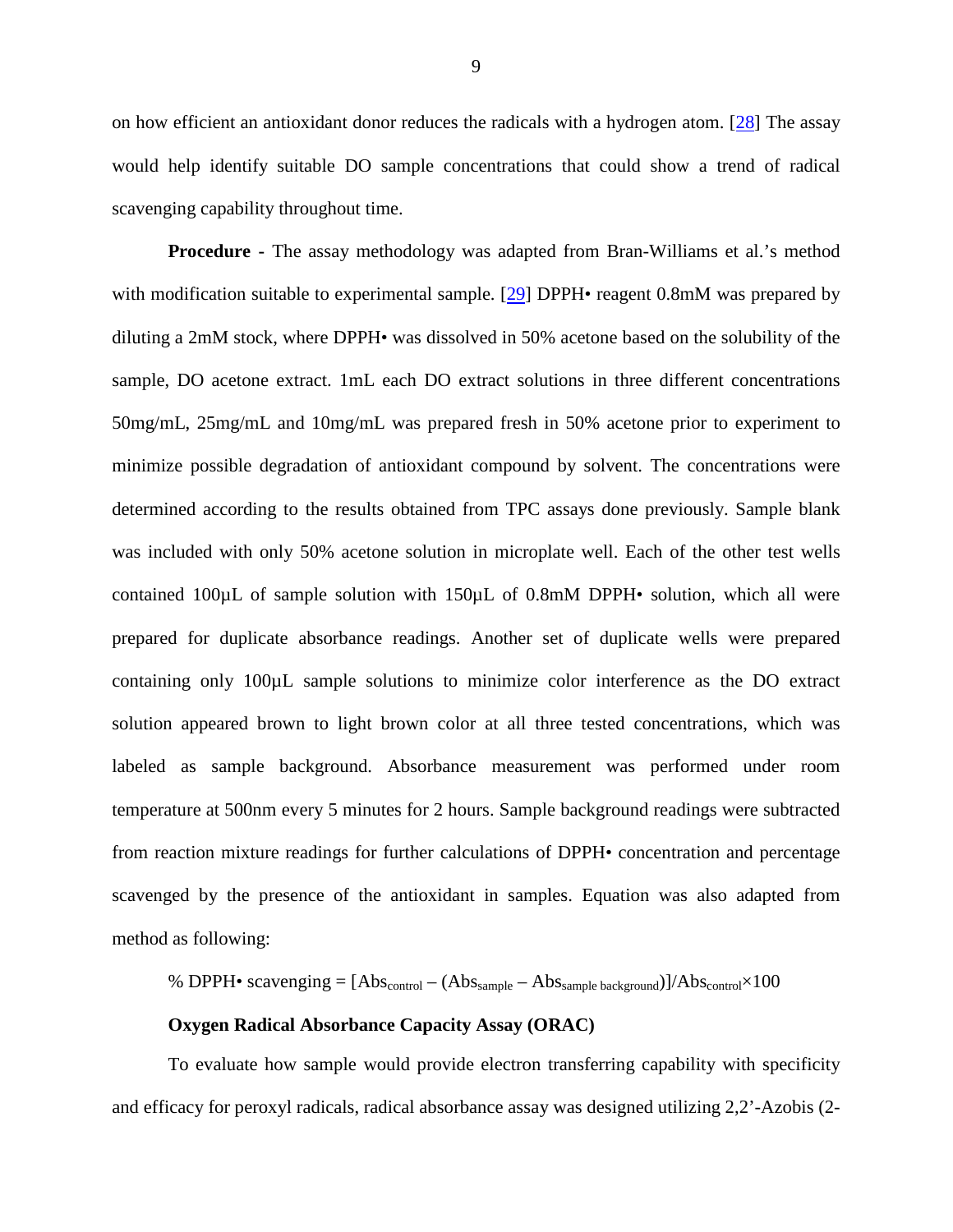on how efficient an antioxidant donor reduces the radicals with a hydrogen atom. [28] The assay would help identify suitable DO sample concentrations that could show a trend of radical scavenging capability throughout time.

**Procedure -** The assay methodology was adapted from Bran-Williams et al.'s method with modification suitable to experimental sample. [29] DPPH• reagent 0.8mM was prepared by diluting a 2mM stock, where DPPH• was dissolved in 50% acetone based on the solubility of the sample, DO acetone extract. 1mL each DO extract solutions in three different concentrations 50mg/mL, 25mg/mL and 10mg/mL was prepared fresh in 50% acetone prior to experiment to minimize possible degradation of antioxidant compound by solvent. The concentrations were determined according to the results obtained from TPC assays done previously. Sample blank was included with only 50% acetone solution in microplate well. Each of the other test wells contained 100µL of sample solution with 150µL of 0.8mM DPPH• solution, which all were prepared for duplicate absorbance readings. Another set of duplicate wells were prepared containing only 100µL sample solutions to minimize color interference as the DO extract solution appeared brown to light brown color at all three tested concentrations, which was labeled as sample background. Absorbance measurement was performed under room temperature at 500nm every 5 minutes for 2 hours. Sample background readings were subtracted from reaction mixture readings for further calculations of DPPH• concentration and percentage scavenged by the presence of the antioxidant in samples. Equation was also adapted from method as following:

$$\% \text{ DPPH• scavenging} = [Abs_{control} - (Abs_{sample} - Abs_{sample\ background})]/Abs_{control} \times 100$$

**Oxygen Radical Absorbance Capacity Assay (ORAC)**

To evaluate how sample would provide electron transferring capability with specificity and efficacy for peroxyl radicals, radical absorbance assay was designed utilizing 2,2'-Azobis (2-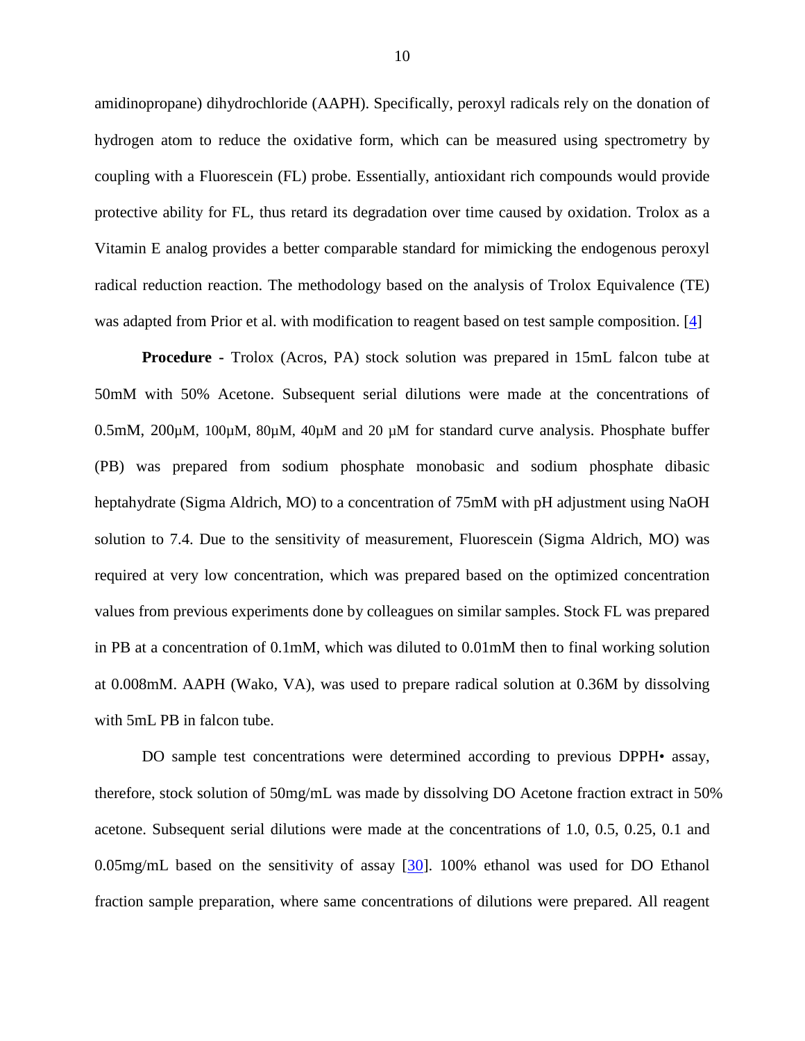amidinopropane) dihydrochloride (AAPH). Specifically, peroxyl radicals rely on the donation of hydrogen atom to reduce the oxidative form, which can be measured using spectrometry by coupling with a Fluorescein (FL) probe. Essentially, antioxidant rich compounds would provide protective ability for FL, thus retard its degradation over time caused by oxidation. Trolox as a Vitamin E analog provides a better comparable standard for mimicking the endogenous peroxyl radical reduction reaction. The methodology based on the analysis of Trolox Equivalence (TE) was adapted from Prior et al. with modification to reagent based on test sample composition. [4]

**Procedure -** Trolox (Acros, PA) stock solution was prepared in 15mL falcon tube at 50mM with 50% Acetone. Subsequent serial dilutions were made at the concentrations of 0.5mM, 200μM, 100μM, 80μM, 40μM and 20 μM for standard curve analysis. Phosphate buffer (PB) was prepared from sodium phosphate monobasic and sodium phosphate dibasic heptahydrate (Sigma Aldrich, MO) to a concentration of 75mM with pH adjustment using NaOH solution to 7.4. Due to the sensitivity of measurement, Fluorescein (Sigma Aldrich, MO) was required at very low concentration, which was prepared based on the optimized concentration values from previous experiments done by colleagues on similar samples. Stock FL was prepared in PB at a concentration of 0.1mM, which was diluted to 0.01mM then to final working solution at 0.008mM. AAPH (Wako, VA), was used to prepare radical solution at 0.36M by dissolving with 5mL PB in falcon tube.

DO sample test concentrations were determined according to previous DPPH• assay, therefore, stock solution of 50mg/mL was made by dissolving DO Acetone fraction extract in 50% acetone. Subsequent serial dilutions were made at the concentrations of 1.0, 0.5, 0.25, 0.1 and 0.05mg/mL based on the sensitivity of assay [30]. 100% ethanol was used for DO Ethanol fraction sample preparation, where same concentrations of dilutions were prepared. All reagent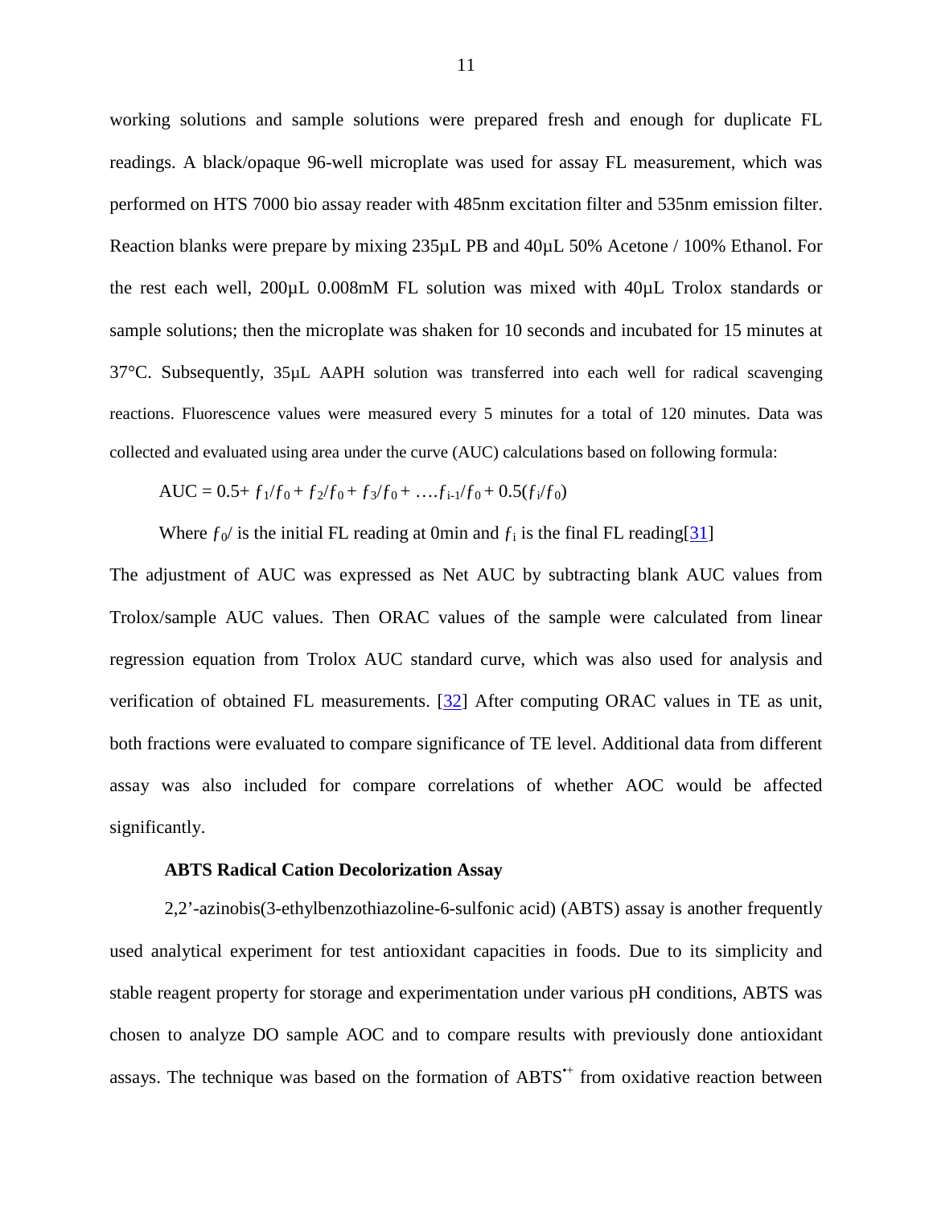working solutions and sample solutions were prepared fresh and enough for duplicate FL readings. A black/opaque 96-well microplate was used for assay FL measurement, which was performed on HTS 7000 bio assay reader with 485nm excitation filter and 535nm emission filter. Reaction blanks were prepare by mixing 235µL PB and 40µL 50% Acetone / 100% Ethanol. For the rest each well, 200µL 0.008mM FL solution was mixed with 40µL Trolox standards or sample solutions; then the microplate was shaken for 10 seconds and incubated for 15 minutes at 37°C. Subsequently, 35µL AAPH solution was transferred into each well for radical scavenging reactions. Fluorescence values were measured every 5 minutes for a total of 120 minutes. Data was collected and evaluated using area under the curve (AUC) calculations based on following formula:

$$\text{AUC} = 0.5 + f_1/f_0 + f_2/f_0 + f_3/f_0 + \ldots f_{i-1}/f_0 + 0.5(f_i/f_0)$$

Where $f_0$/ is the initial FL reading at 0min and $f_i$ is the final FL reading[31]

The adjustment of AUC was expressed as Net AUC by subtracting blank AUC values from Trolox/sample AUC values. Then ORAC values of the sample were calculated from linear regression equation from Trolox AUC standard curve, which was also used for analysis and verification of obtained FL measurements. [32] After computing ORAC values in TE as unit, both fractions were evaluated to compare significance of TE level. Additional data from different assay was also included for compare correlations of whether AOC would be affected significantly.

### ABTS Radical Cation Decolorization Assay

2,2'-azinobis(3-ethylbenzothiazoline-6-sulfonic acid) (ABTS) assay is another frequently used analytical experiment for test antioxidant capacities in foods. Due to its simplicity and stable reagent property for storage and experimentation under various pH conditions, ABTS was chosen to analyze DO sample AOC and to compare results with previously done antioxidant assays. The technique was based on the formation of $ABTS^{\bullet+}$ from oxidative reaction between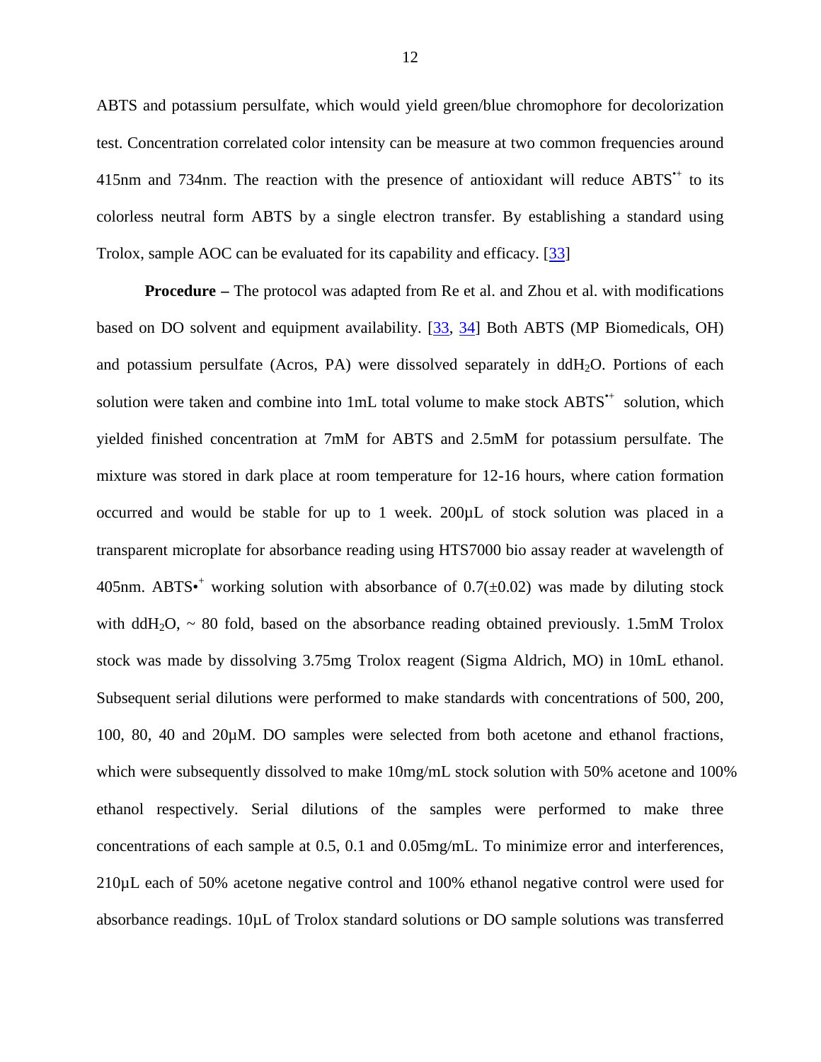ABTS and potassium persulfate, which would yield green/blue chromophore for decolorization test. Concentration correlated color intensity can be measure at two common frequencies around 415nm and 734nm. The reaction with the presence of antioxidant will reduce $ABTS^{\bullet+}$ to its colorless neutral form ABTS by a single electron transfer. By establishing a standard using Trolox, sample AOC can be evaluated for its capability and efficacy. [33]

**Procedure –** The protocol was adapted from Re et al. and Zhou et al. with modifications based on DO solvent and equipment availability. [33, 34] Both ABTS (MP Biomedicals, OH) and potassium persulfate (Acros, PA) were dissolved separately in $ddH_2O$. Portions of each solution were taken and combine into 1mL total volume to make stock $ABTS^{\bullet+}$ solution, which yielded finished concentration at 7mM for ABTS and 2.5mM for potassium persulfate. The mixture was stored in dark place at room temperature for 12-16 hours, where cation formation occurred and would be stable for up to 1 week. 200µL of stock solution was placed in a transparent microplate for absorbance reading using HTS7000 bio assay reader at wavelength of 405nm. $ABTS\bullet^{+}$ working solution with absorbance of 0.7(±0.02) was made by diluting stock with $ddH_2O$, ~ 80 fold, based on the absorbance reading obtained previously. 1.5mM Trolox stock was made by dissolving 3.75mg Trolox reagent (Sigma Aldrich, MO) in 10mL ethanol. Subsequent serial dilutions were performed to make standards with concentrations of 500, 200, 100, 80, 40 and 20µM. DO samples were selected from both acetone and ethanol fractions, which were subsequently dissolved to make 10mg/mL stock solution with 50% acetone and 100% ethanol respectively. Serial dilutions of the samples were performed to make three concentrations of each sample at 0.5, 0.1 and 0.05mg/mL. To minimize error and interferences, 210µL each of 50% acetone negative control and 100% ethanol negative control were used for absorbance readings. 10µL of Trolox standard solutions or DO sample solutions was transferred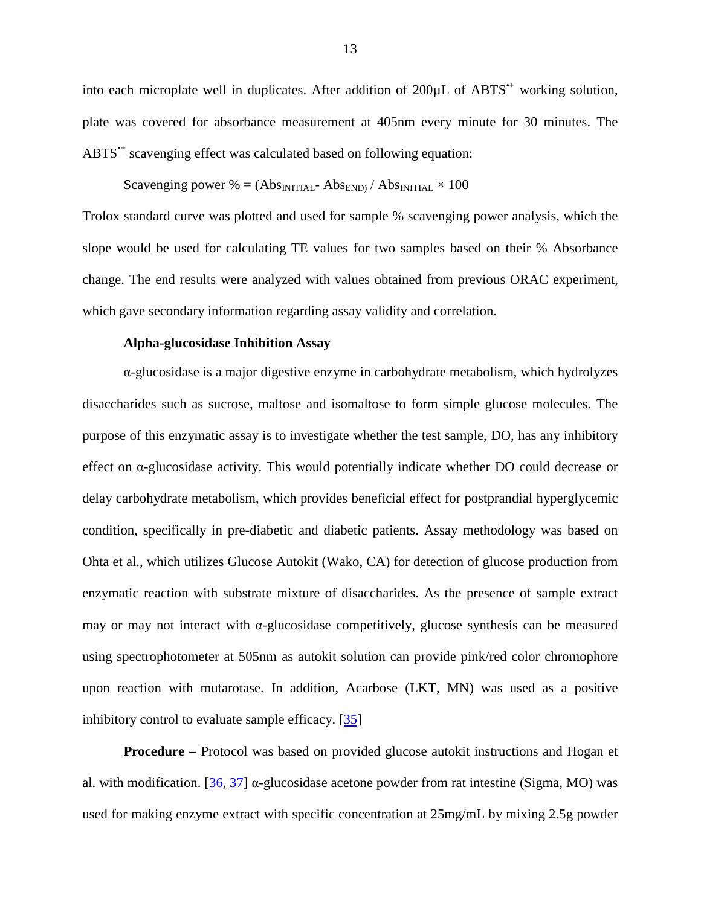into each microplate well in duplicates. After addition of 200μL of $ABTS^{\bullet+}$ working solution, plate was covered for absorbance measurement at 405nm every minute for 30 minutes. The $ABTS^{\bullet+}$ scavenging effect was calculated based on following equation:

$$\text{Scavenging power \%} = (Abs_{INITIAL} - Abs_{END}) / Abs_{INITIAL} \times 100$$

Trolox standard curve was plotted and used for sample % scavenging power analysis, which the slope would be used for calculating TE values for two samples based on their % Absorbance change. The end results were analyzed with values obtained from previous ORAC experiment, which gave secondary information regarding assay validity and correlation.

**Alpha-glucosidase Inhibition Assay**

α-glucosidase is a major digestive enzyme in carbohydrate metabolism, which hydrolyzes disaccharides such as sucrose, maltose and isomaltose to form simple glucose molecules. The purpose of this enzymatic assay is to investigate whether the test sample, DO, has any inhibitory effect on α-glucosidase activity. This would potentially indicate whether DO could decrease or delay carbohydrate metabolism, which provides beneficial effect for postprandial hyperglycemic condition, specifically in pre-diabetic and diabetic patients. Assay methodology was based on Ohta et al., which utilizes Glucose Autokit (Wako, CA) for detection of glucose production from enzymatic reaction with substrate mixture of disaccharides. As the presence of sample extract may or may not interact with α-glucosidase competitively, glucose synthesis can be measured using spectrophotometer at 505nm as autokit solution can provide pink/red color chromophore upon reaction with mutarotase. In addition, Acarbose (LKT, MN) was used as a positive inhibitory control to evaluate sample efficacy. [35]

**Procedure –** Protocol was based on provided glucose autokit instructions and Hogan et al. with modification. [36, 37] α-glucosidase acetone powder from rat intestine (Sigma, MO) was used for making enzyme extract with specific concentration at 25mg/mL by mixing 2.5g powder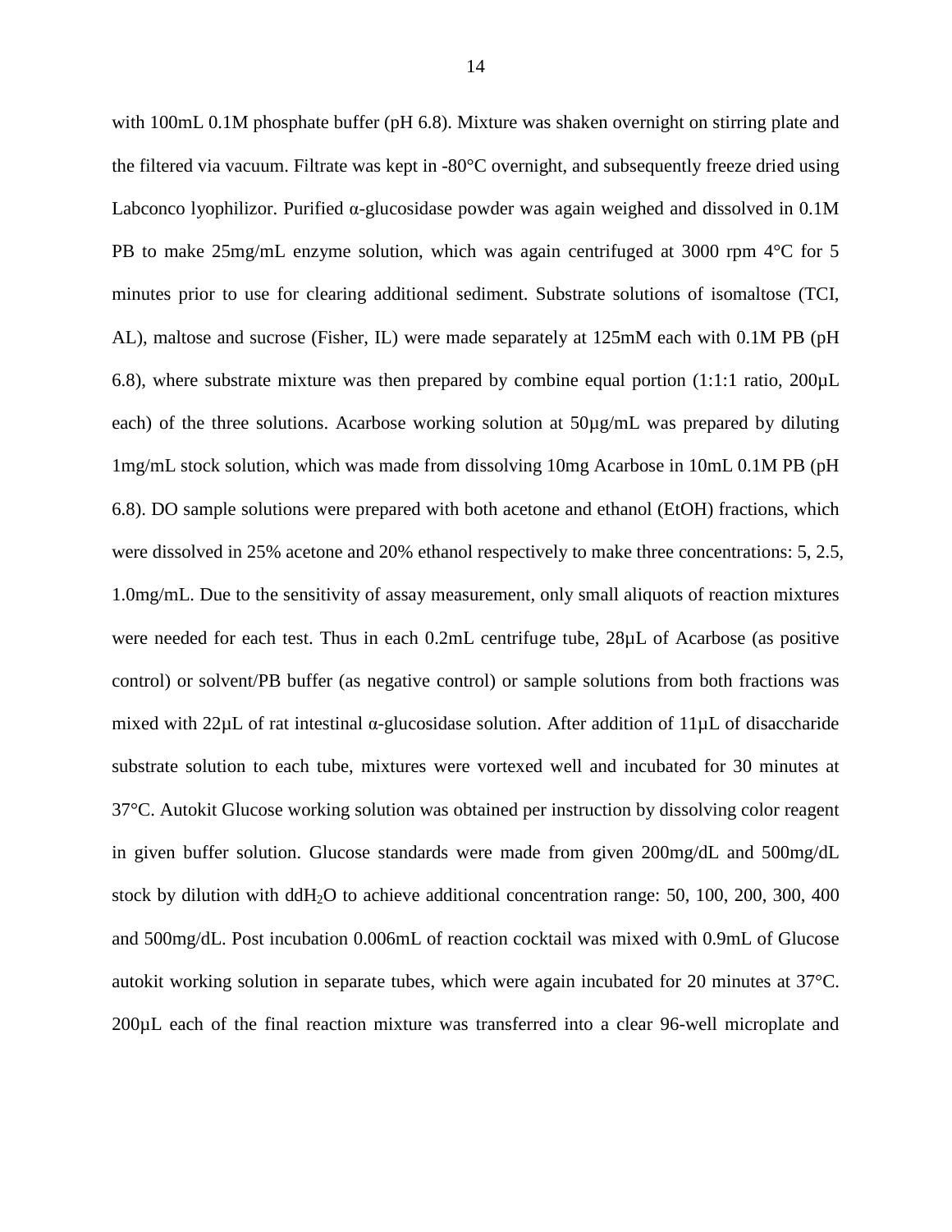with 100mL 0.1M phosphate buffer (pH 6.8). Mixture was shaken overnight on stirring plate and the filtered via vacuum. Filtrate was kept in -80°C overnight, and subsequently freeze dried using Labconco lyophilizor. Purified α-glucosidase powder was again weighed and dissolved in 0.1M PB to make 25mg/mL enzyme solution, which was again centrifuged at 3000 rpm 4°C for 5 minutes prior to use for clearing additional sediment. Substrate solutions of isomaltose (TCI, AL), maltose and sucrose (Fisher, IL) were made separately at 125mM each with 0.1M PB (pH 6.8), where substrate mixture was then prepared by combine equal portion (1:1:1 ratio, 200µL each) of the three solutions. Acarbose working solution at 50µg/mL was prepared by diluting 1mg/mL stock solution, which was made from dissolving 10mg Acarbose in 10mL 0.1M PB (pH 6.8). DO sample solutions were prepared with both acetone and ethanol (EtOH) fractions, which were dissolved in 25% acetone and 20% ethanol respectively to make three concentrations: 5, 2.5, 1.0mg/mL. Due to the sensitivity of assay measurement, only small aliquots of reaction mixtures were needed for each test. Thus in each 0.2mL centrifuge tube, 28µL of Acarbose (as positive control) or solvent/PB buffer (as negative control) or sample solutions from both fractions was mixed with 22µL of rat intestinal α-glucosidase solution. After addition of 11µL of disaccharide substrate solution to each tube, mixtures were vortexed well and incubated for 30 minutes at 37°C. Autokit Glucose working solution was obtained per instruction by dissolving color reagent in given buffer solution. Glucose standards were made from given 200mg/dL and 500mg/dL stock by dilution with $ddH_2O$ to achieve additional concentration range: 50, 100, 200, 300, 400 and 500mg/dL. Post incubation 0.006mL of reaction cocktail was mixed with 0.9mL of Glucose autokit working solution in separate tubes, which were again incubated for 20 minutes at 37°C. 200µL each of the final reaction mixture was transferred into a clear 96-well microplate and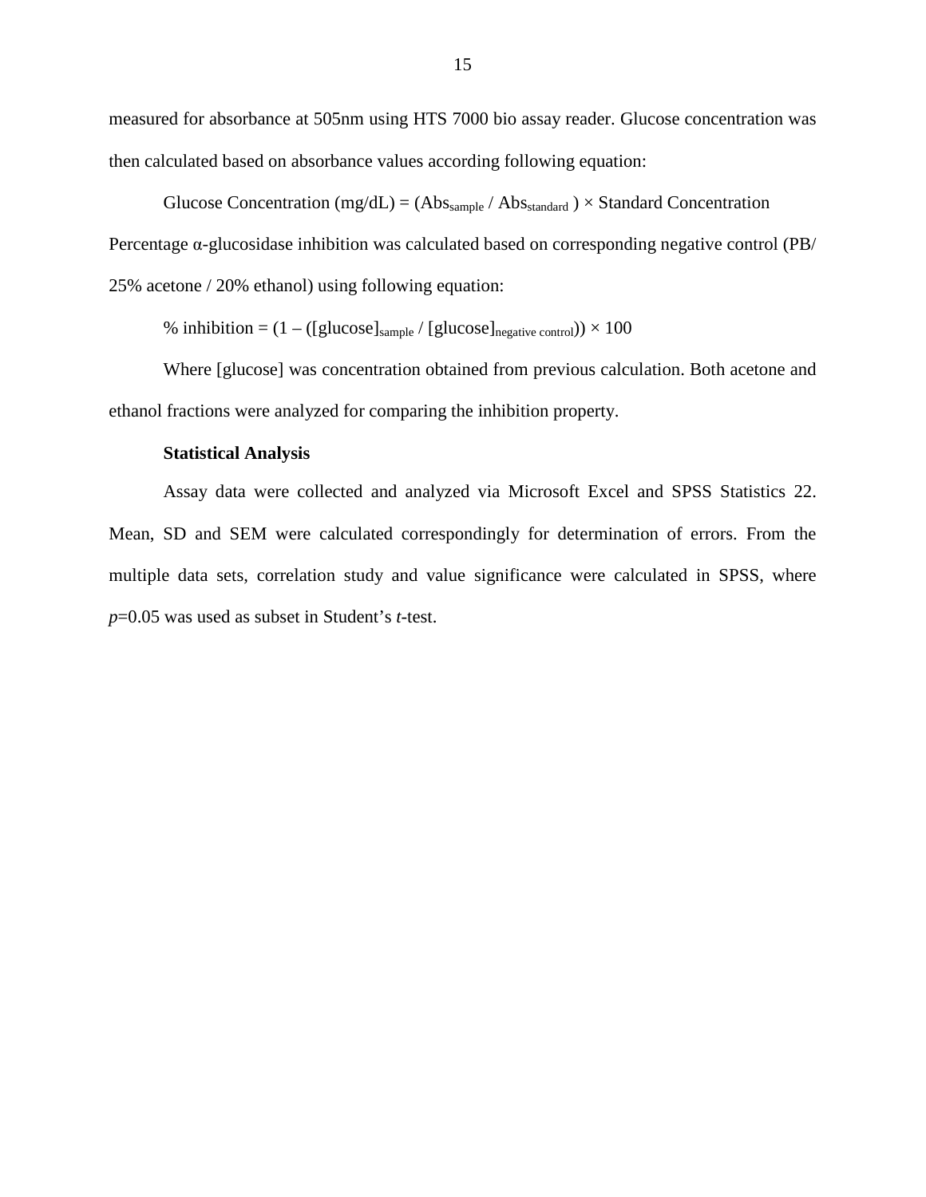measured for absorbance at 505nm using HTS 7000 bio assay reader. Glucose concentration was then calculated based on absorbance values according following equation:

$$\text{Glucose Concentration (mg/dL)} = (\text{Abs}_{\text{sample}} / \text{Abs}_{\text{standard}}) \times \text{Standard Concentration}$$

Percentage α-glucosidase inhibition was calculated based on corresponding negative control (PB/ 25% acetone / 20% ethanol) using following equation:

$$\%\ \text{inhibition} = (1 - ([\text{glucose}]_{\text{sample}} / [\text{glucose}]_{\text{negative control}})) \times 100$$

Where [glucose] was concentration obtained from previous calculation. Both acetone and ethanol fractions were analyzed for comparing the inhibition property.

**Statistical Analysis**

Assay data were collected and analyzed via Microsoft Excel and SPSS Statistics 22. Mean, SD and SEM were calculated correspondingly for determination of errors. From the multiple data sets, correlation study and value significance were calculated in SPSS, where $p=0.05$ was used as subset in Student's *t*-test.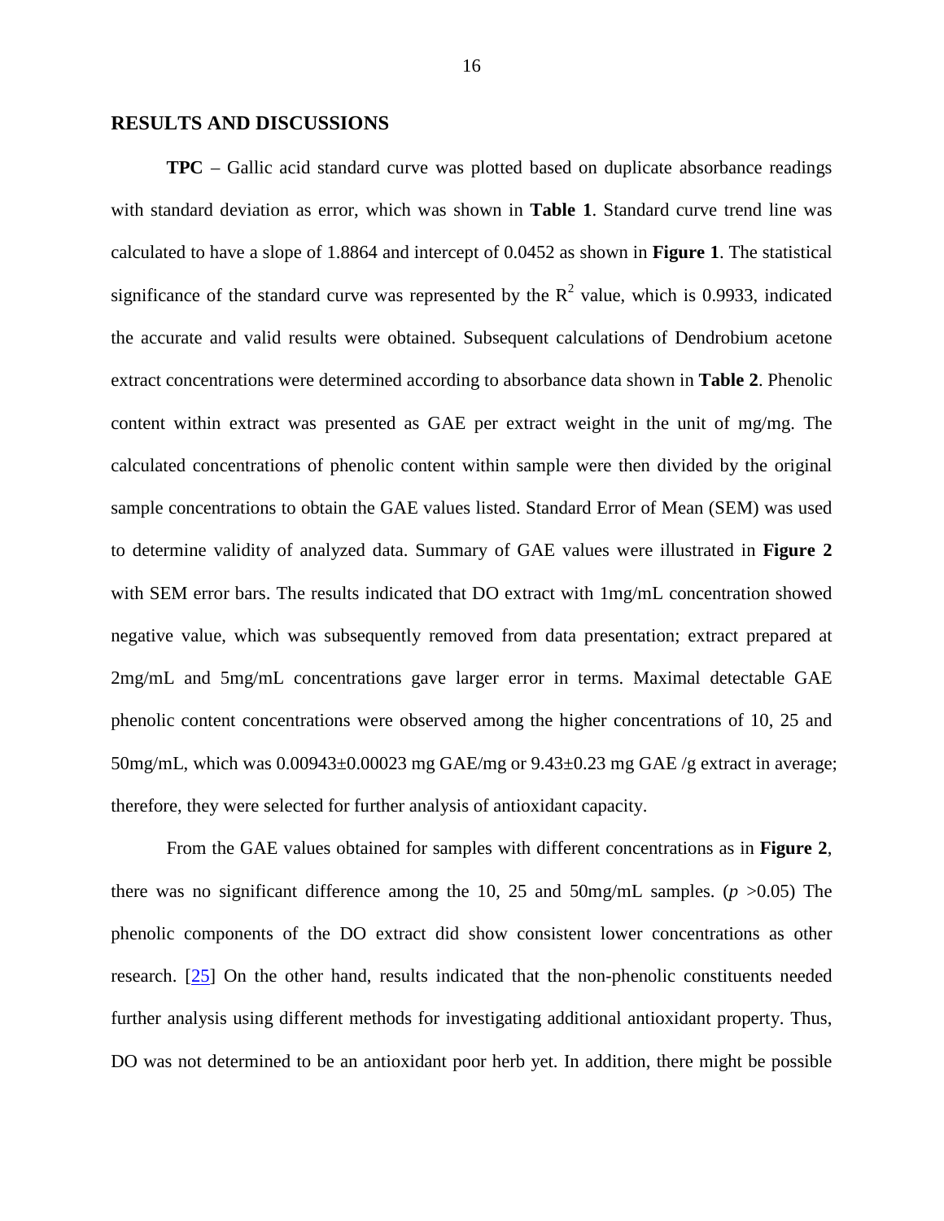## RESULTS AND DISCUSSIONS

**TPC** – Gallic acid standard curve was plotted based on duplicate absorbance readings with standard deviation as error, which was shown in **Table 1**. Standard curve trend line was calculated to have a slope of 1.8864 and intercept of 0.0452 as shown in **Figure 1**. The statistical significance of the standard curve was represented by the $R^2$ value, which is 0.9933, indicated the accurate and valid results were obtained. Subsequent calculations of Dendrobium acetone extract concentrations were determined according to absorbance data shown in **Table 2**. Phenolic content within extract was presented as GAE per extract weight in the unit of mg/mg. The calculated concentrations of phenolic content within sample were then divided by the original sample concentrations to obtain the GAE values listed. Standard Error of Mean (SEM) was used to determine validity of analyzed data. Summary of GAE values were illustrated in **Figure 2** with SEM error bars. The results indicated that DO extract with 1mg/mL concentration showed negative value, which was subsequently removed from data presentation; extract prepared at 2mg/mL and 5mg/mL concentrations gave larger error in terms. Maximal detectable GAE phenolic content concentrations were observed among the higher concentrations of 10, 25 and 50mg/mL, which was 0.00943±0.00023 mg GAE/mg or 9.43±0.23 mg GAE /g extract in average; therefore, they were selected for further analysis of antioxidant capacity.

From the GAE values obtained for samples with different concentrations as in **Figure 2**, there was no significant difference among the 10, 25 and 50mg/mL samples. ($p$ >0.05) The phenolic components of the DO extract did show consistent lower concentrations as other research. [25] On the other hand, results indicated that the non-phenolic constituents needed further analysis using different methods for investigating additional antioxidant property. Thus, DO was not determined to be an antioxidant poor herb yet. In addition, there might be possible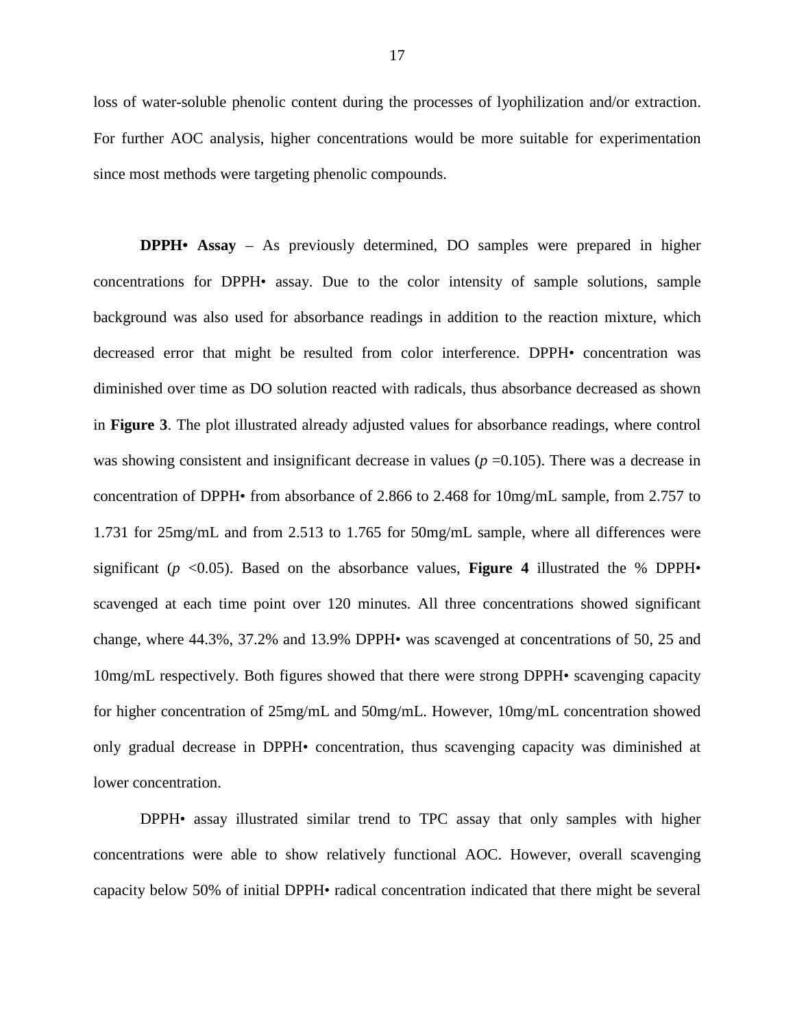loss of water-soluble phenolic content during the processes of lyophilization and/or extraction. For further AOC analysis, higher concentrations would be more suitable for experimentation since most methods were targeting phenolic compounds.

**DPPH• Assay** – As previously determined, DO samples were prepared in higher concentrations for DPPH• assay. Due to the color intensity of sample solutions, sample background was also used for absorbance readings in addition to the reaction mixture, which decreased error that might be resulted from color interference. DPPH• concentration was diminished over time as DO solution reacted with radicals, thus absorbance decreased as shown in **Figure 3**. The plot illustrated already adjusted values for absorbance readings, where control was showing consistent and insignificant decrease in values ($p$ =0.105). There was a decrease in concentration of DPPH• from absorbance of 2.866 to 2.468 for 10mg/mL sample, from 2.757 to 1.731 for 25mg/mL and from 2.513 to 1.765 for 50mg/mL sample, where all differences were significant ($p$ <0.05). Based on the absorbance values, **Figure 4** illustrated the % DPPH• scavenged at each time point over 120 minutes. All three concentrations showed significant change, where 44.3%, 37.2% and 13.9% DPPH• was scavenged at concentrations of 50, 25 and 10mg/mL respectively. Both figures showed that there were strong DPPH• scavenging capacity for higher concentration of 25mg/mL and 50mg/mL. However, 10mg/mL concentration showed only gradual decrease in DPPH• concentration, thus scavenging capacity was diminished at lower concentration.

DPPH• assay illustrated similar trend to TPC assay that only samples with higher concentrations were able to show relatively functional AOC. However, overall scavenging capacity below 50% of initial DPPH• radical concentration indicated that there might be several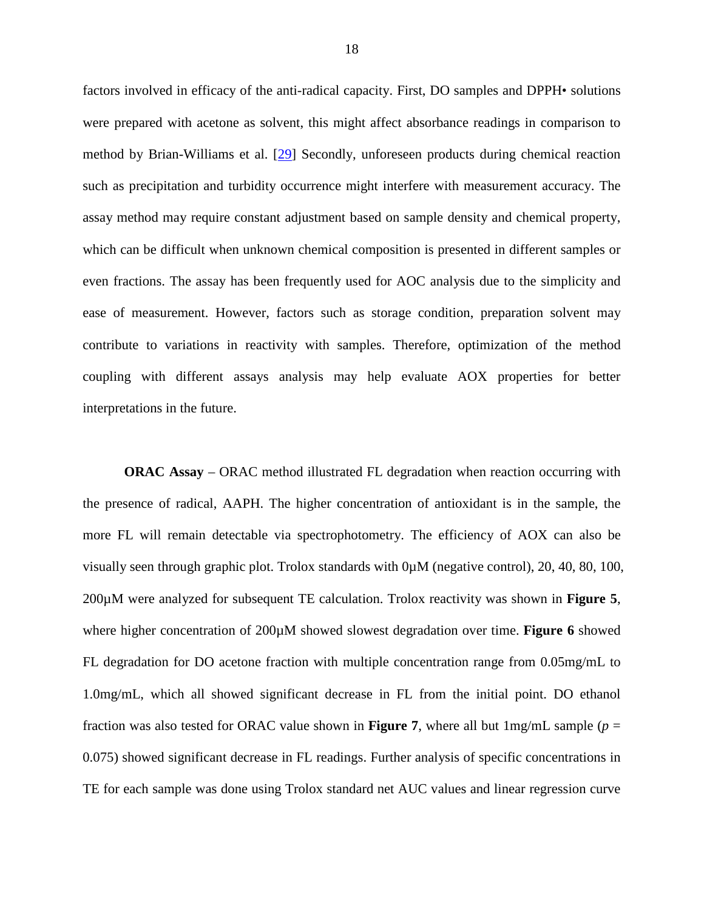factors involved in efficacy of the anti-radical capacity. First, DO samples and DPPH• solutions were prepared with acetone as solvent, this might affect absorbance readings in comparison to method by Brian-Williams et al. [29] Secondly, unforeseen products during chemical reaction such as precipitation and turbidity occurrence might interfere with measurement accuracy. The assay method may require constant adjustment based on sample density and chemical property, which can be difficult when unknown chemical composition is presented in different samples or even fractions. The assay has been frequently used for AOC analysis due to the simplicity and ease of measurement. However, factors such as storage condition, preparation solvent may contribute to variations in reactivity with samples. Therefore, optimization of the method coupling with different assays analysis may help evaluate AOX properties for better interpretations in the future.

**ORAC Assay** – ORAC method illustrated FL degradation when reaction occurring with the presence of radical, AAPH. The higher concentration of antioxidant is in the sample, the more FL will remain detectable via spectrophotometry. The efficiency of AOX can also be visually seen through graphic plot. Trolox standards with 0µM (negative control), 20, 40, 80, 100, 200µM were analyzed for subsequent TE calculation. Trolox reactivity was shown in **Figure 5**, where higher concentration of 200µM showed slowest degradation over time. **Figure 6** showed FL degradation for DO acetone fraction with multiple concentration range from 0.05mg/mL to 1.0mg/mL, which all showed significant decrease in FL from the initial point. DO ethanol fraction was also tested for ORAC value shown in **Figure 7**, where all but 1mg/mL sample ($p$ = 0.075) showed significant decrease in FL readings. Further analysis of specific concentrations in TE for each sample was done using Trolox standard net AUC values and linear regression curve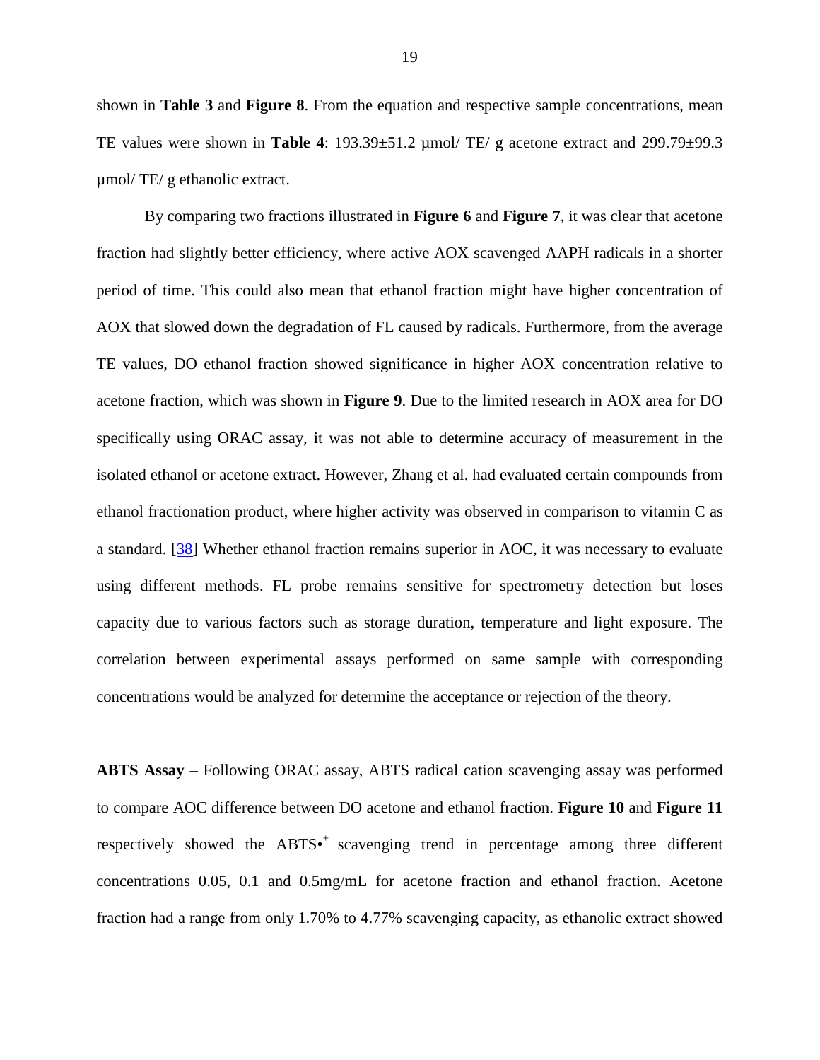shown in **Table 3** and **Figure 8**. From the equation and respective sample concentrations, mean TE values were shown in **Table 4**: 193.39±51.2 µmol/ TE/ g acetone extract and 299.79±99.3 µmol/ TE/ g ethanolic extract.

By comparing two fractions illustrated in **Figure 6** and **Figure 7**, it was clear that acetone fraction had slightly better efficiency, where active AOX scavenged AAPH radicals in a shorter period of time. This could also mean that ethanol fraction might have higher concentration of AOX that slowed down the degradation of FL caused by radicals. Furthermore, from the average TE values, DO ethanol fraction showed significance in higher AOX concentration relative to acetone fraction, which was shown in **Figure 9**. Due to the limited research in AOX area for DO specifically using ORAC assay, it was not able to determine accuracy of measurement in the isolated ethanol or acetone extract. However, Zhang et al. had evaluated certain compounds from ethanol fractionation product, where higher activity was observed in comparison to vitamin C as a standard. [38] Whether ethanol fraction remains superior in AOC, it was necessary to evaluate using different methods. FL probe remains sensitive for spectrometry detection but loses capacity due to various factors such as storage duration, temperature and light exposure. The correlation between experimental assays performed on same sample with corresponding concentrations would be analyzed for determine the acceptance or rejection of the theory.

**ABTS Assay** – Following ORAC assay, ABTS radical cation scavenging assay was performed to compare AOC difference between DO acetone and ethanol fraction. **Figure 10** and **Figure 11** respectively showed the $ABTS^{\bullet +}$ scavenging trend in percentage among three different concentrations 0.05, 0.1 and 0.5mg/mL for acetone fraction and ethanol fraction. Acetone fraction had a range from only 1.70% to 4.77% scavenging capacity, as ethanolic extract showed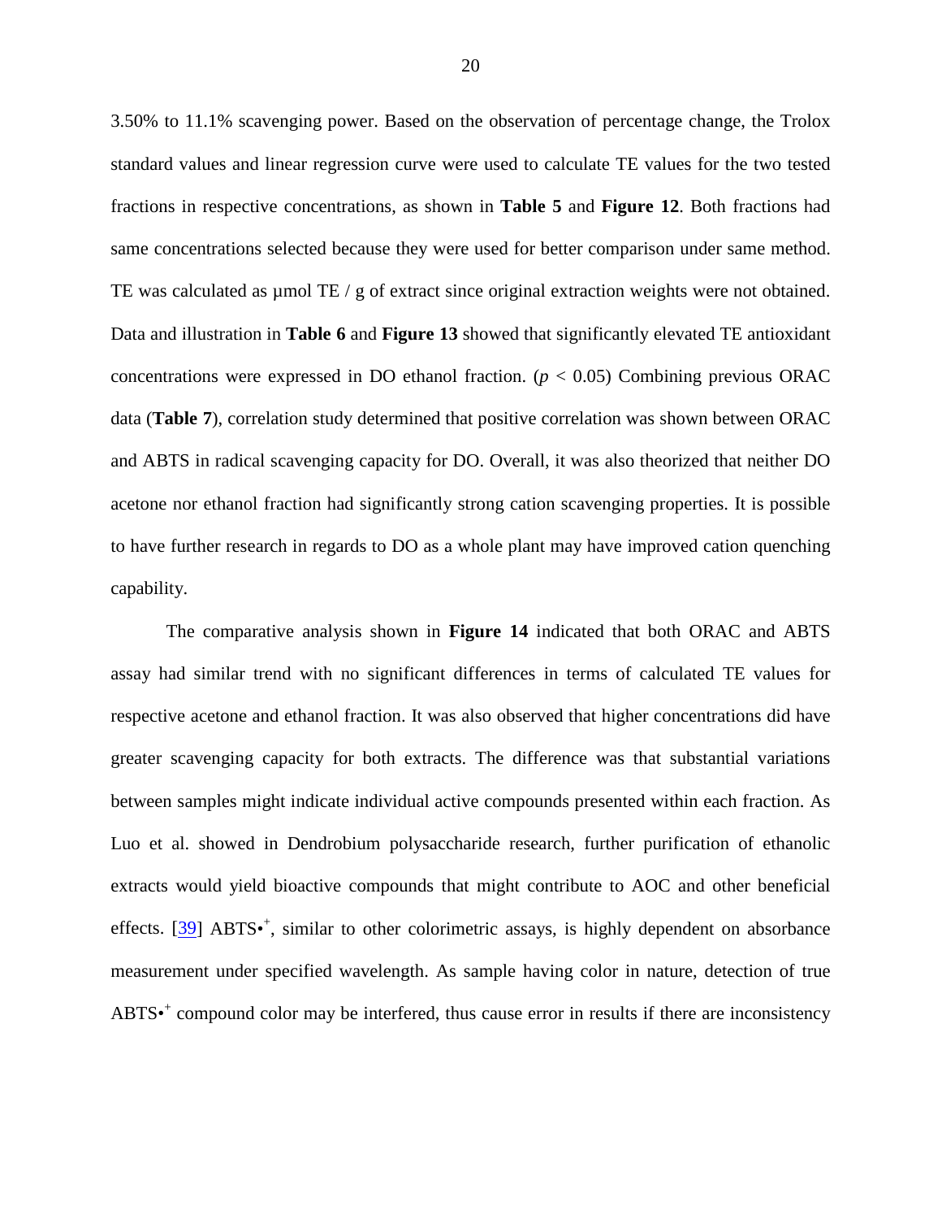3.50% to 11.1% scavenging power. Based on the observation of percentage change, the Trolox standard values and linear regression curve were used to calculate TE values for the two tested fractions in respective concentrations, as shown in **Table 5** and **Figure 12**. Both fractions had same concentrations selected because they were used for better comparison under same method. TE was calculated as µmol TE / g of extract since original extraction weights were not obtained. Data and illustration in **Table 6** and **Figure 13** showed that significantly elevated TE antioxidant concentrations were expressed in DO ethanol fraction. ($p < 0.05$) Combining previous ORAC data (**Table 7**), correlation study determined that positive correlation was shown between ORAC and ABTS in radical scavenging capacity for DO. Overall, it was also theorized that neither DO acetone nor ethanol fraction had significantly strong cation scavenging properties. It is possible to have further research in regards to DO as a whole plant may have improved cation quenching capability.

The comparative analysis shown in **Figure 14** indicated that both ORAC and ABTS assay had similar trend with no significant differences in terms of calculated TE values for respective acetone and ethanol fraction. It was also observed that higher concentrations did have greater scavenging capacity for both extracts. The difference was that substantial variations between samples might indicate individual active compounds presented within each fraction. As Luo et al. showed in Dendrobium polysaccharide research, further purification of ethanolic extracts would yield bioactive compounds that might contribute to AOC and other beneficial effects. [39] ABTS$\bullet^{+}$, similar to other colorimetric assays, is highly dependent on absorbance measurement under specified wavelength. As sample having color in nature, detection of true ABTS$\bullet^{+}$ compound color may be interfered, thus cause error in results if there are inconsistency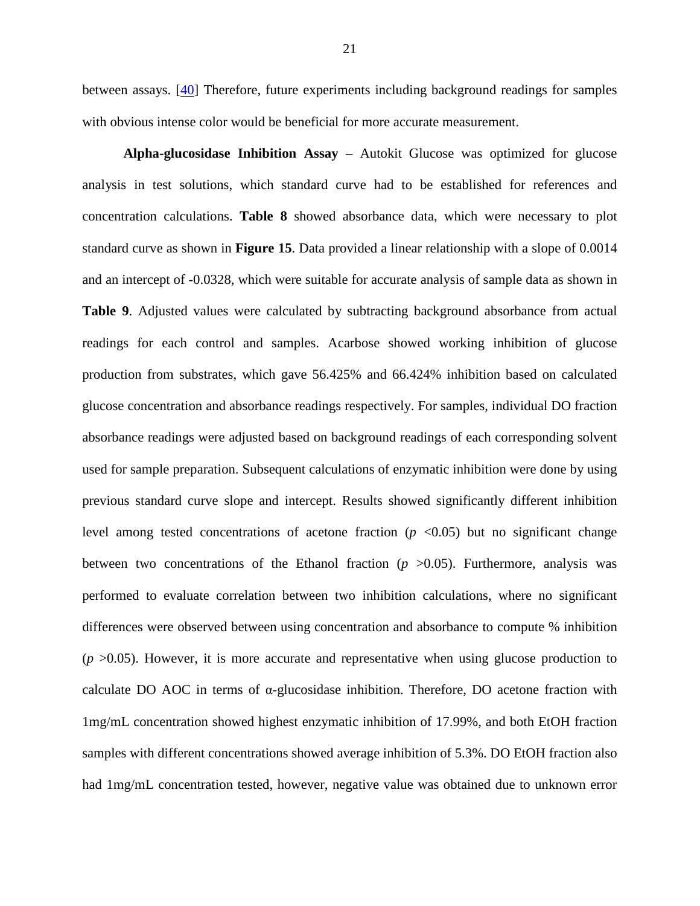between assays. [40] Therefore, future experiments including background readings for samples with obvious intense color would be beneficial for more accurate measurement.

**Alpha-glucosidase Inhibition Assay** – Autokit Glucose was optimized for glucose analysis in test solutions, which standard curve had to be established for references and concentration calculations. **Table 8** showed absorbance data, which were necessary to plot standard curve as shown in **Figure 15**. Data provided a linear relationship with a slope of 0.0014 and an intercept of -0.0328, which were suitable for accurate analysis of sample data as shown in **Table 9**. Adjusted values were calculated by subtracting background absorbance from actual readings for each control and samples. Acarbose showed working inhibition of glucose production from substrates, which gave 56.425% and 66.424% inhibition based on calculated glucose concentration and absorbance readings respectively. For samples, individual DO fraction absorbance readings were adjusted based on background readings of each corresponding solvent used for sample preparation. Subsequent calculations of enzymatic inhibition were done by using previous standard curve slope and intercept. Results showed significantly different inhibition level among tested concentrations of acetone fraction ($p$ <0.05) but no significant change between two concentrations of the Ethanol fraction ($p$ >0.05). Furthermore, analysis was performed to evaluate correlation between two inhibition calculations, where no significant differences were observed between using concentration and absorbance to compute % inhibition ($p$ >0.05). However, it is more accurate and representative when using glucose production to calculate DO AOC in terms of α-glucosidase inhibition. Therefore, DO acetone fraction with 1mg/mL concentration showed highest enzymatic inhibition of 17.99%, and both EtOH fraction samples with different concentrations showed average inhibition of 5.3%. DO EtOH fraction also had 1mg/mL concentration tested, however, negative value was obtained due to unknown error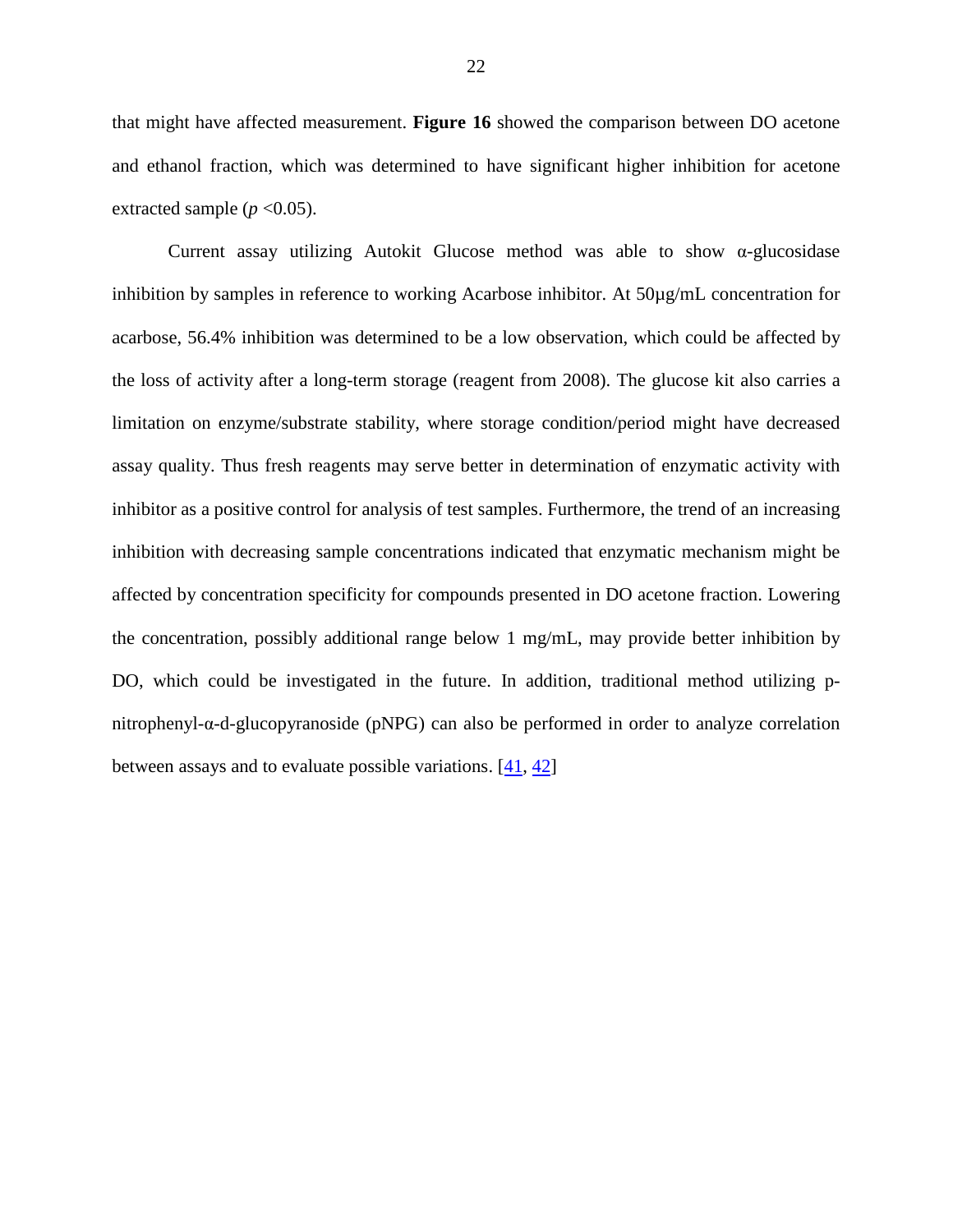that might have affected measurement. **Figure 16** showed the comparison between DO acetone and ethanol fraction, which was determined to have significant higher inhibition for acetone extracted sample ($p < 0.05$).

Current assay utilizing Autokit Glucose method was able to show α-glucosidase inhibition by samples in reference to working Acarbose inhibitor. At 50μg/mL concentration for acarbose, 56.4% inhibition was determined to be a low observation, which could be affected by the loss of activity after a long-term storage (reagent from 2008). The glucose kit also carries a limitation on enzyme/substrate stability, where storage condition/period might have decreased assay quality. Thus fresh reagents may serve better in determination of enzymatic activity with inhibitor as a positive control for analysis of test samples. Furthermore, the trend of an increasing inhibition with decreasing sample concentrations indicated that enzymatic mechanism might be affected by concentration specificity for compounds presented in DO acetone fraction. Lowering the concentration, possibly additional range below 1 mg/mL, may provide better inhibition by DO, which could be investigated in the future. In addition, traditional method utilizing p-nitrophenyl-α-d-glucopyranoside (pNPG) can also be performed in order to analyze correlation between assays and to evaluate possible variations. [41, 42]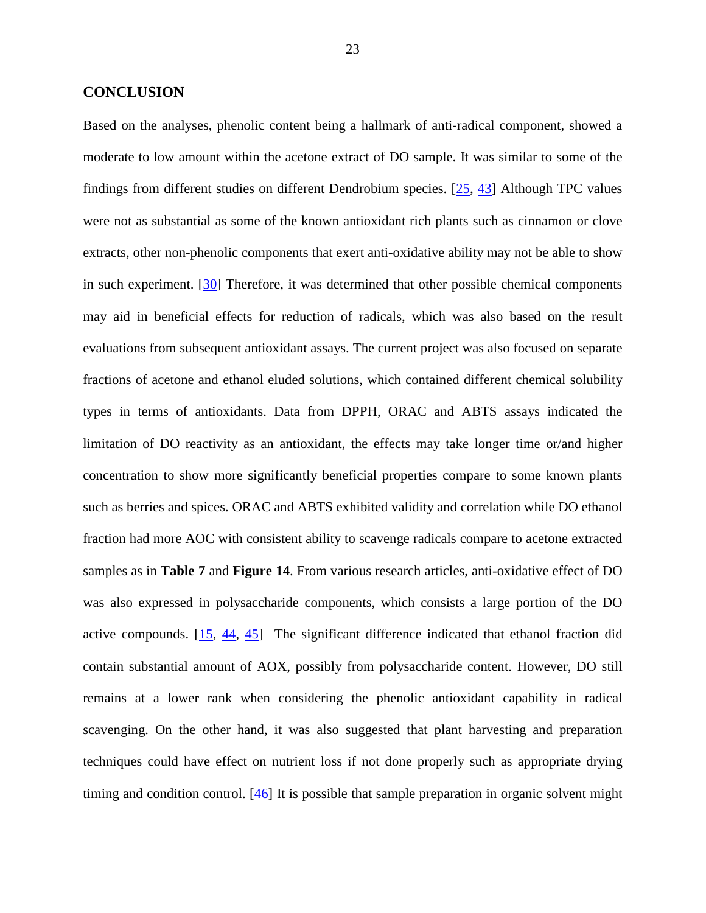## CONCLUSION

Based on the analyses, phenolic content being a hallmark of anti-radical component, showed a moderate to low amount within the acetone extract of DO sample. It was similar to some of the findings from different studies on different Dendrobium species. [25, 43] Although TPC values were not as substantial as some of the known antioxidant rich plants such as cinnamon or clove extracts, other non-phenolic components that exert anti-oxidative ability may not be able to show in such experiment. [30] Therefore, it was determined that other possible chemical components may aid in beneficial effects for reduction of radicals, which was also based on the result evaluations from subsequent antioxidant assays. The current project was also focused on separate fractions of acetone and ethanol eluded solutions, which contained different chemical solubility types in terms of antioxidants. Data from DPPH, ORAC and ABTS assays indicated the limitation of DO reactivity as an antioxidant, the effects may take longer time or/and higher concentration to show more significantly beneficial properties compare to some known plants such as berries and spices. ORAC and ABTS exhibited validity and correlation while DO ethanol fraction had more AOC with consistent ability to scavenge radicals compare to acetone extracted samples as in **Table 7** and **Figure 14**. From various research articles, anti-oxidative effect of DO was also expressed in polysaccharide components, which consists a large portion of the DO active compounds. [15, 44, 45] The significant difference indicated that ethanol fraction did contain substantial amount of AOX, possibly from polysaccharide content. However, DO still remains at a lower rank when considering the phenolic antioxidant capability in radical scavenging. On the other hand, it was also suggested that plant harvesting and preparation techniques could have effect on nutrient loss if not done properly such as appropriate drying timing and condition control. [46] It is possible that sample preparation in organic solvent might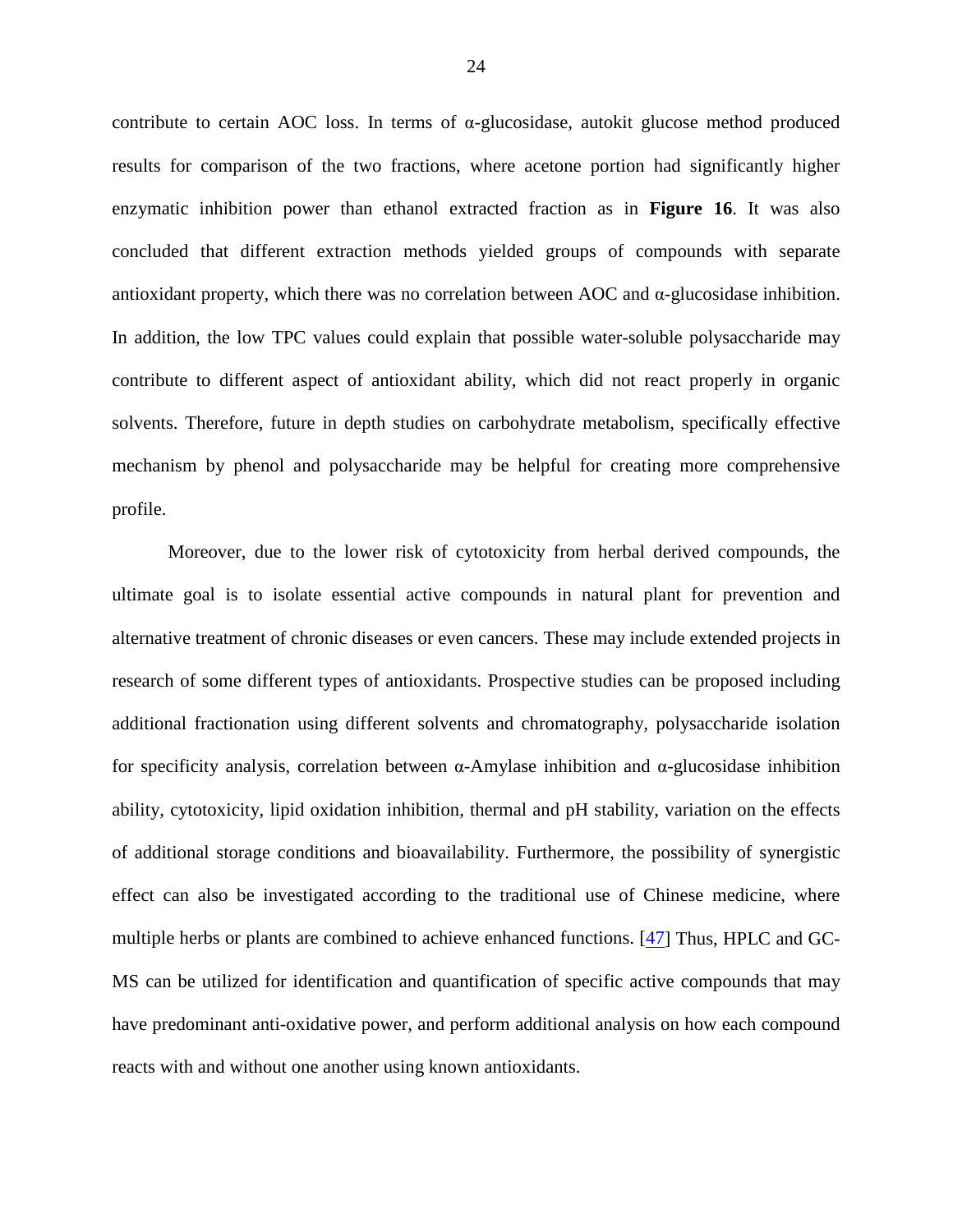contribute to certain AOC loss. In terms of α-glucosidase, autokit glucose method produced results for comparison of the two fractions, where acetone portion had significantly higher enzymatic inhibition power than ethanol extracted fraction as in **Figure 16**. It was also concluded that different extraction methods yielded groups of compounds with separate antioxidant property, which there was no correlation between AOC and α-glucosidase inhibition. In addition, the low TPC values could explain that possible water-soluble polysaccharide may contribute to different aspect of antioxidant ability, which did not react properly in organic solvents. Therefore, future in depth studies on carbohydrate metabolism, specifically effective mechanism by phenol and polysaccharide may be helpful for creating more comprehensive profile.

Moreover, due to the lower risk of cytotoxicity from herbal derived compounds, the ultimate goal is to isolate essential active compounds in natural plant for prevention and alternative treatment of chronic diseases or even cancers. These may include extended projects in research of some different types of antioxidants. Prospective studies can be proposed including additional fractionation using different solvents and chromatography, polysaccharide isolation for specificity analysis, correlation between α-Amylase inhibition and α-glucosidase inhibition ability, cytotoxicity, lipid oxidation inhibition, thermal and pH stability, variation on the effects of additional storage conditions and bioavailability. Furthermore, the possibility of synergistic effect can also be investigated according to the traditional use of Chinese medicine, where multiple herbs or plants are combined to achieve enhanced functions. [47] Thus, HPLC and GC-MS can be utilized for identification and quantification of specific active compounds that may have predominant anti-oxidative power, and perform additional analysis on how each compound reacts with and without one another using known antioxidants.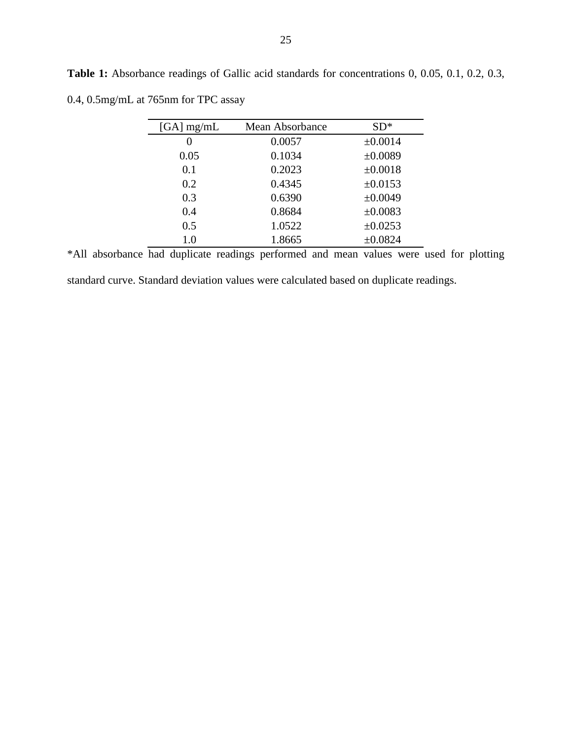**Table 1:** Absorbance readings of Gallic acid standards for concentrations 0, 0.05, 0.1, 0.2, 0.3, 0.4, 0.5mg/mL at 765nm for TPC assay

| [GA] mg/mL | Mean Absorbance | SD* |
|---|---|---|
| 0 | 0.0057 | ±0.0014 |
| 0.05 | 0.1034 | ±0.0089 |
| 0.1 | 0.2023 | ±0.0018 |
| 0.2 | 0.4345 | ±0.0153 |
| 0.3 | 0.6390 | ±0.0049 |
| 0.4 | 0.8684 | ±0.0083 |
| 0.5 | 1.0522 | ±0.0253 |
| 1.0 | 1.8665 | ±0.0824 |

*All absorbance had duplicate readings performed and mean values were used for plotting standard curve. Standard deviation values were calculated based on duplicate readings.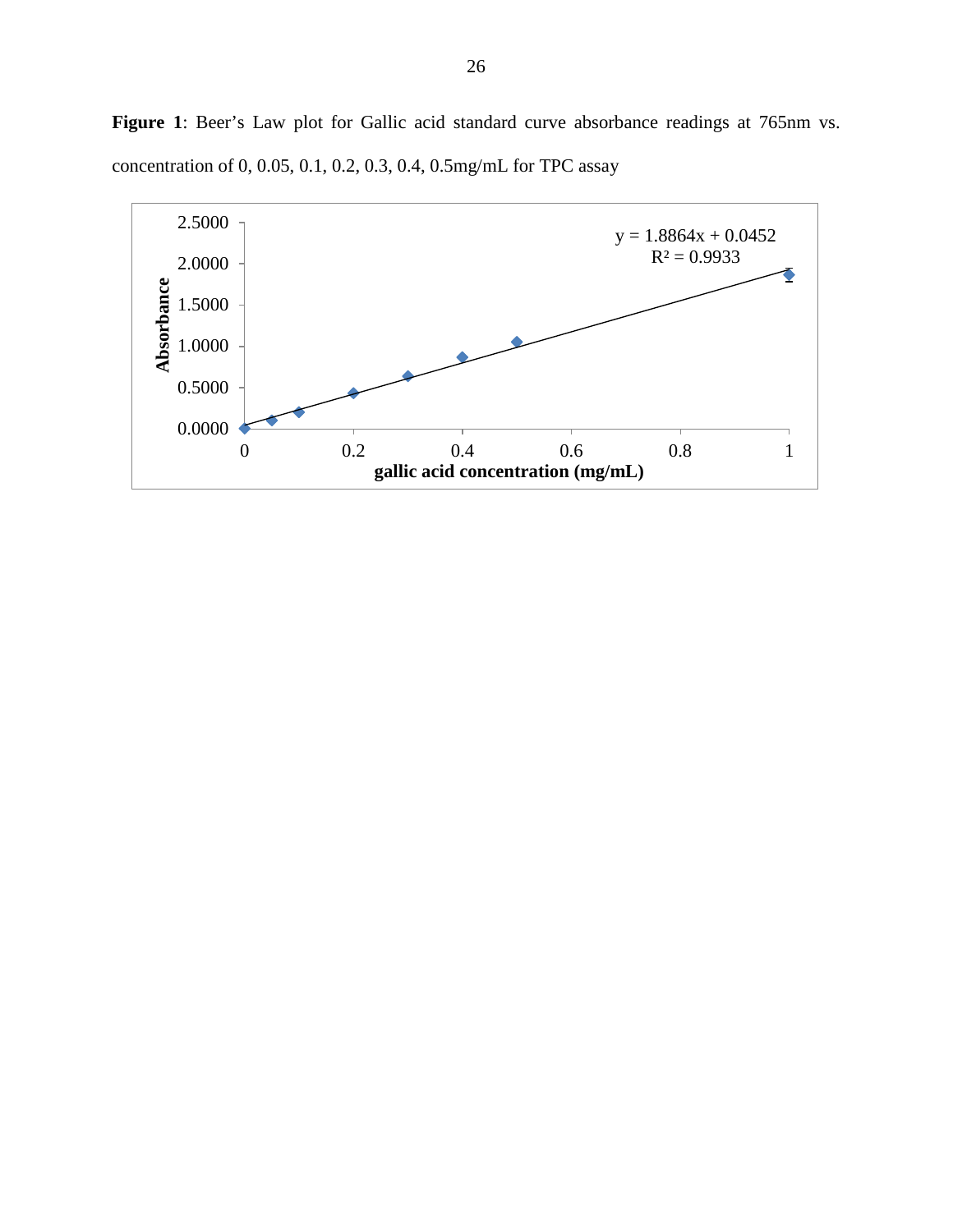**Figure 1**: Beer's Law plot for Gallic acid standard curve absorbance readings at 765nm vs. concentration of 0, 0.05, 0.1, 0.2, 0.3, 0.4, 0.5mg/mL for TPC assay

$y = 1.8864x + 0.0452$

$R^2 = 0.9933$

Absorbance

2.5000
2.0000
1.5000
1.0000
0.5000
0.0000

0
0.2
0.4
0.6
0.8
1

gallic acid concentration (mg/mL)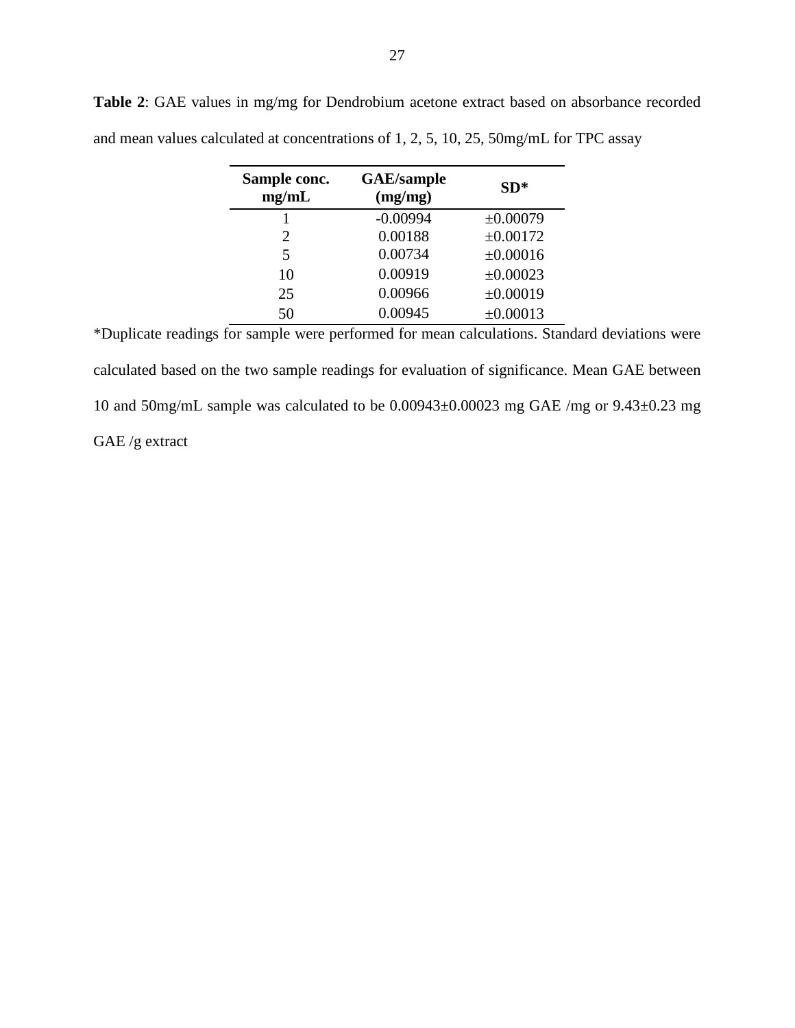**Table 2**: GAE values in mg/mg for Dendrobium acetone extract based on absorbance recorded and mean values calculated at concentrations of 1, 2, 5, 10, 25, 50mg/mL for TPC assay

| Sample conc. mg/mL | GAE/sample (mg/mg) | SD* |
|---|---|---|
| 1 | -0.00994 | ±0.00079 |
| 2 | 0.00188 | ±0.00172 |
| 5 | 0.00734 | ±0.00016 |
| 10 | 0.00919 | ±0.00023 |
| 25 | 0.00966 | ±0.00019 |
| 50 | 0.00945 | ±0.00013 |

*Duplicate readings for sample were performed for mean calculations. Standard deviations were calculated based on the two sample readings for evaluation of significance. Mean GAE between 10 and 50mg/mL sample was calculated to be 0.00943±0.00023 mg GAE /mg or 9.43±0.23 mg GAE /g extract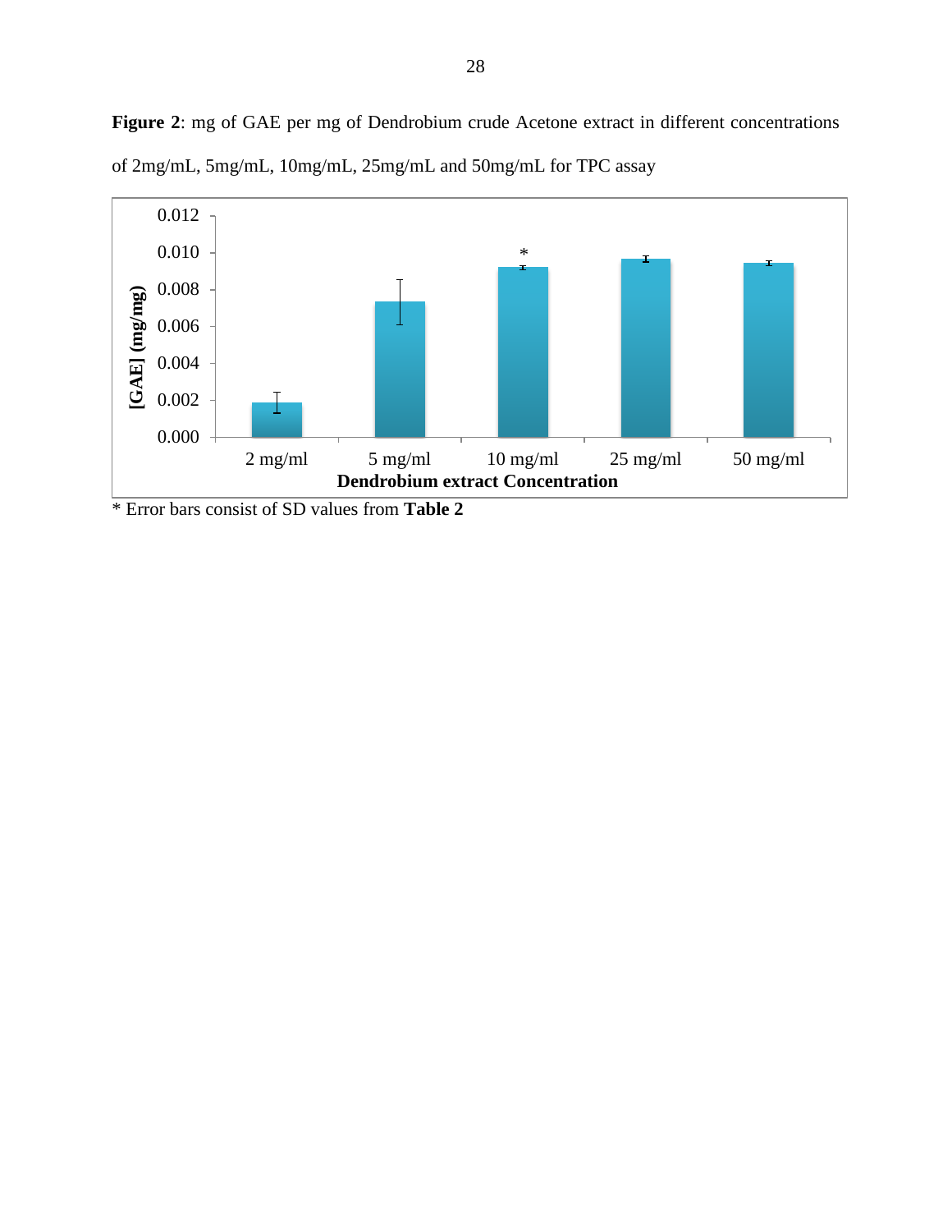**Figure 2**: mg of GAE per mg of Dendrobium crude Acetone extract in different concentrations of 2mg/mL, 5mg/mL, 10mg/mL, 25mg/mL and 50mg/mL for TPC assay

[GAE] (mg/mg)

0.012
0.010
0.008
0.006
0.004
0.002
0.000

*

2 mg/ml
5 mg/ml
10 mg/ml
25 mg/ml
50 mg/ml

**Dendrobium extract Concentration**

* Error bars consist of SD values from **Table 2**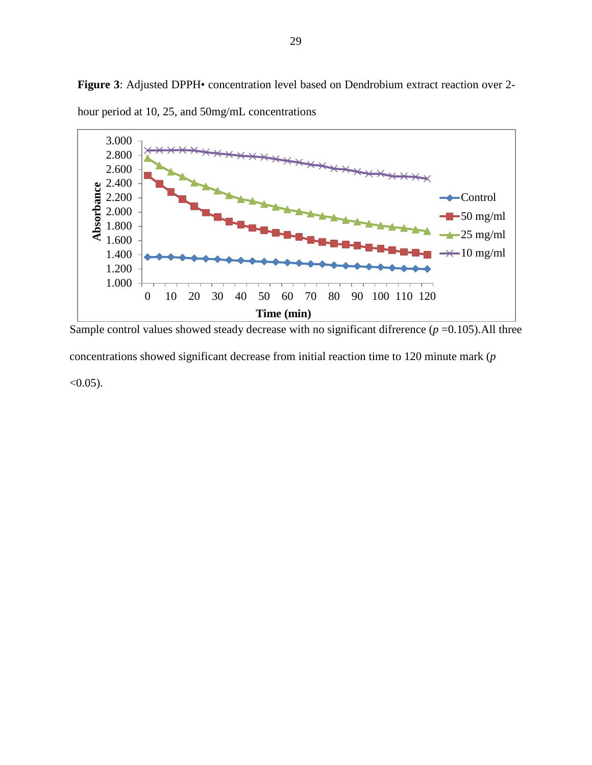**Figure 3**: Adjusted DPPH• concentration level based on Dendrobium extract reaction over 2-hour period at 10, 25, and 50mg/mL concentrations

Absorbance

3.000
2.800
2.600
2.400
2.200
2.000
1.800
1.600
1.400
1.200
1.000

0 10 20 30 40 50 60 70 80 90 100 110 120

Time (min)

Control
50 mg/ml
25 mg/ml
10 mg/ml

Sample control values showed steady decrease with no significant difrerence ($p$ =0.105).All three concentrations showed significant decrease from initial reaction time to 120 minute mark ($p$ <0.05).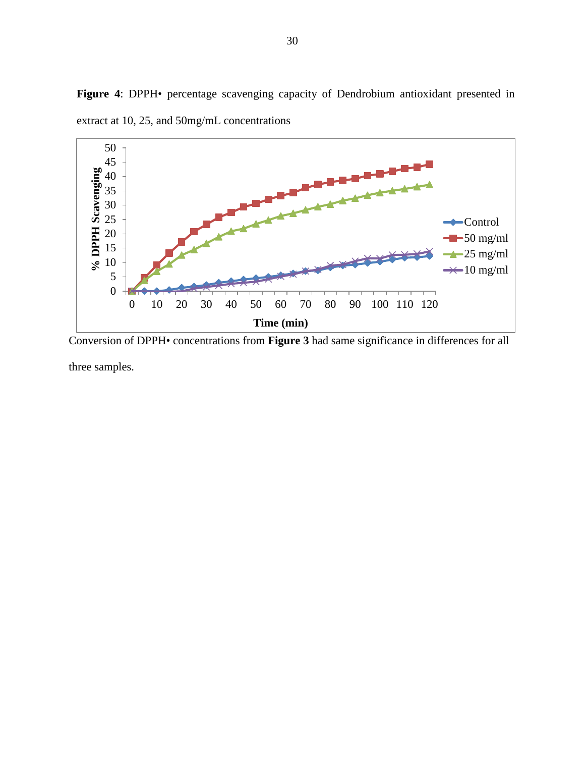**Figure 4**: DPPH• percentage scavenging capacity of Dendrobium antioxidant presented in extract at 10, 25, and 50mg/mL concentrations

Conversion of DPPH• concentrations from **Figure 3** had same significance in differences for all three samples.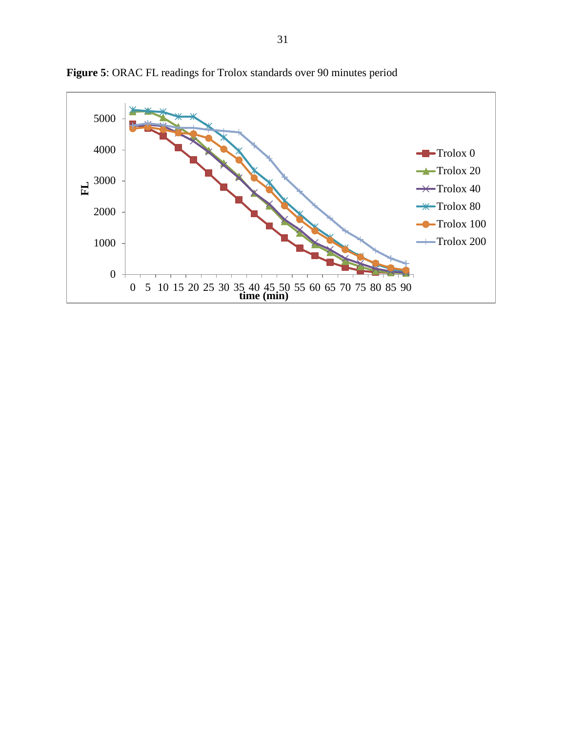**Figure 5**: ORAC FL readings for Trolox standards over 90 minutes period

FL

5000

4000

3000

2000

1000

0

0 5 10 15 20 25 30 35 40 45 50 55 60 65 70 75 80 85 90

time (min)

Trolox 0

Trolox 20

Trolox 40

Trolox 80

Trolox 100

Trolox 200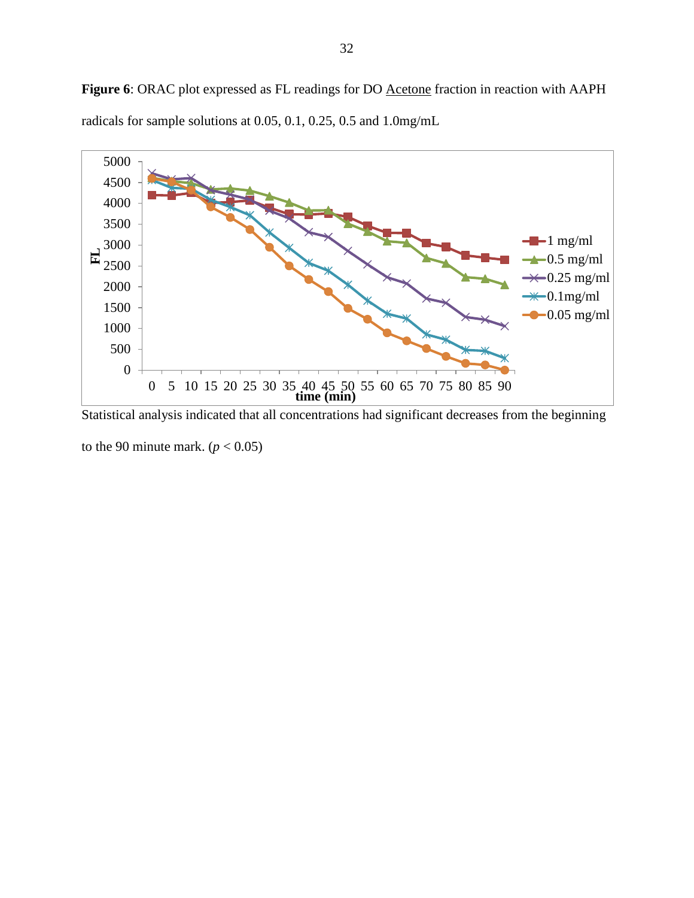**Figure 6**: ORAC plot expressed as FL readings for DO Acetone fraction in reaction with AAPH radicals for sample solutions at 0.05, 0.1, 0.25, 0.5 and 1.0mg/mL

5000
4500
4000
3500
3000
2500
2000
1500
1000
500
0

FL

0 5 10 15 20 25 30 35 40 45 50 55 60 65 70 75 80 85 90

time (min)

1 mg/ml
0.5 mg/ml
0.25 mg/ml
0.1mg/ml
0.05 mg/ml

Statistical analysis indicated that all concentrations had significant decreases from the beginning to the 90 minute mark. ($p < 0.05$)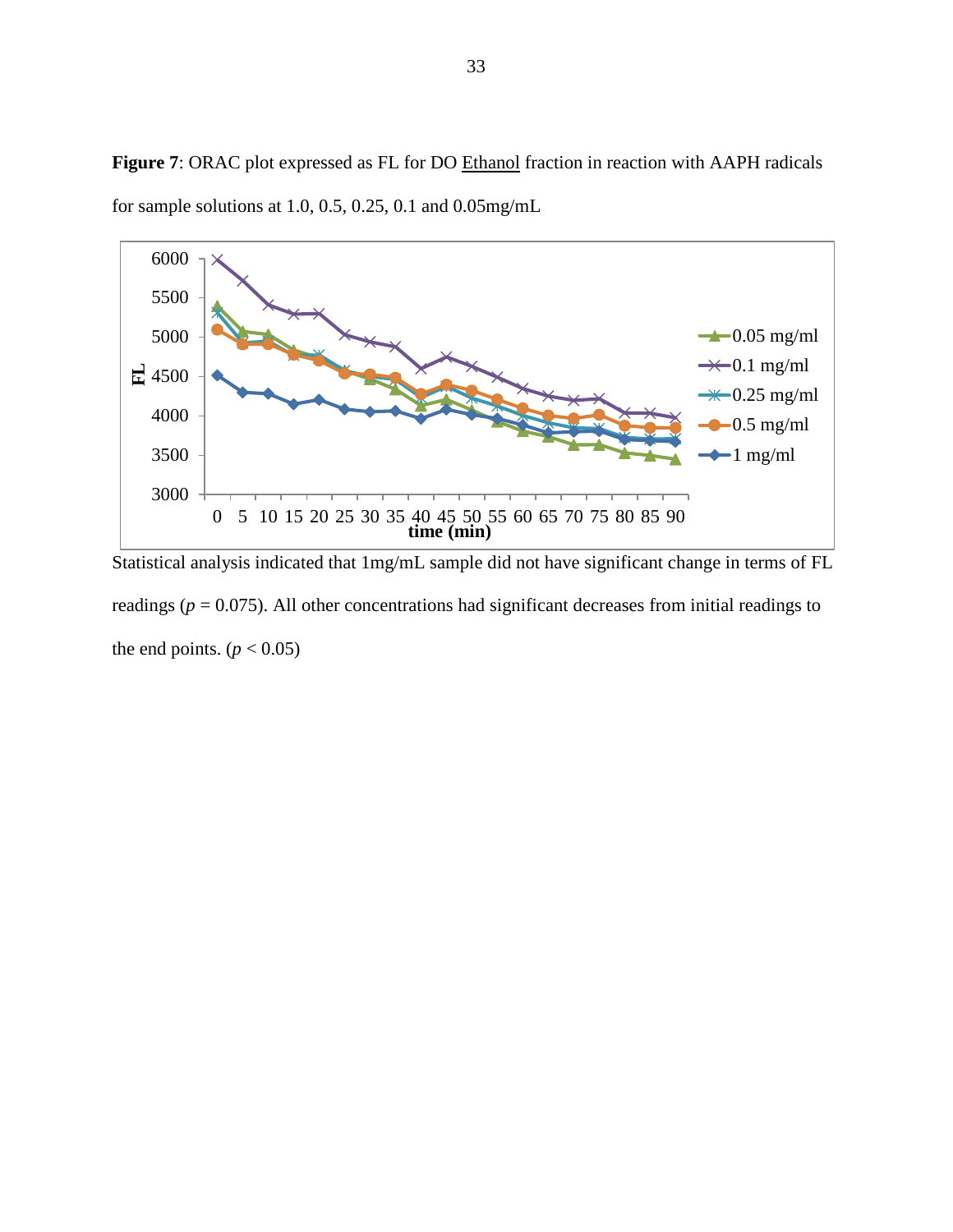**Figure 7**: ORAC plot expressed as FL for DO Ethanol fraction in reaction with AAPH radicals for sample solutions at 1.0, 0.5, 0.25, 0.1 and 0.05mg/mL

FL

6000
5500
5000
4500
4000
3500
3000

0 5 10 15 20 25 30 35 40 45 50 55 60 65 70 75 80 85 90

time (min)

0.05 mg/ml
0.1 mg/ml
0.25 mg/ml
0.5 mg/ml
1 mg/ml

Statistical analysis indicated that 1mg/mL sample did not have significant change in terms of FL readings ($p$ = 0.075). All other concentrations had significant decreases from initial readings to the end points. ($p < 0.05$)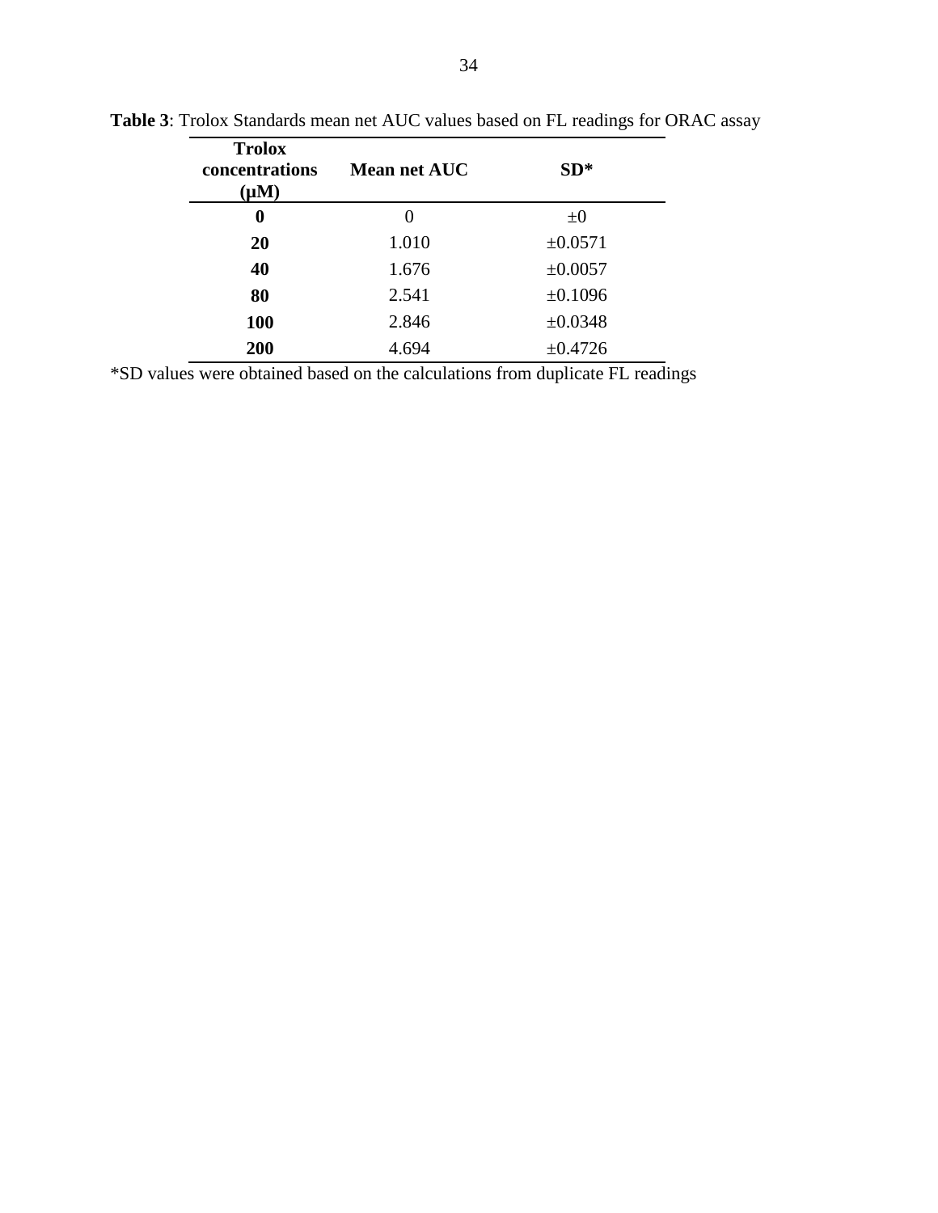**Table 3**: Trolox Standards mean net AUC values based on FL readings for ORAC assay

| Trolox concentrations (μM) | Mean net AUC | SD* |
|---|---|---|
| **0** | 0 | ±0 |
| **20** | 1.010 | ±0.0571 |
| **40** | 1.676 | ±0.0057 |
| **80** | 2.541 | ±0.1096 |
| **100** | 2.846 | ±0.0348 |
| **200** | 4.694 | ±0.4726 |

*SD values were obtained based on the calculations from duplicate FL readings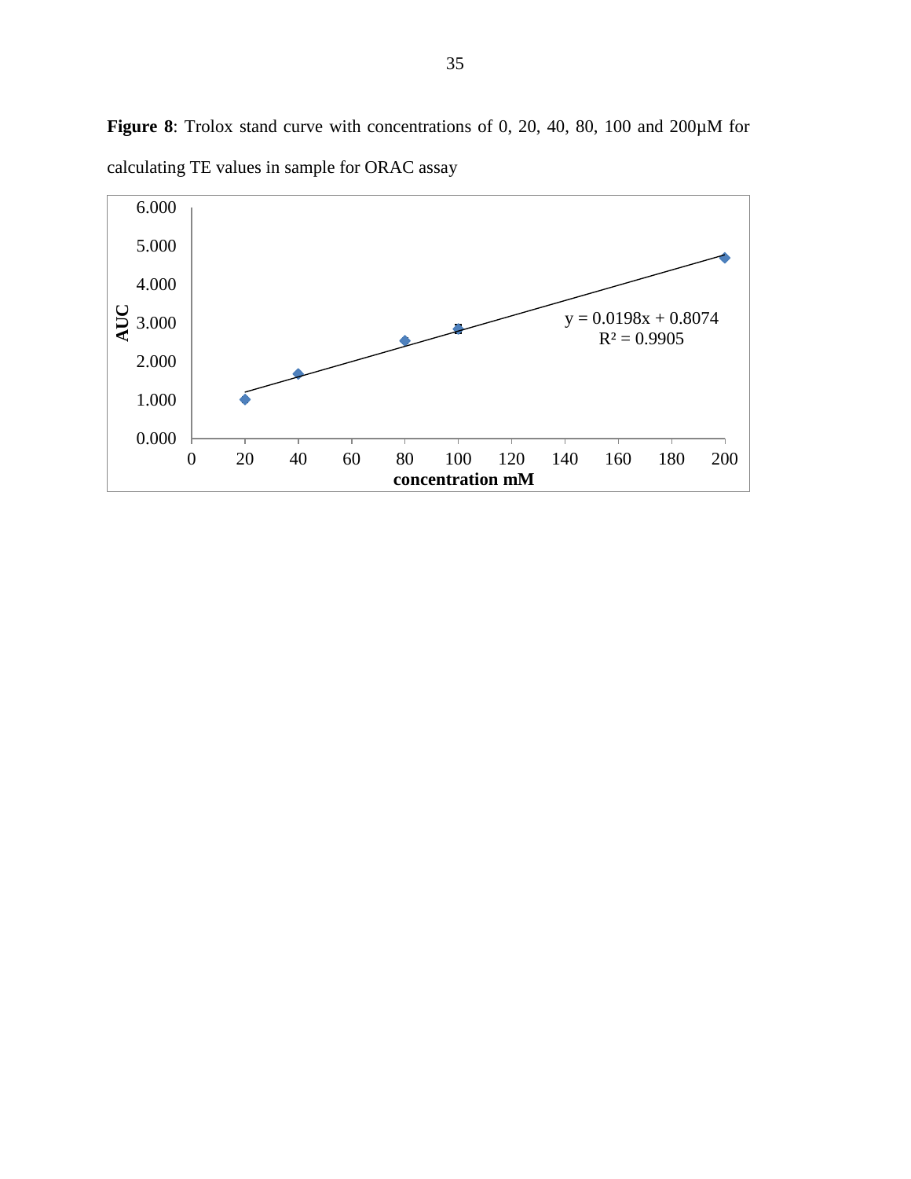**Figure 8**: Trolox stand curve with concentrations of 0, 20, 40, 80, 100 and 200μM for calculating TE values in sample for ORAC assay

6.000
5.000
4.000
3.000
2.000
1.000
0.000

AUC

0 20 40 60 80 100 120 140 160 180 200

concentration mM

y = 0.0198x + 0.8074
$R^2$ = 0.9905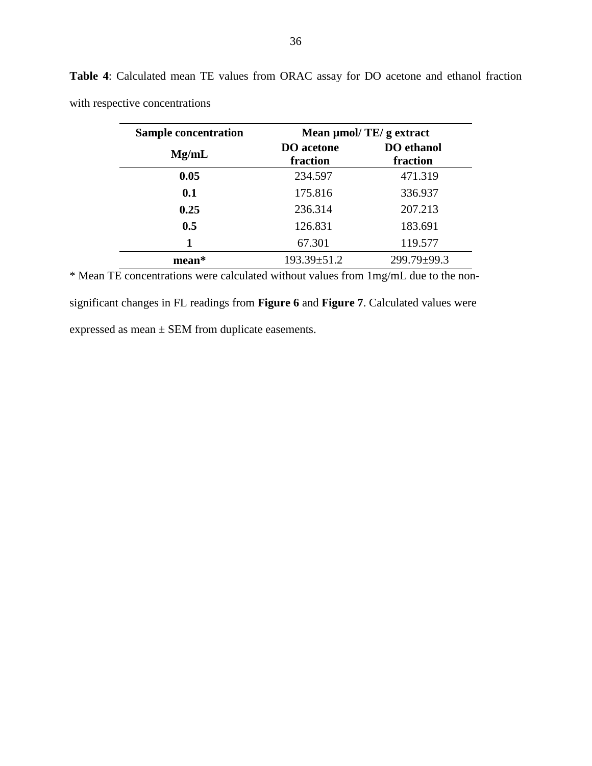**Table 4**: Calculated mean TE values from ORAC assay for DO acetone and ethanol fraction with respective concentrations

| **Sample concentration** | **Mean µmol/ TE/ g extract** | |
|---|---|---|
| **Mg/mL** | **DO acetone fraction** | **DO ethanol fraction** |
| **0.05** | 234.597 | 471.319 |
| **0.1** | 175.816 | 336.937 |
| **0.25** | 236.314 | 207.213 |
| **0.5** | 126.831 | 183.691 |
| **1** | 67.301 | 119.577 |
| **mean*** | 193.39±51.2 | 299.79±99.3 |

* Mean TE concentrations were calculated without values from 1mg/mL due to the non-significant changes in FL readings from **Figure 6** and **Figure 7**. Calculated values were expressed as mean ± SEM from duplicate easements.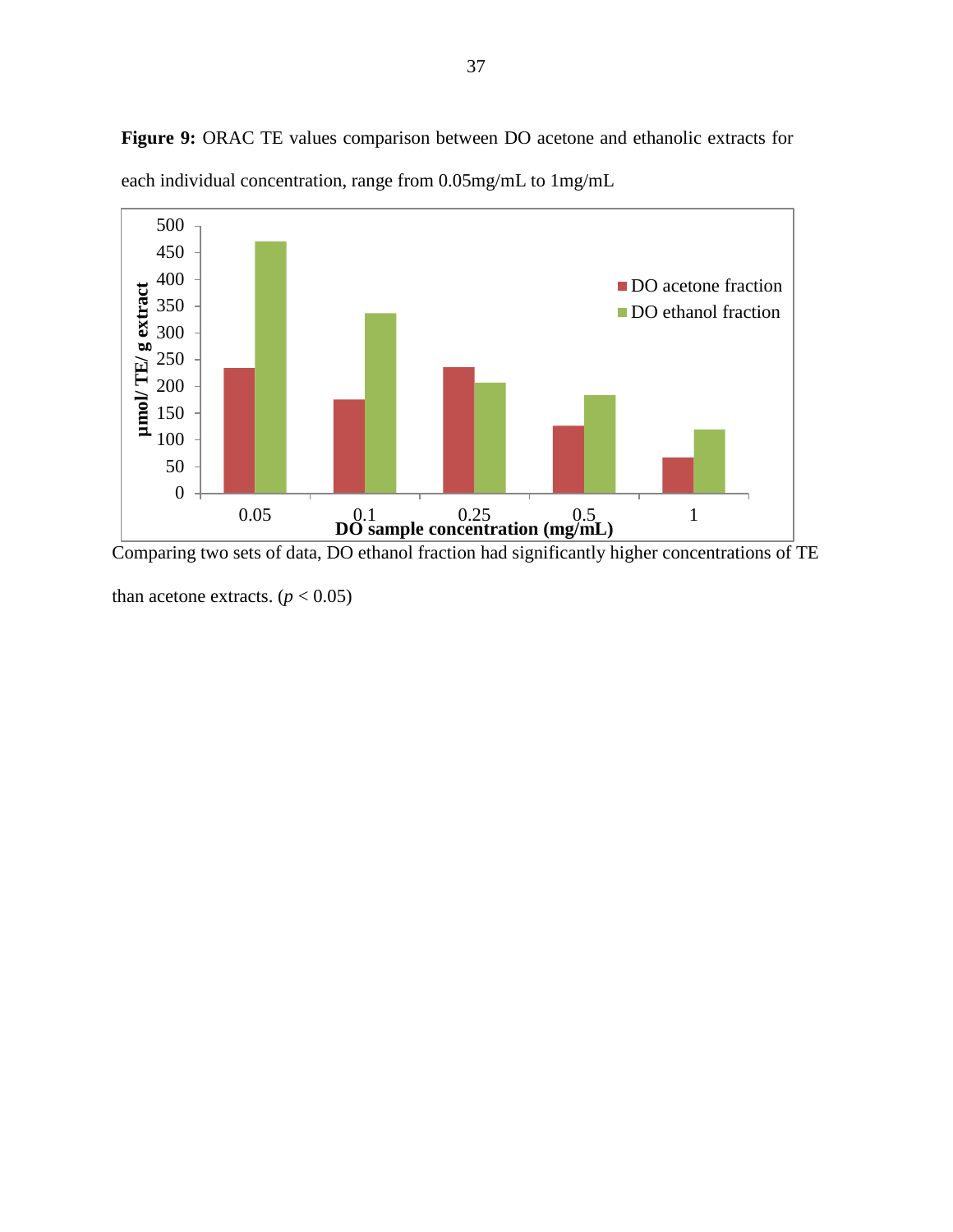**Figure 9:** ORAC TE values comparison between DO acetone and ethanolic extracts for each individual concentration, range from 0.05mg/mL to 1mg/mL

µmol/ TE/ g extract

500
450
400
350
300
250
200
150
100
50
0

DO acetone fraction
DO ethanol fraction

0.05
0.1
0.25
0.5
1

DO sample concentration (mg/mL)

Comparing two sets of data, DO ethanol fraction had significantly higher concentrations of TE than acetone extracts. ($p < 0.05$)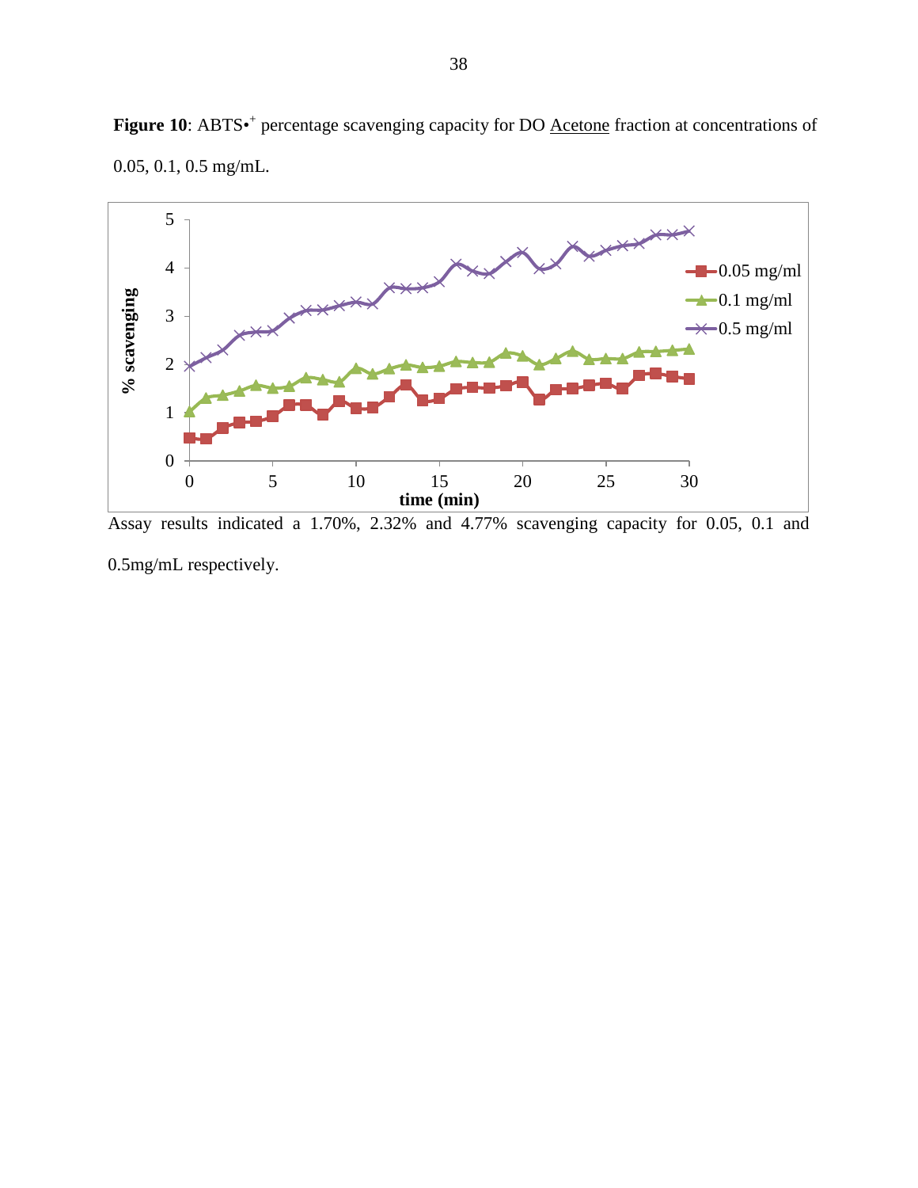**Figure 10**: ABTS•$^+$ percentage scavenging capacity for DO Acetone fraction at concentrations of 0.05, 0.1, 0.5 mg/mL.

% scavenging

5
4
3
2
1
0

0
5
10
15
20
25
30

time (min)

0.05 mg/ml
0.1 mg/ml
0.5 mg/ml

Assay results indicated a 1.70%, 2.32% and 4.77% scavenging capacity for 0.05, 0.1 and 0.5mg/mL respectively.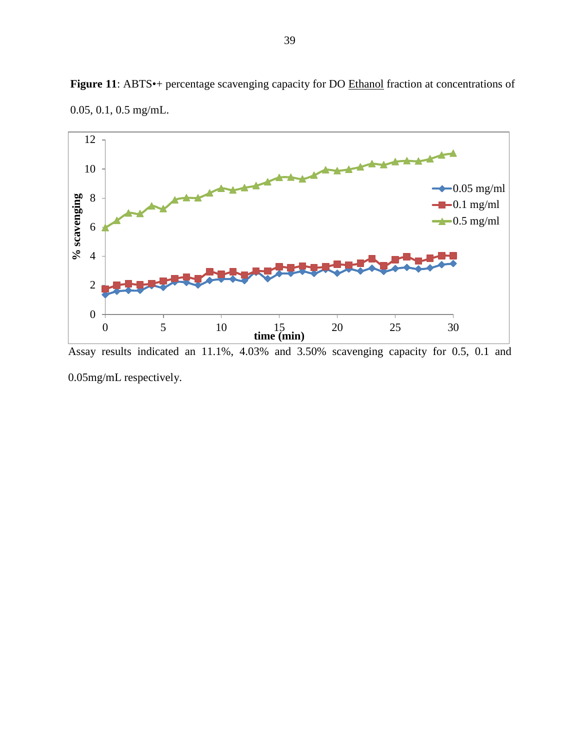**Figure 11**: ABTS•+ percentage scavenging capacity for DO <u>Ethanol</u> fraction at concentrations of 0.05, 0.1, 0.5 mg/mL.

% scavenging

12
10
8
6
4
2
0

0
5
10
15
20
25
30

time (min)

0.05 mg/ml
0.1 mg/ml
0.5 mg/ml

Assay results indicated an 11.1%, 4.03% and 3.50% scavenging capacity for 0.5, 0.1 and 0.05mg/mL respectively.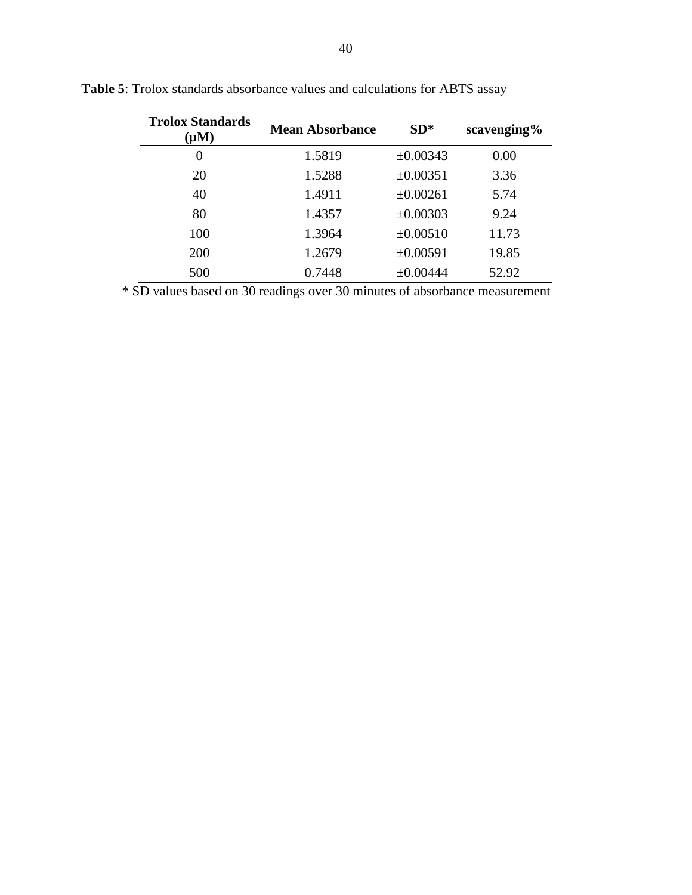**Table 5**: Trolox standards absorbance values and calculations for ABTS assay

| Trolox Standards (μM) | Mean Absorbance | SD* | scavenging% |
|---|---|---|---|
| 0 | 1.5819 | ±0.00343 | 0.00 |
| 20 | 1.5288 | ±0.00351 | 3.36 |
| 40 | 1.4911 | ±0.00261 | 5.74 |
| 80 | 1.4357 | ±0.00303 | 9.24 |
| 100 | 1.3964 | ±0.00510 | 11.73 |
| 200 | 1.2679 | ±0.00591 | 19.85 |
| 500 | 0.7448 | ±0.00444 | 52.92 |

* SD values based on 30 readings over 30 minutes of absorbance measurement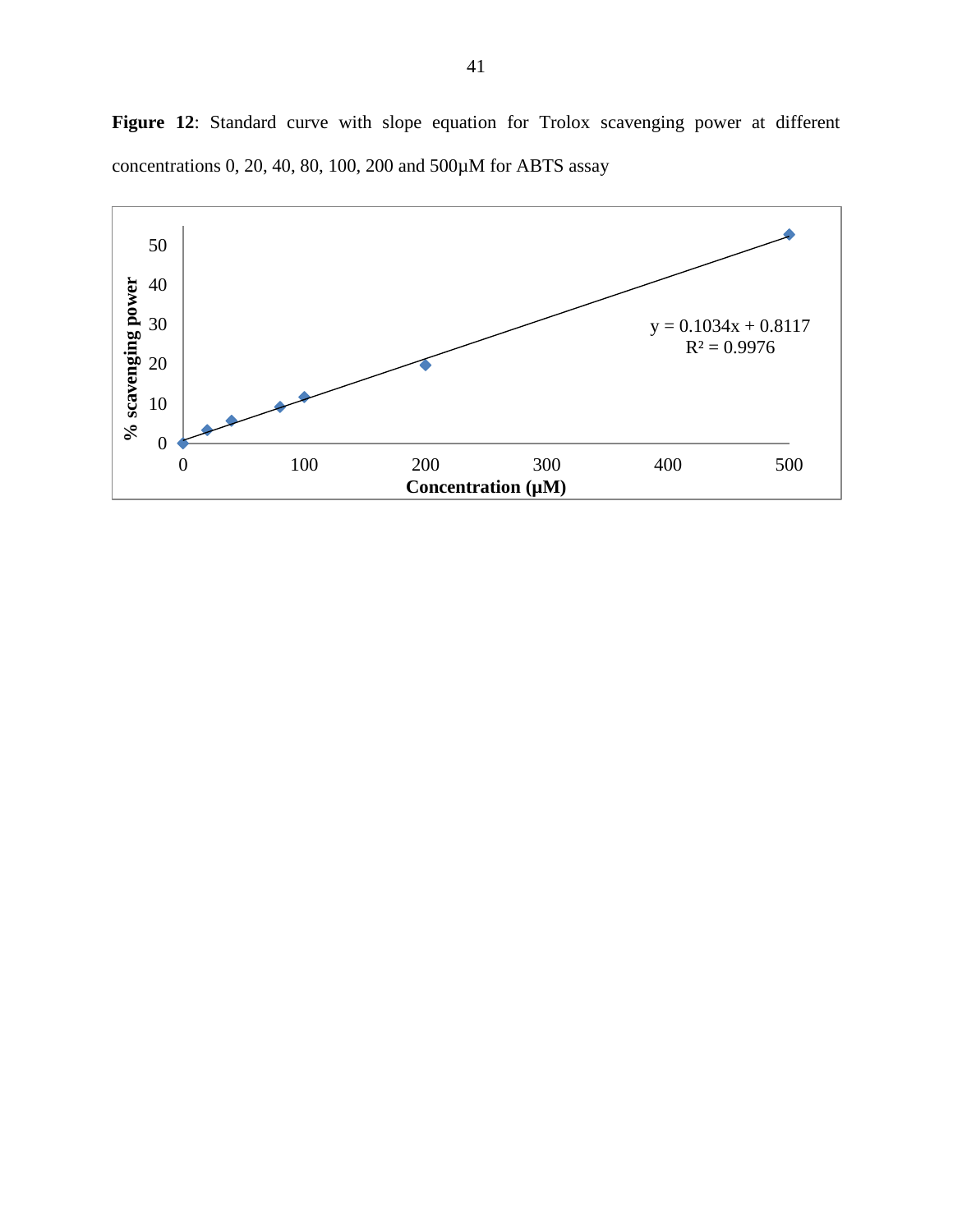**Figure 12**: Standard curve with slope equation for Trolox scavenging power at different concentrations 0, 20, 40, 80, 100, 200 and 500µM for ABTS assay

% scavenging power

50
40
30
20
10
0

0 100 200 300 400 500

Concentration (µM)

$y = 0.1034x + 0.8117$
$R^2 = 0.9976$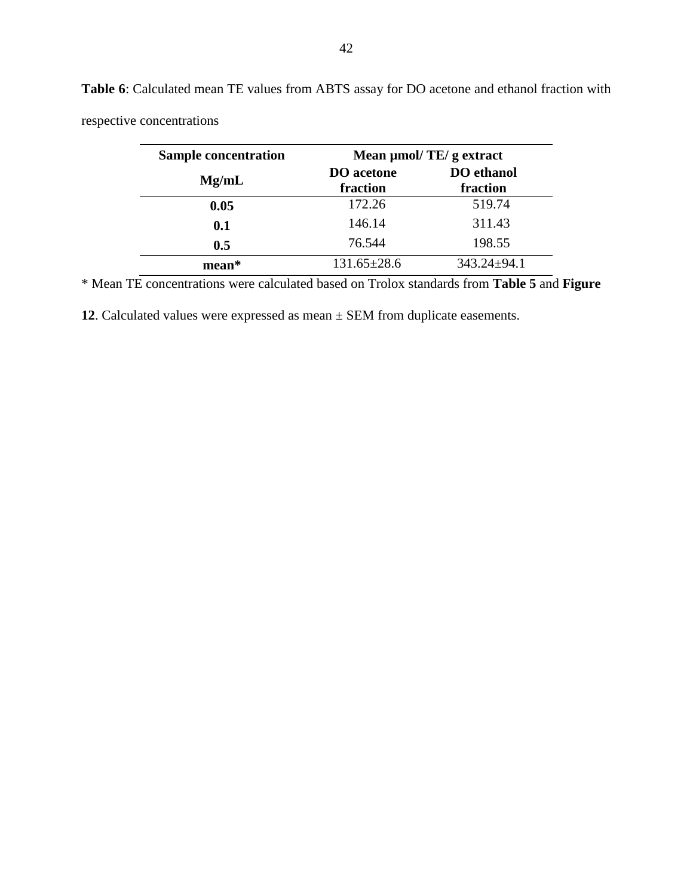**Table 6**: Calculated mean TE values from ABTS assay for DO acetone and ethanol fraction with respective concentrations

| Sample concentration | Mean µmol/ TE/ g extract | |
|---|---|---|
| **Mg/mL** | **DO acetone fraction** | **DO ethanol fraction** |
| **0.05** | 172.26 | 519.74 |
| **0.1** | 146.14 | 311.43 |
| **0.5** | 76.544 | 198.55 |
| **mean*** | 131.65±28.6 | 343.24±94.1 |

* Mean TE concentrations were calculated based on Trolox standards from **Table 5** and **Figure 12**. Calculated values were expressed as mean ± SEM from duplicate easements.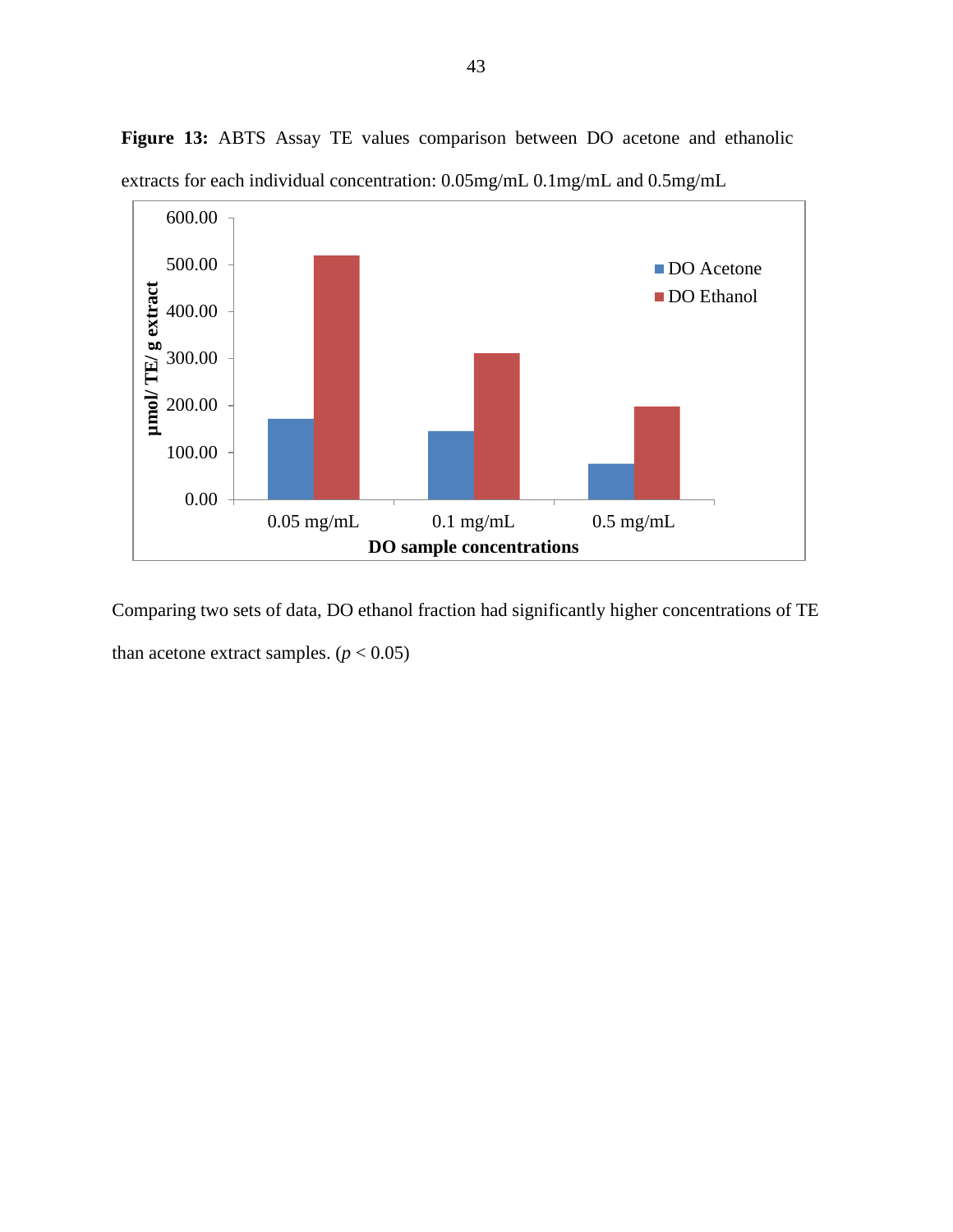**Figure 13:** ABTS Assay TE values comparison between DO acetone and ethanolic extracts for each individual concentration: 0.05mg/mL 0.1mg/mL and 0.5mg/mL

600.00
500.00
400.00
300.00
200.00
100.00
0.00

**µmol/ TE/ g extract**

0.05 mg/mL
0.1 mg/mL
0.5 mg/mL

**DO sample concentrations**

DO Acetone
DO Ethanol

Comparing two sets of data, DO ethanol fraction had significantly higher concentrations of TE than acetone extract samples. ($p < 0.05$)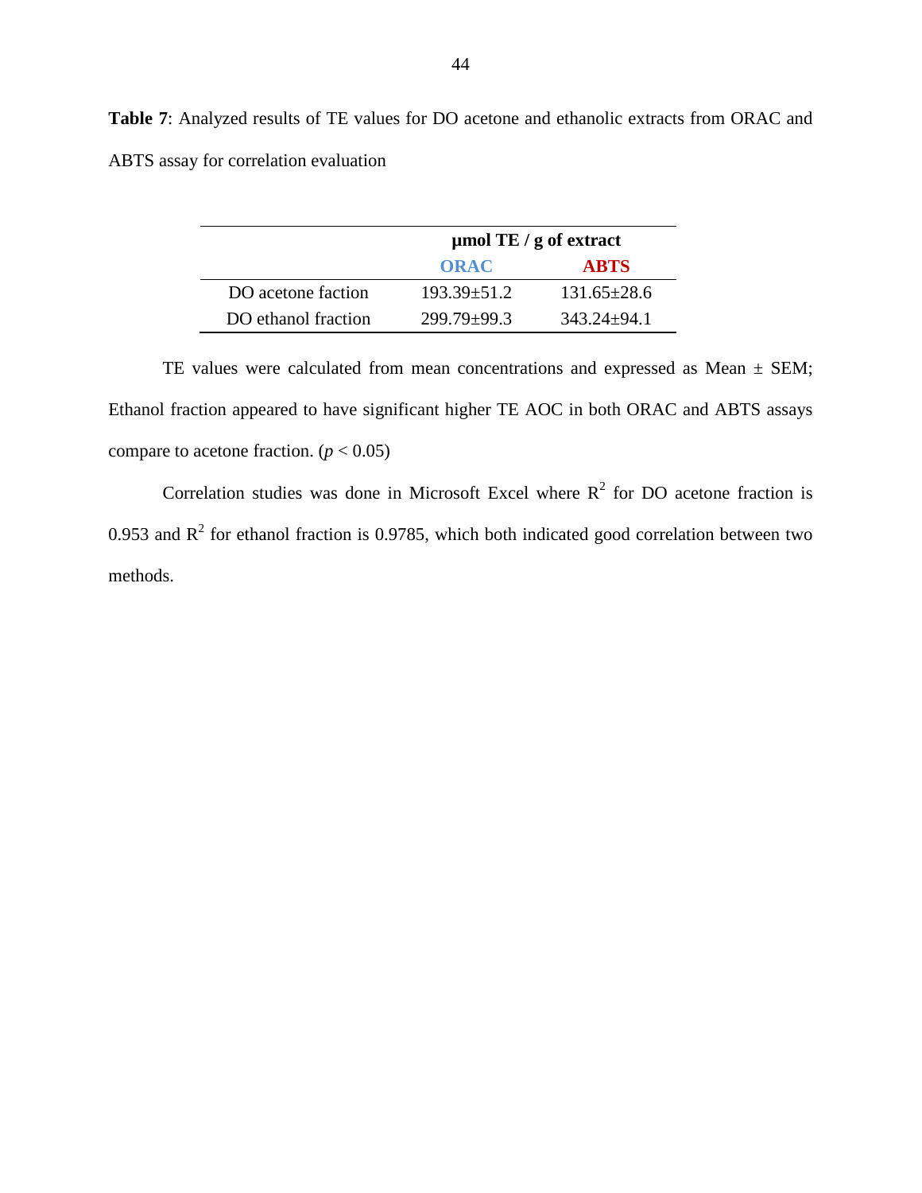**Table 7**: Analyzed results of TE values for DO acetone and ethanolic extracts from ORAC and ABTS assay for correlation evaluation

| | µmol TE / g of extract | |
|---|---|---|
| | **ORAC** | **ABTS** |
| DO acetone faction | 193.39±51.2 | 131.65±28.6 |
| DO ethanol fraction | 299.79±99.3 | 343.24±94.1 |

TE values were calculated from mean concentrations and expressed as Mean ± SEM; Ethanol fraction appeared to have significant higher TE AOC in both ORAC and ABTS assays compare to acetone fraction. ($p < 0.05$)

Correlation studies was done in Microsoft Excel where $R^2$ for DO acetone fraction is 0.953 and $R^2$ for ethanol fraction is 0.9785, which both indicated good correlation between two methods.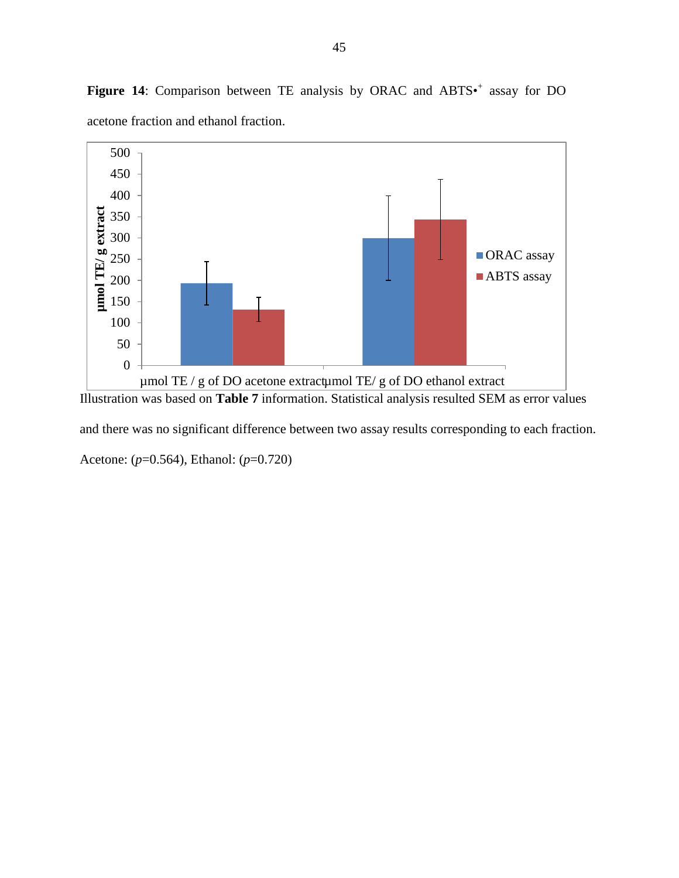**Figure 14**: Comparison between TE analysis by ORAC and ABTS$\bullet^{+}$ assay for DO acetone fraction and ethanol fraction.

500
450
400
350
300
250
200
150
100
50
0

µmol TE/ g extract

ORAC assay
ABTS assay

µmol TE / g of DO acetone extract
µmol TE/ g of DO ethanol extract

Illustration was based on **Table 7** information. Statistical analysis resulted SEM as error values and there was no significant difference between two assay results corresponding to each fraction. Acetone: ($p$=0.564), Ethanol: ($p$=0.720)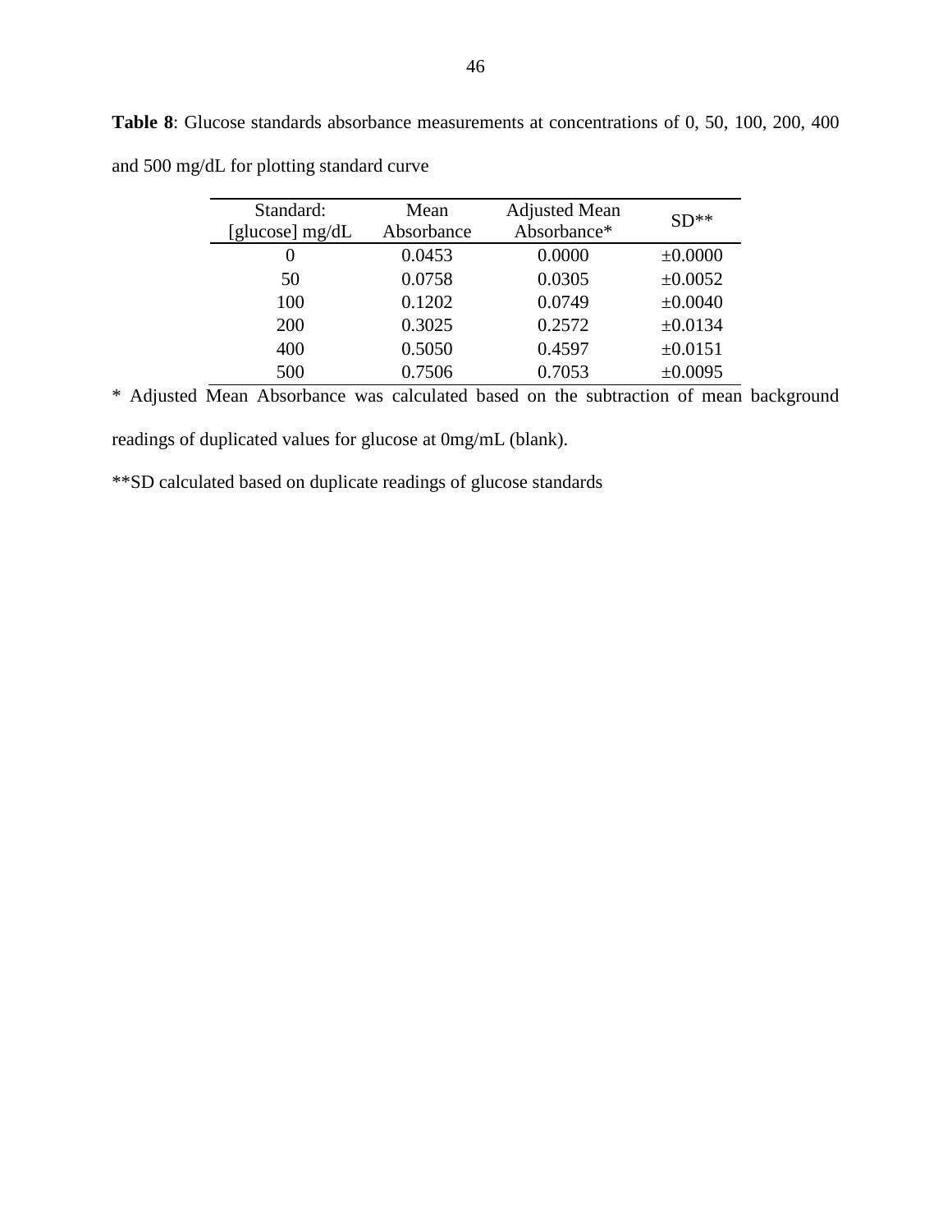**Table 8**: Glucose standards absorbance measurements at concentrations of 0, 50, 100, 200, 400 and 500 mg/dL for plotting standard curve

| Standard: [glucose] mg/dL | Mean Absorbance | Adjusted Mean Absorbance* | SD** |
|---|---|---|---|
| 0 | 0.0453 | 0.0000 | ±0.0000 |
| 50 | 0.0758 | 0.0305 | ±0.0052 |
| 100 | 0.1202 | 0.0749 | ±0.0040 |
| 200 | 0.3025 | 0.2572 | ±0.0134 |
| 400 | 0.5050 | 0.4597 | ±0.0151 |
| 500 | 0.7506 | 0.7053 | ±0.0095 |

* Adjusted Mean Absorbance was calculated based on the subtraction of mean background readings of duplicated values for glucose at 0mg/mL (blank).

**SD calculated based on duplicate readings of glucose standards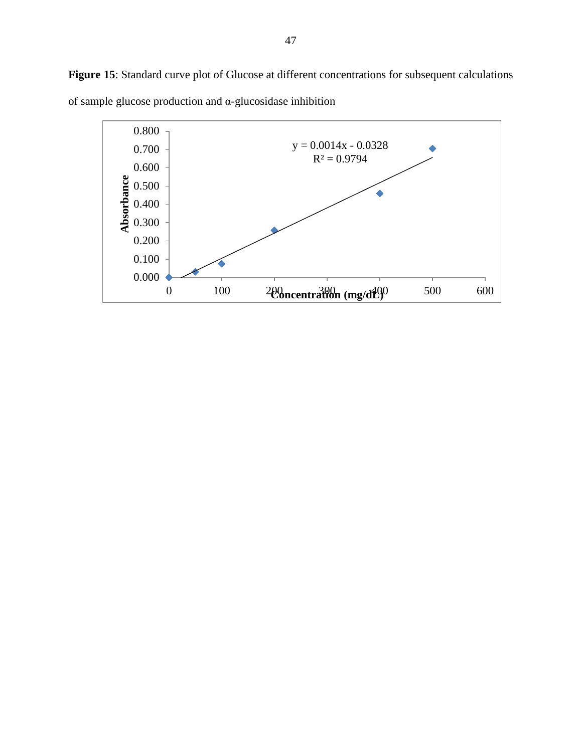**Figure 15**: Standard curve plot of Glucose at different concentrations for subsequent calculations of sample glucose production and α-glucosidase inhibition

$y = 0.0014x - 0.0328$
$R^2 = 0.9794$

Absorbance

0.800
0.700
0.600
0.500
0.400
0.300
0.200
0.100
0.000

0 100 200 300 400 500 600

Concentration (mg/dL)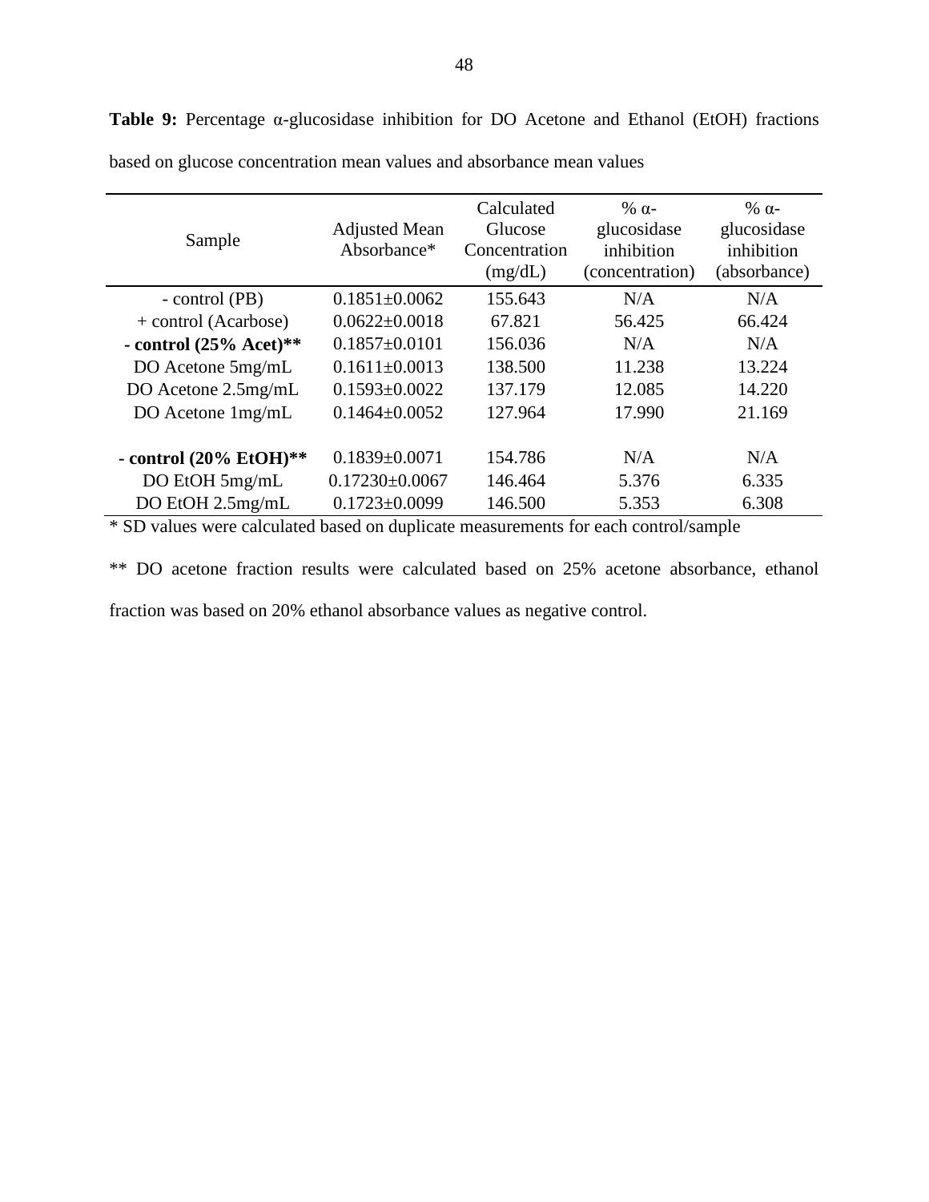**Table 9:** Percentage α-glucosidase inhibition for DO Acetone and Ethanol (EtOH) fractions based on glucose concentration mean values and absorbance mean values

| Sample | Adjusted Mean Absorbance* | Calculated Glucose Concentration (mg/dL) | % α-glucosidase inhibition (concentration) | % α-glucosidase inhibition (absorbance) |
|---|---|---|---|---|
| - control (PB) | 0.1851±0.0062 | 155.643 | N/A | N/A |
| + control (Acarbose) | 0.0622±0.0018 | 67.821 | 56.425 | 66.424 |
| **- control (25% Acet)**\*\* | 0.1857±0.0101 | 156.036 | N/A | N/A |
| DO Acetone 5mg/mL | 0.1611±0.0013 | 138.500 | 11.238 | 13.224 |
| DO Acetone 2.5mg/mL | 0.1593±0.0022 | 137.179 | 12.085 | 14.220 |
| DO Acetone 1mg/mL | 0.1464±0.0052 | 127.964 | 17.990 | 21.169 |
| **- control (20% EtOH)**\*\* | 0.1839±0.0071 | 154.786 | N/A | N/A |
| DO EtOH 5mg/mL | 0.17230±0.0067 | 146.464 | 5.376 | 6.335 |
| DO EtOH 2.5mg/mL | 0.1723±0.0099 | 146.500 | 5.353 | 6.308 |

\* SD values were calculated based on duplicate measurements for each control/sample

\*\* DO acetone fraction results were calculated based on 25% acetone absorbance, ethanol fraction was based on 20% ethanol absorbance values as negative control.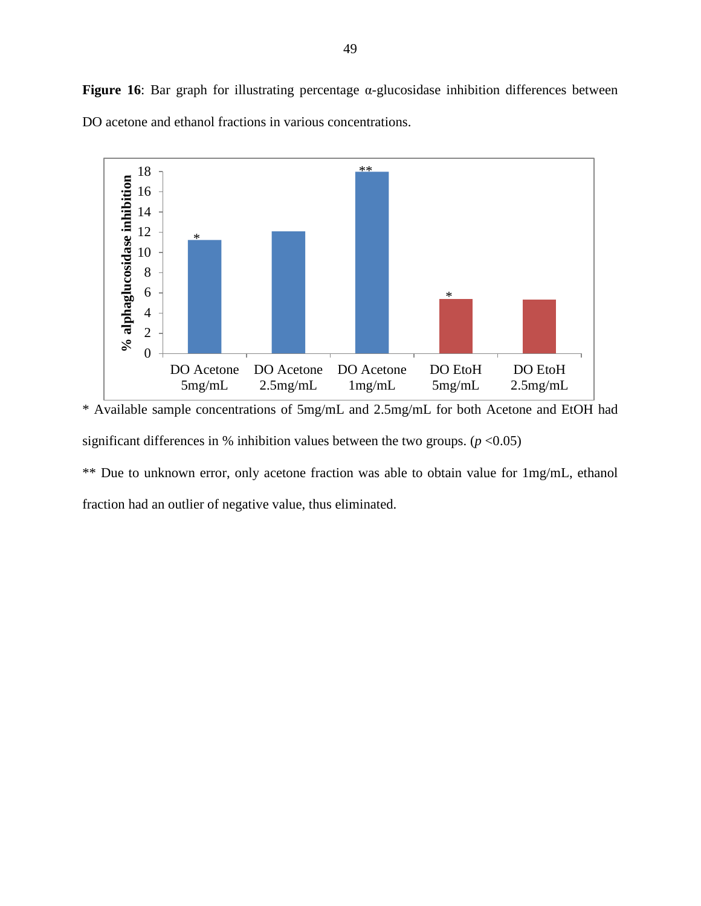**Figure 16**: Bar graph for illustrating percentage α-glucosidase inhibition differences between DO acetone and ethanol fractions in various concentrations.

% alphaglucosidase inhibition

18
16
14
12
10
8
6
4
2
0

*
**
*

DO Acetone 5mg/mL
DO Acetone 2.5mg/mL
DO Acetone 1mg/mL
DO EtoH 5mg/mL
DO EtoH 2.5mg/mL

* Available sample concentrations of 5mg/mL and 2.5mg/mL for both Acetone and EtOH had significant differences in % inhibition values between the two groups. ($p$ <0.05)

** Due to unknown error, only acetone fraction was able to obtain value for 1mg/mL, ethanol fraction had an outlier of negative value, thus eliminated.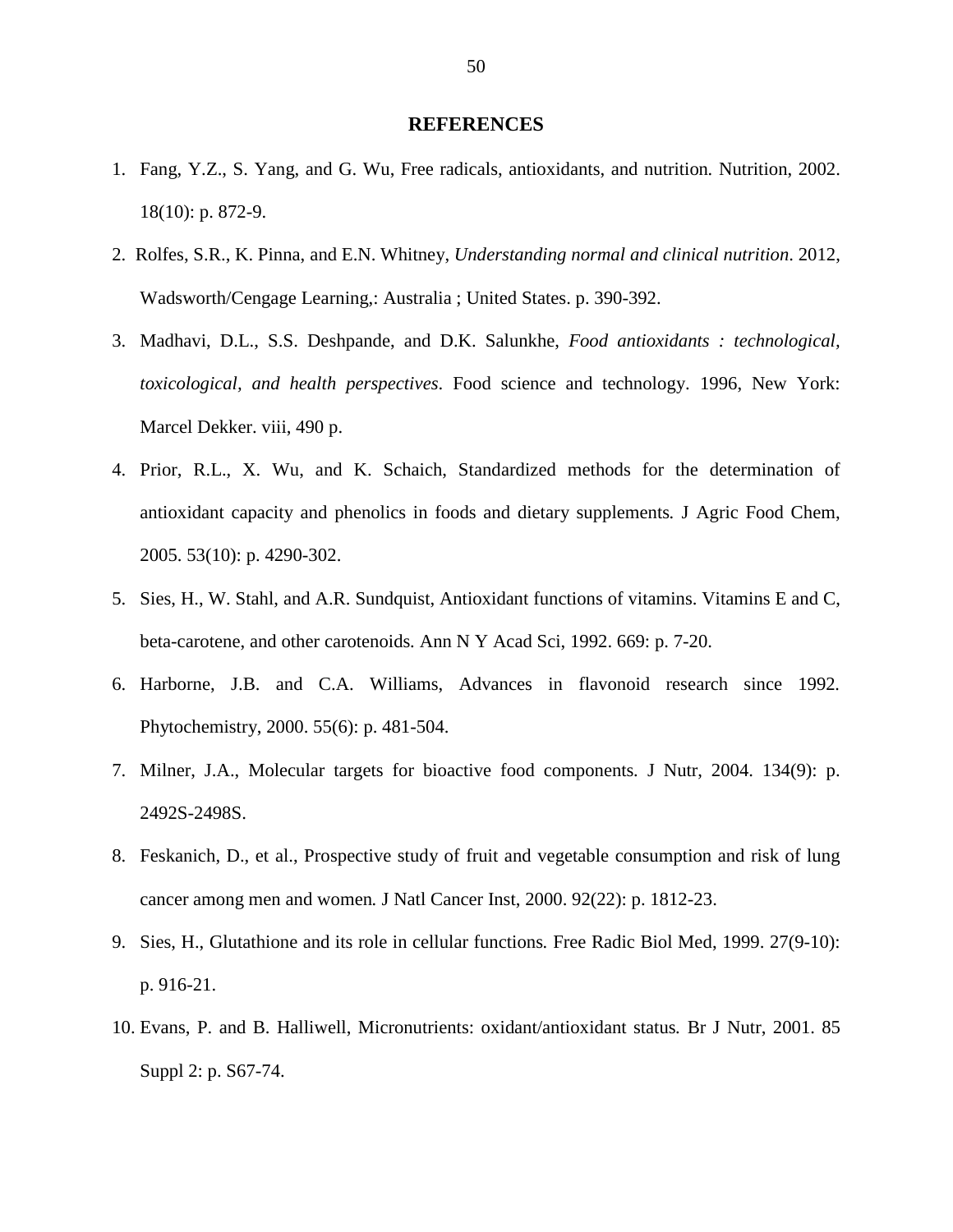# REFERENCES

1. Fang, Y.Z., S. Yang, and G. Wu, Free radicals, antioxidants, and nutrition. Nutrition, 2002. 18(10): p. 872-9.
2. Rolfes, S.R., K. Pinna, and E.N. Whitney, *Understanding normal and clinical nutrition*. 2012, Wadsworth/Cengage Learning,: Australia ; United States. p. 390-392.
3. Madhavi, D.L., S.S. Deshpande, and D.K. Salunkhe, *Food antioxidants : technological, toxicological, and health perspectives*. Food science and technology. 1996, New York: Marcel Dekker. viii, 490 p.
4. Prior, R.L., X. Wu, and K. Schaich, Standardized methods for the determination of antioxidant capacity and phenolics in foods and dietary supplements. J Agric Food Chem, 2005. 53(10): p. 4290-302.
5. Sies, H., W. Stahl, and A.R. Sundquist, Antioxidant functions of vitamins. Vitamins E and C, beta-carotene, and other carotenoids. Ann N Y Acad Sci, 1992. 669: p. 7-20.
6. Harborne, J.B. and C.A. Williams, Advances in flavonoid research since 1992. Phytochemistry, 2000. 55(6): p. 481-504.
7. Milner, J.A., Molecular targets for bioactive food components. J Nutr, 2004. 134(9): p. 2492S-2498S.
8. Feskanich, D., et al., Prospective study of fruit and vegetable consumption and risk of lung cancer among men and women. J Natl Cancer Inst, 2000. 92(22): p. 1812-23.
9. Sies, H., Glutathione and its role in cellular functions. Free Radic Biol Med, 1999. 27(9-10): p. 916-21.
10. Evans, P. and B. Halliwell, Micronutrients: oxidant/antioxidant status. Br J Nutr, 2001. 85 Suppl 2: p. S67-74.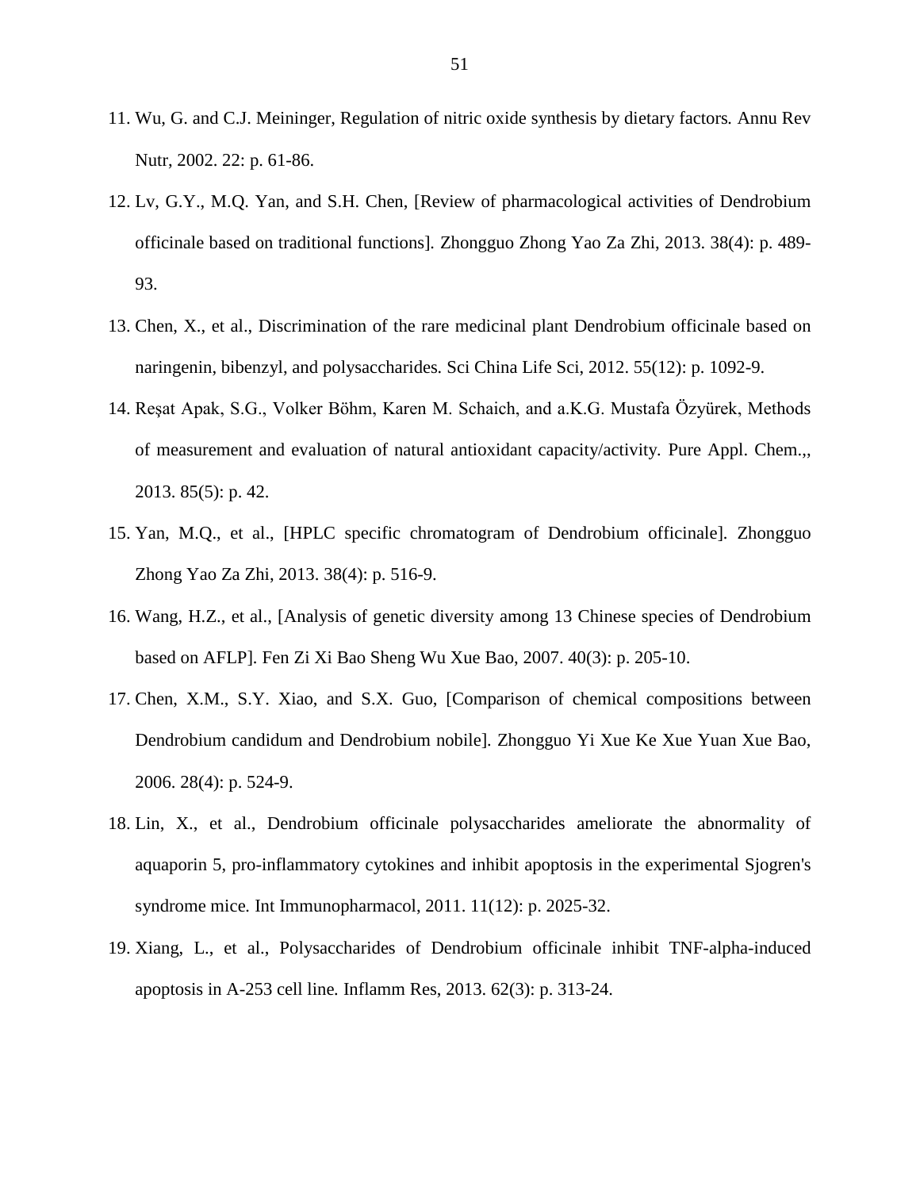11. Wu, G. and C.J. Meininger, Regulation of nitric oxide synthesis by dietary factors. Annu Rev Nutr, 2002. 22: p. 61-86.
12. Lv, G.Y., M.Q. Yan, and S.H. Chen, [Review of pharmacological activities of Dendrobium officinale based on traditional functions]. Zhongguo Zhong Yao Za Zhi, 2013. 38(4): p. 489-93.
13. Chen, X., et al., Discrimination of the rare medicinal plant Dendrobium officinale based on naringenin, bibenzyl, and polysaccharides. Sci China Life Sci, 2012. 55(12): p. 1092-9.
14. Reşat Apak, S.G., Volker Böhm, Karen M. Schaich, and a.K.G. Mustafa Özyürek, Methods of measurement and evaluation of natural antioxidant capacity/activity. Pure Appl. Chem.,, 2013. 85(5): p. 42.
15. Yan, M.Q., et al., [HPLC specific chromatogram of Dendrobium officinale]. Zhongguo Zhong Yao Za Zhi, 2013. 38(4): p. 516-9.
16. Wang, H.Z., et al., [Analysis of genetic diversity among 13 Chinese species of Dendrobium based on AFLP]. Fen Zi Xi Bao Sheng Wu Xue Bao, 2007. 40(3): p. 205-10.
17. Chen, X.M., S.Y. Xiao, and S.X. Guo, [Comparison of chemical compositions between Dendrobium candidum and Dendrobium nobile]. Zhongguo Yi Xue Ke Xue Yuan Xue Bao, 2006. 28(4): p. 524-9.
18. Lin, X., et al., Dendrobium officinale polysaccharides ameliorate the abnormality of aquaporin 5, pro-inflammatory cytokines and inhibit apoptosis in the experimental Sjogren's syndrome mice. Int Immunopharmacol, 2011. 11(12): p. 2025-32.
19. Xiang, L., et al., Polysaccharides of Dendrobium officinale inhibit TNF-alpha-induced apoptosis in A-253 cell line. Inflamm Res, 2013. 62(3): p. 313-24.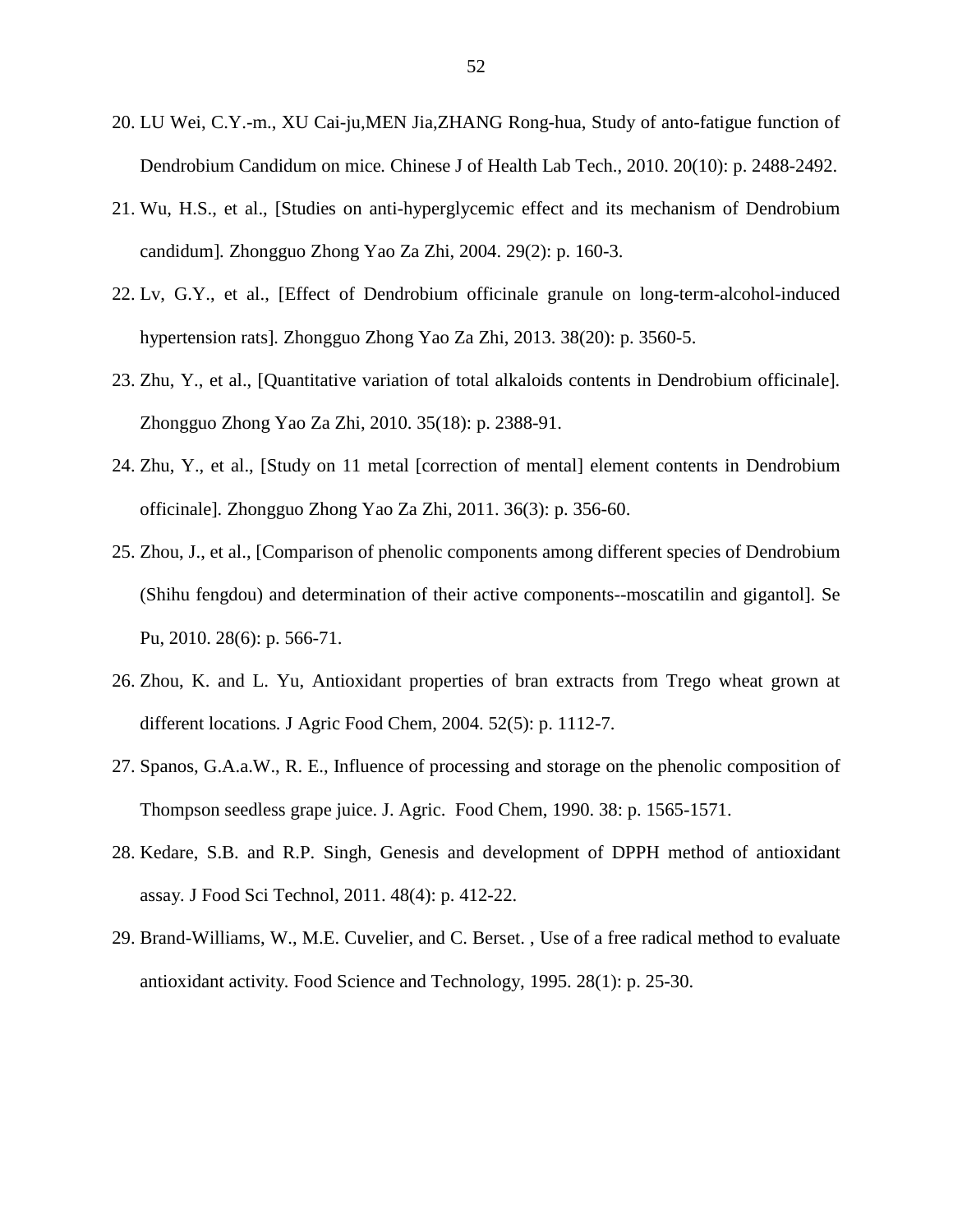20. LU Wei, C.Y.-m., XU Cai-ju,MEN Jia,ZHANG Rong-hua, Study of anto-fatigue function of Dendrobium Candidum on mice. Chinese J of Health Lab Tech., 2010. 20(10): p. 2488-2492.
21. Wu, H.S., et al., [Studies on anti-hyperglycemic effect and its mechanism of Dendrobium candidum]. Zhongguo Zhong Yao Za Zhi, 2004. 29(2): p. 160-3.
22. Lv, G.Y., et al., [Effect of Dendrobium officinale granule on long-term-alcohol-induced hypertension rats]. Zhongguo Zhong Yao Za Zhi, 2013. 38(20): p. 3560-5.
23. Zhu, Y., et al., [Quantitative variation of total alkaloids contents in Dendrobium officinale]. Zhongguo Zhong Yao Za Zhi, 2010. 35(18): p. 2388-91.
24. Zhu, Y., et al., [Study on 11 metal [correction of mental] element contents in Dendrobium officinale]. Zhongguo Zhong Yao Za Zhi, 2011. 36(3): p. 356-60.
25. Zhou, J., et al., [Comparison of phenolic components among different species of Dendrobium (Shihu fengdou) and determination of their active components--moscatilin and gigantol]. Se Pu, 2010. 28(6): p. 566-71.
26. Zhou, K. and L. Yu, Antioxidant properties of bran extracts from Trego wheat grown at different locations. J Agric Food Chem, 2004. 52(5): p. 1112-7.
27. Spanos, G.A.a.W., R. E., Influence of processing and storage on the phenolic composition of Thompson seedless grape juice. J. Agric. Food Chem, 1990. 38: p. 1565-1571.
28. Kedare, S.B. and R.P. Singh, Genesis and development of DPPH method of antioxidant assay. J Food Sci Technol, 2011. 48(4): p. 412-22.
29. Brand-Williams, W., M.E. Cuvelier, and C. Berset. , Use of a free radical method to evaluate antioxidant activity. Food Science and Technology, 1995. 28(1): p. 25-30.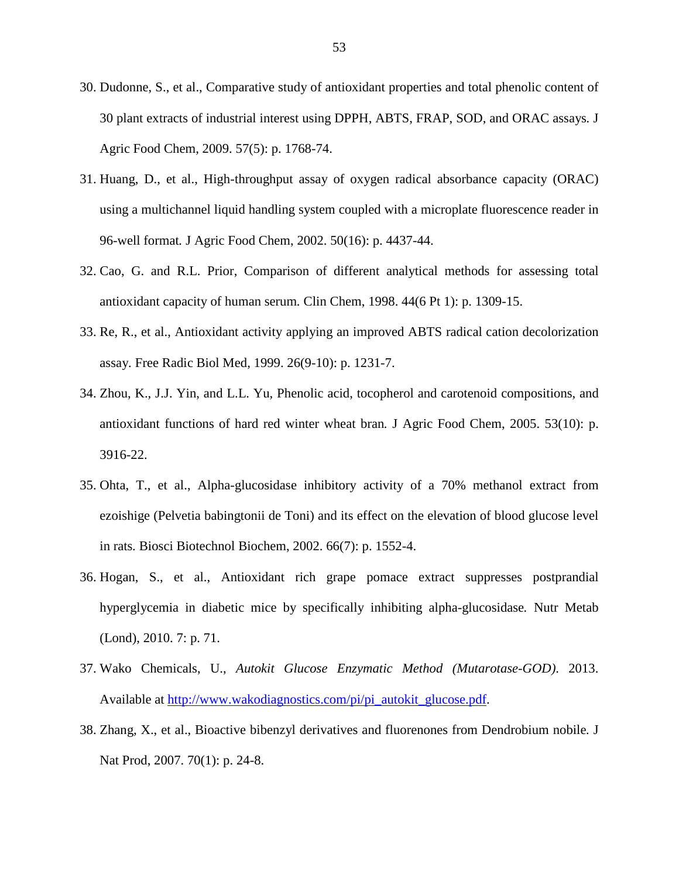30. Dudonne, S., et al., Comparative study of antioxidant properties and total phenolic content of 30 plant extracts of industrial interest using DPPH, ABTS, FRAP, SOD, and ORAC assays. J Agric Food Chem, 2009. 57(5): p. 1768-74.

31. Huang, D., et al., High-throughput assay of oxygen radical absorbance capacity (ORAC) using a multichannel liquid handling system coupled with a microplate fluorescence reader in 96-well format. J Agric Food Chem, 2002. 50(16): p. 4437-44.

32. Cao, G. and R.L. Prior, Comparison of different analytical methods for assessing total antioxidant capacity of human serum. Clin Chem, 1998. 44(6 Pt 1): p. 1309-15.

33. Re, R., et al., Antioxidant activity applying an improved ABTS radical cation decolorization assay. Free Radic Biol Med, 1999. 26(9-10): p. 1231-7.

34. Zhou, K., J.J. Yin, and L.L. Yu, Phenolic acid, tocopherol and carotenoid compositions, and antioxidant functions of hard red winter wheat bran. J Agric Food Chem, 2005. 53(10): p. 3916-22.

35. Ohta, T., et al., Alpha-glucosidase inhibitory activity of a 70% methanol extract from ezoishige (Pelvetia babingtonii de Toni) and its effect on the elevation of blood glucose level in rats. Biosci Biotechnol Biochem, 2002. 66(7): p. 1552-4.

36. Hogan, S., et al., Antioxidant rich grape pomace extract suppresses postprandial hyperglycemia in diabetic mice by specifically inhibiting alpha-glucosidase. Nutr Metab (Lond), 2010. 7: p. 71.

37. Wako Chemicals, U., *Autokit Glucose Enzymatic Method (Mutarotase-GOD)*. 2013. Available at http://www.wakodiagnostics.com/pi/pi_autokit_glucose.pdf.

38. Zhang, X., et al., Bioactive bibenzyl derivatives and fluorenones from Dendrobium nobile. J Nat Prod, 2007. 70(1): p. 24-8.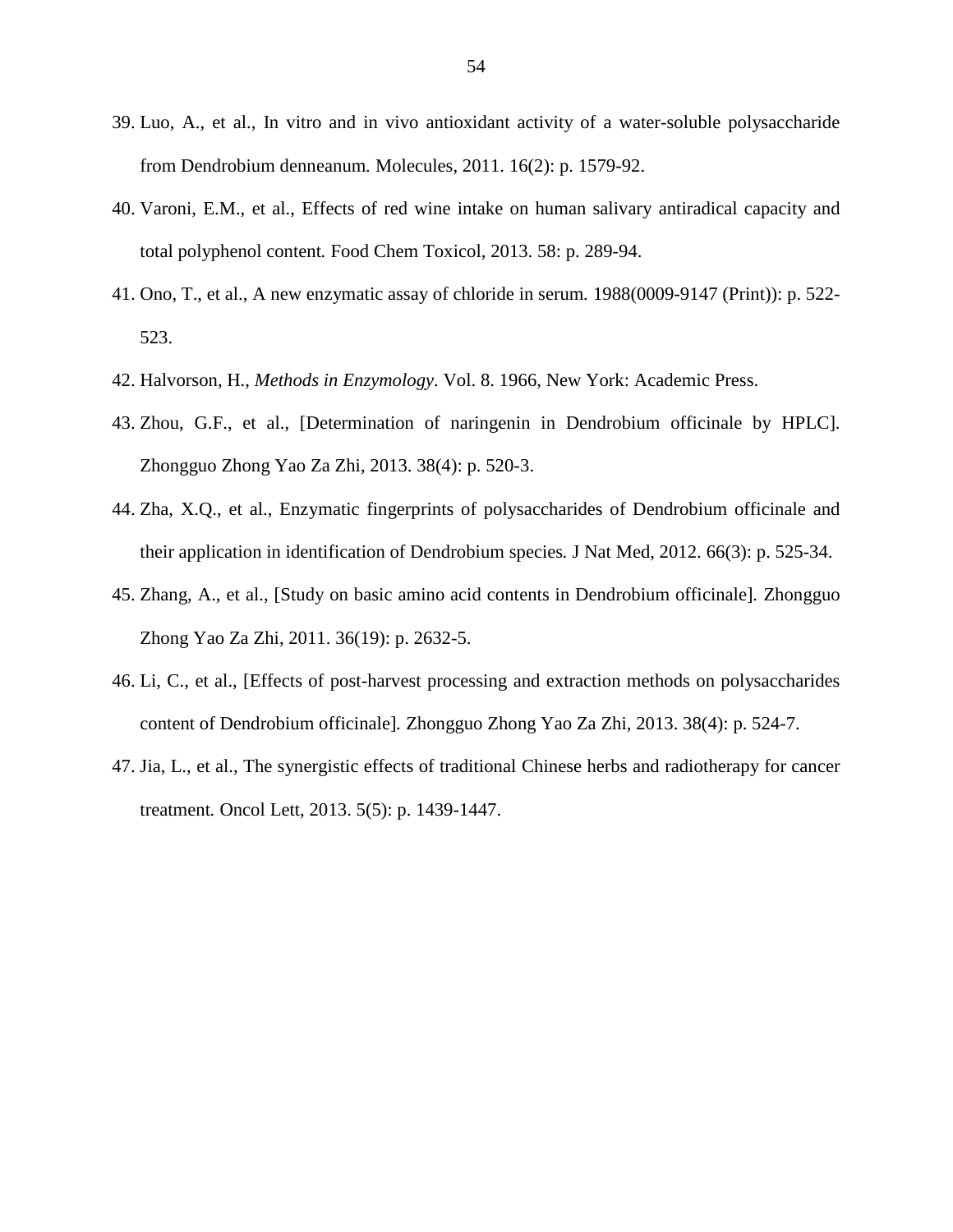39. Luo, A., et al., In vitro and in vivo antioxidant activity of a water-soluble polysaccharide from Dendrobium denneanum. Molecules, 2011. 16(2): p. 1579-92.
40. Varoni, E.M., et al., Effects of red wine intake on human salivary antiradical capacity and total polyphenol content. Food Chem Toxicol, 2013. 58: p. 289-94.
41. Ono, T., et al., A new enzymatic assay of chloride in serum. 1988(0009-9147 (Print)): p. 522-523.
42. Halvorson, H., *Methods in Enzymology*. Vol. 8. 1966, New York: Academic Press.
43. Zhou, G.F., et al., [Determination of naringenin in Dendrobium officinale by HPLC]. Zhongguo Zhong Yao Za Zhi, 2013. 38(4): p. 520-3.
44. Zha, X.Q., et al., Enzymatic fingerprints of polysaccharides of Dendrobium officinale and their application in identification of Dendrobium species. J Nat Med, 2012. 66(3): p. 525-34.
45. Zhang, A., et al., [Study on basic amino acid contents in Dendrobium officinale]. Zhongguo Zhong Yao Za Zhi, 2011. 36(19): p. 2632-5.
46. Li, C., et al., [Effects of post-harvest processing and extraction methods on polysaccharides content of Dendrobium officinale]. Zhongguo Zhong Yao Za Zhi, 2013. 38(4): p. 524-7.
47. Jia, L., et al., The synergistic effects of traditional Chinese herbs and radiotherapy for cancer treatment. Oncol Lett, 2013. 5(5): p. 1439-1447.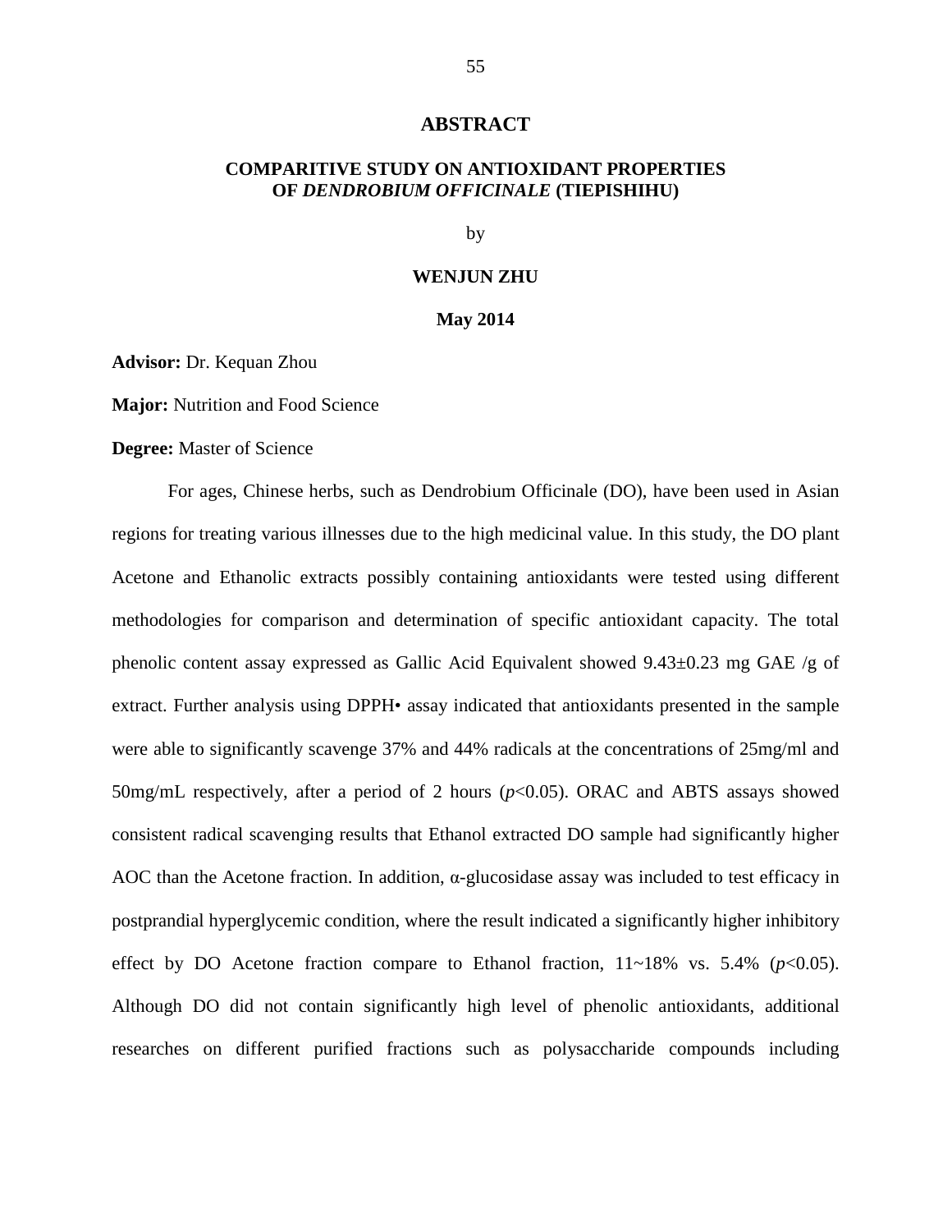# ABSTRACT

## COMPARITIVE STUDY ON ANTIOXIDANT PROPERTIES OF *DENDROBIUM OFFICINALE* (TIEPISHIHU)

by

**WENJUN ZHU**

**May 2014**

**Advisor:** Dr. Kequan Zhou

**Major:** Nutrition and Food Science

**Degree:** Master of Science

For ages, Chinese herbs, such as Dendrobium Officinale (DO), have been used in Asian regions for treating various illnesses due to the high medicinal value. In this study, the DO plant Acetone and Ethanolic extracts possibly containing antioxidants were tested using different methodologies for comparison and determination of specific antioxidant capacity. The total phenolic content assay expressed as Gallic Acid Equivalent showed $9.43\pm0.23$ mg GAE /g of extract. Further analysis using DPPH• assay indicated that antioxidants presented in the sample were able to significantly scavenge 37% and 44% radicals at the concentrations of 25mg/ml and 50mg/mL respectively, after a period of 2 hours ($p<0.05$). ORAC and ABTS assays showed consistent radical scavenging results that Ethanol extracted DO sample had significantly higher AOC than the Acetone fraction. In addition, α-glucosidase assay was included to test efficacy in postprandial hyperglycemic condition, where the result indicated a significantly higher inhibitory effect by DO Acetone fraction compare to Ethanol fraction, 11~18% vs. 5.4% ($p<0.05$). Although DO did not contain significantly high level of phenolic antioxidants, additional researches on different purified fractions such as polysaccharide compounds including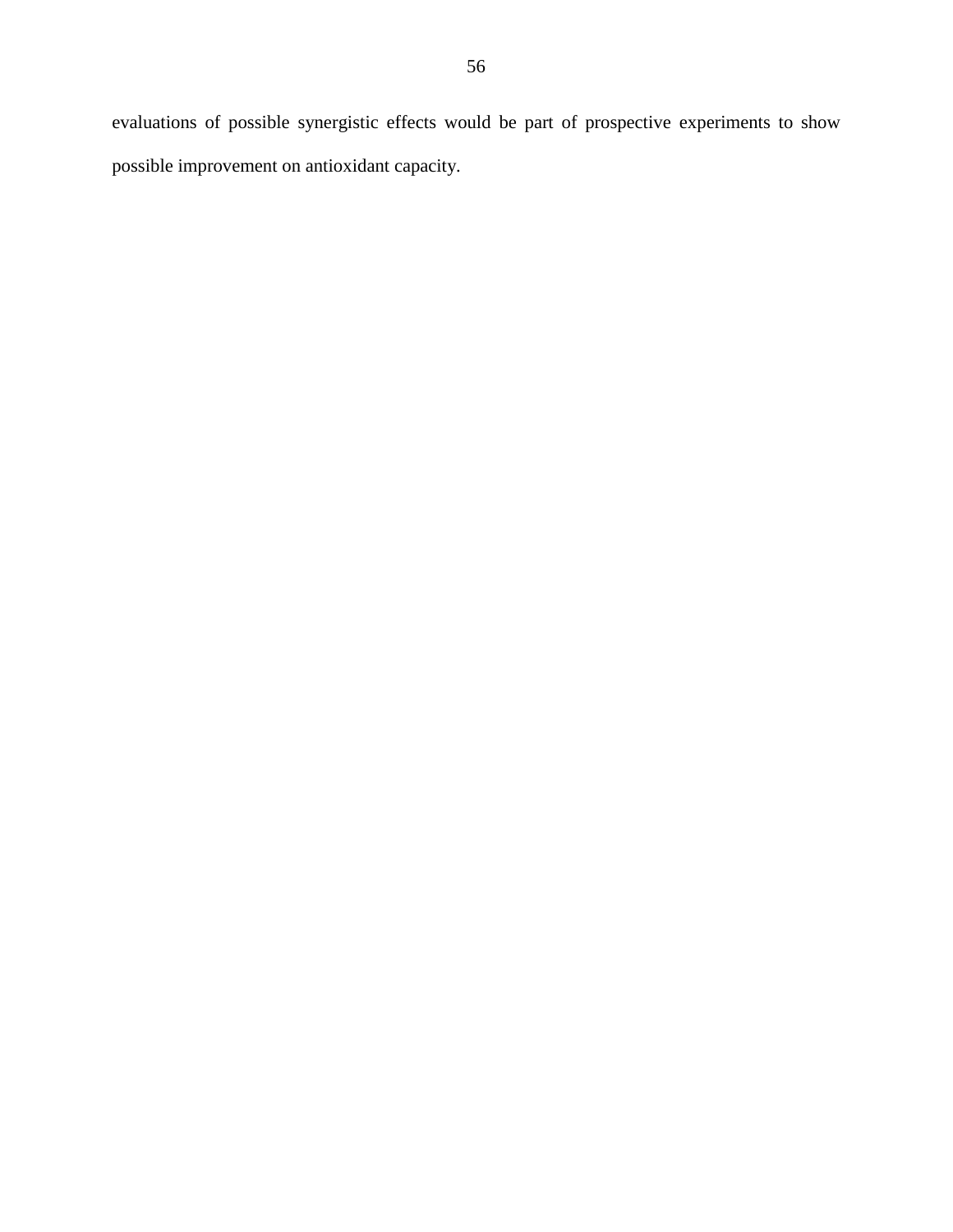evaluations of possible synergistic effects would be part of prospective experiments to show possible improvement on antioxidant capacity.